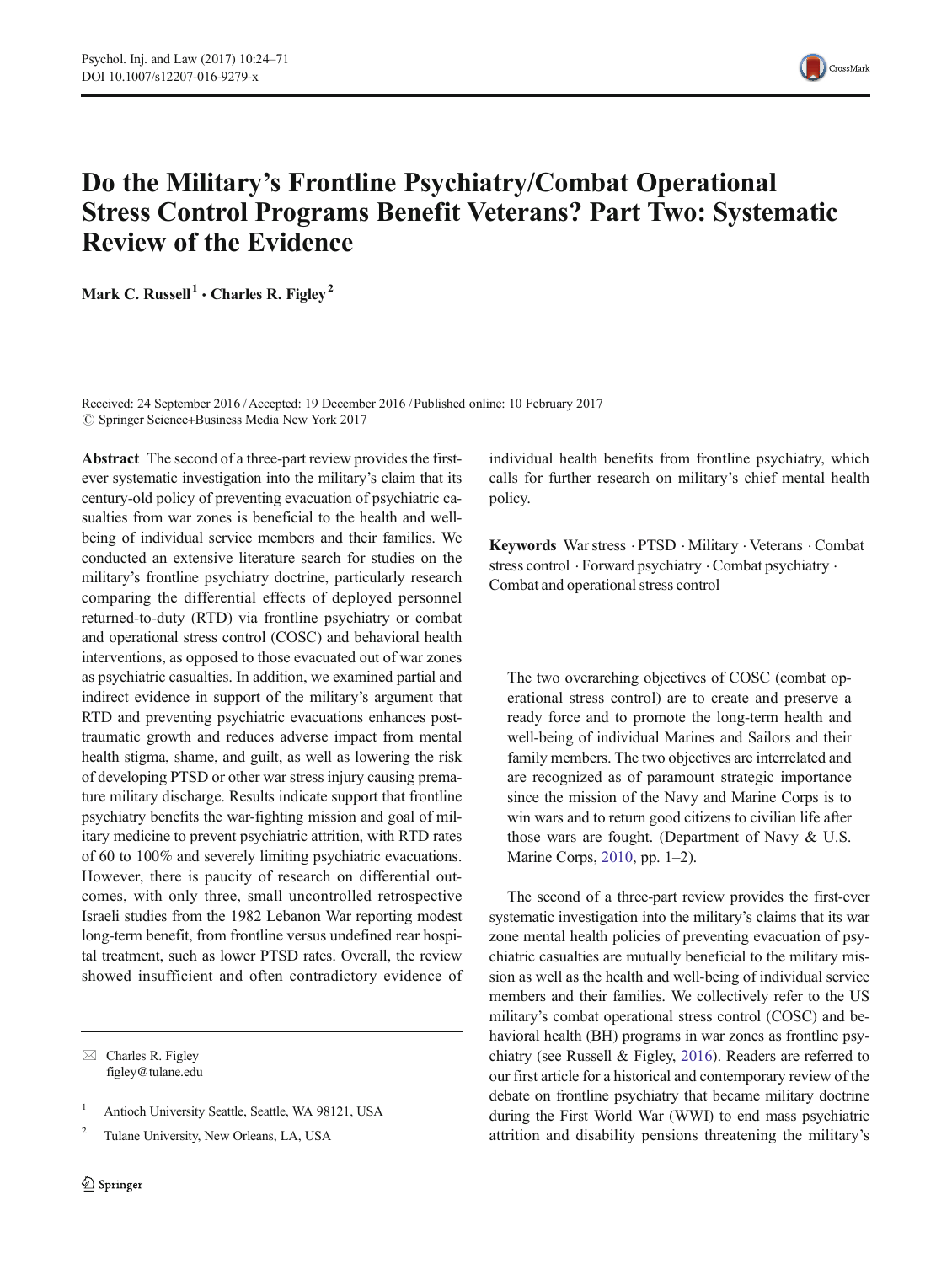# Do the Military's Frontline Psychiatry/Combat Operational Stress Control Programs Benefit Veterans? Part Two: Systematic Review of the Evidence

**Mark C. Russell[1] · Charles R. Figley[2]**

Received: 24 September 2016 / Accepted: 19 December 2016 / Published online: 10 February 2017
© Springer Science+Business Media New York 2017

**Abstract** The second of a three-part review provides the first-ever systematic investigation into the military's claim that its century-old policy of preventing evacuation of psychiatric casualties from war zones is beneficial to the health and well-being of individual service members and their families. We conducted an extensive literature search for studies on the military's frontline psychiatry doctrine, particularly research comparing the differential effects of deployed personnel returned-to-duty (RTD) via frontline psychiatry or combat and operational stress control (COSC) and behavioral health interventions, as opposed to those evacuated out of war zones as psychiatric casualties. In addition, we examined partial and indirect evidence in support of the military's argument that RTD and preventing psychiatric evacuations enhances post-traumatic growth and reduces adverse impact from mental health stigma, shame, and guilt, as well as lowering the risk of developing PTSD or other war stress injury causing premature military discharge. Results indicate support that frontline psychiatry benefits the war-fighting mission and goal of military medicine to prevent psychiatric attrition, with RTD rates of 60 to 100% and severely limiting psychiatric evacuations. However, there is paucity of research on differential outcomes, with only three, small uncontrolled retrospective Israeli studies from the 1982 Lebanon War reporting modest long-term benefit, from frontline versus undefined rear hospital treatment, such as lower PTSD rates. Overall, the review showed insufficient and often contradictory evidence of individual health benefits from frontline psychiatry, which calls for further research on military's chief mental health policy.

**Keywords** War stress · PTSD · Military · Veterans · Combat stress control · Forward psychiatry · Combat psychiatry · Combat and operational stress control

> The two overarching objectives of COSC (combat operational stress control) are to create and preserve a ready force and to promote the long-term health and well-being of individual Marines and Sailors and their family members. The two objectives are interrelated and are recognized as of paramount strategic importance since the mission of the Navy and Marine Corps is to win wars and to return good citizens to civilian life after those wars are fought. (Department of Navy & U.S. Marine Corps, 2010, pp. 1–2).

The second of a three-part review provides the first-ever systematic investigation into the military's claims that its war zone mental health policies of preventing evacuation of psychiatric casualties are mutually beneficial to the military mission as well as the health and well-being of individual service members and their families. We collectively refer to the US military's combat operational stress control (COSC) and behavioral health (BH) programs in war zones as frontline psychiatry (see Russell & Figley, 2016). Readers are referred to our first article for a historical and contemporary review of the debate on frontline psychiatry that became military doctrine during the First World War (WWI) to end mass psychiatric attrition and disability pensions threatening the military's

✉ Charles R. Figley
figley@tulane.edu

[1] Antioch University Seattle, Seattle, WA 98121, USA

[2] Tulane University, New Orleans, LA, USA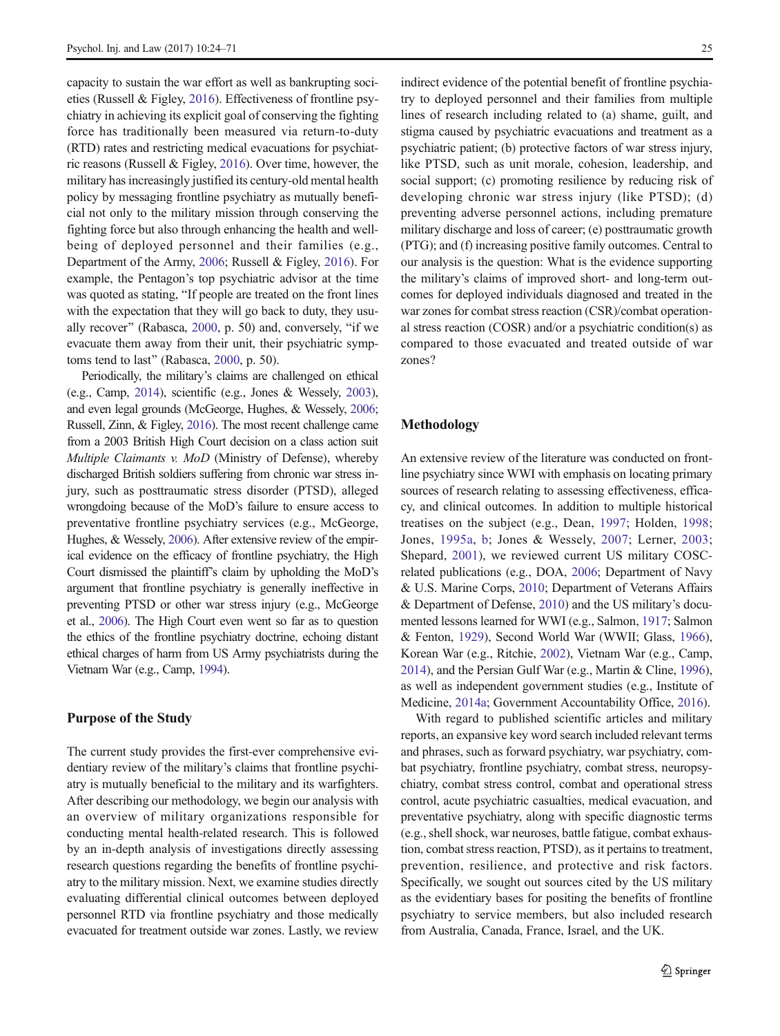capacity to sustain the war effort as well as bankrupting societies (Russell & Figley, 2016). Effectiveness of frontline psychiatry in achieving its explicit goal of conserving the fighting force has traditionally been measured via return-to-duty (RTD) rates and restricting medical evacuations for psychiatric reasons (Russell & Figley, 2016). Over time, however, the military has increasingly justified its century-old mental health policy by messaging frontline psychiatry as mutually beneficial not only to the military mission through conserving the fighting force but also through enhancing the health and well-being of deployed personnel and their families (e.g., Department of the Army, 2006; Russell & Figley, 2016). For example, the Pentagon's top psychiatric advisor at the time was quoted as stating, "If people are treated on the front lines with the expectation that they will go back to duty, they usually recover" (Rabasca, 2000, p. 50) and, conversely, "if we evacuate them away from their unit, their psychiatric symptoms tend to last" (Rabasca, 2000, p. 50).

Periodically, the military's claims are challenged on ethical (e.g., Camp, 2014), scientific (e.g., Jones & Wessely, 2003), and even legal grounds (McGeorge, Hughes, & Wessely, 2006; Russell, Zinn, & Figley, 2016). The most recent challenge came from a 2003 British High Court decision on a class action suit *Multiple Claimants v. MoD* (Ministry of Defense), whereby discharged British soldiers suffering from chronic war stress injury, such as posttraumatic stress disorder (PTSD), alleged wrongdoing because of the MoD's failure to ensure access to preventative frontline psychiatry services (e.g., McGeorge, Hughes, & Wessely, 2006). After extensive review of the empirical evidence on the efficacy of frontline psychiatry, the High Court dismissed the plaintiff's claim by upholding the MoD's argument that frontline psychiatry is generally ineffective in preventing PTSD or other war stress injury (e.g., McGeorge et al., 2006). The High Court even went so far as to question the ethics of the frontline psychiatry doctrine, echoing distant ethical charges of harm from US Army psychiatrists during the Vietnam War (e.g., Camp, 1994).

## Purpose of the Study

The current study provides the first-ever comprehensive evidentiary review of the military's claims that frontline psychiatry is mutually beneficial to the military and its warfighters. After describing our methodology, we begin our analysis with an overview of military organizations responsible for conducting mental health-related research. This is followed by an in-depth analysis of investigations directly assessing research questions regarding the benefits of frontline psychiatry to the military mission. Next, we examine studies directly evaluating differential clinical outcomes between deployed personnel RTD via frontline psychiatry and those medically evacuated for treatment outside war zones. Lastly, we review indirect evidence of the potential benefit of frontline psychiatry to deployed personnel and their families from multiple lines of research including related to (a) shame, guilt, and stigma caused by psychiatric evacuations and treatment as a psychiatric patient; (b) protective factors of war stress injury, like PTSD, such as unit morale, cohesion, leadership, and social support; (c) promoting resilience by reducing risk of developing chronic war stress injury (like PTSD); (d) preventing adverse personnel actions, including premature military discharge and loss of career; (e) posttraumatic growth (PTG); and (f) increasing positive family outcomes. Central to our analysis is the question: What is the evidence supporting the military's claims of improved short- and long-term outcomes for deployed individuals diagnosed and treated in the war zones for combat stress reaction (CSR)/combat operational stress reaction (COSR) and/or a psychiatric condition(s) as compared to those evacuated and treated outside of war zones?

## Methodology

An extensive review of the literature was conducted on frontline psychiatry since WWI with emphasis on locating primary sources of research relating to assessing effectiveness, efficacy, and clinical outcomes. In addition to multiple historical treatises on the subject (e.g., Dean, 1997; Holden, 1998; Jones, 1995a, b; Jones & Wessely, 2007; Lerner, 2003; Shepard, 2001), we reviewed current US military COSC-related publications (e.g., DOA, 2006; Department of Navy & U.S. Marine Corps, 2010; Department of Veterans Affairs & Department of Defense, 2010) and the US military's documented lessons learned for WWI (e.g., Salmon, 1917; Salmon & Fenton, 1929), Second World War (WWII; Glass, 1966), Korean War (e.g., Ritchie, 2002), Vietnam War (e.g., Camp, 2014), and the Persian Gulf War (e.g., Martin & Cline, 1996), as well as independent government studies (e.g., Institute of Medicine, 2014a; Government Accountability Office, 2016).

With regard to published scientific articles and military reports, an expansive key word search included relevant terms and phrases, such as forward psychiatry, war psychiatry, combat psychiatry, frontline psychiatry, combat stress, neuropsychiatry, combat stress control, combat and operational stress control, acute psychiatric casualties, medical evacuation, and preventative psychiatry, along with specific diagnostic terms (e.g., shell shock, war neuroses, battle fatigue, combat exhaustion, combat stress reaction, PTSD), as it pertains to treatment, prevention, resilience, and protective and risk factors. Specifically, we sought out sources cited by the US military as the evidentiary bases for positing the benefits of frontline psychiatry to service members, but also included research from Australia, Canada, France, Israel, and the UK.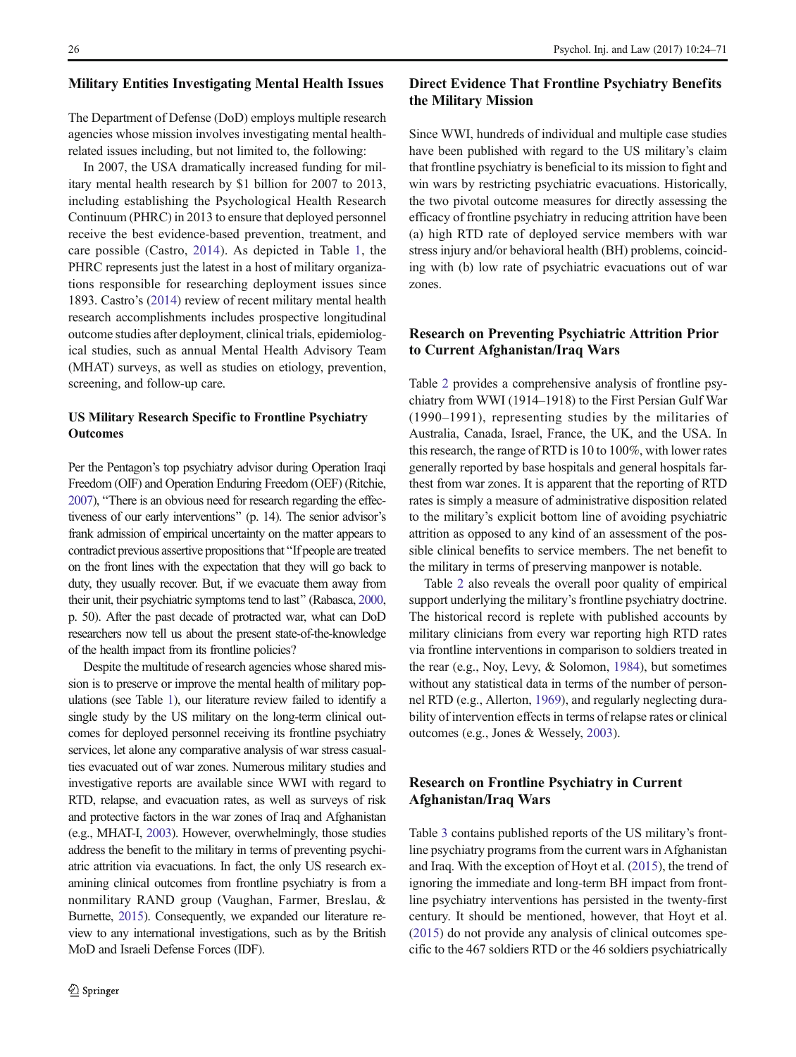### Military Entities Investigating Mental Health Issues

The Department of Defense (DoD) employs multiple research agencies whose mission involves investigating mental health-related issues including, but not limited to, the following:

In 2007, the USA dramatically increased funding for military mental health research by $1 billion for 2007 to 2013, including establishing the Psychological Health Research Continuum (PHRC) in 2013 to ensure that deployed personnel receive the best evidence-based prevention, treatment, and care possible (Castro, 2014). As depicted in Table 1, the PHRC represents just the latest in a host of military organizations responsible for researching deployment issues since 1893. Castro's (2014) review of recent military mental health research accomplishments includes prospective longitudinal outcome studies after deployment, clinical trials, epidemiological studies, such as annual Mental Health Advisory Team (MHAT) surveys, as well as studies on etiology, prevention, screening, and follow-up care.

#### US Military Research Specific to Frontline Psychiatry Outcomes

Per the Pentagon's top psychiatry advisor during Operation Iraqi Freedom (OIF) and Operation Enduring Freedom (OEF) (Ritchie, 2007), "There is an obvious need for research regarding the effectiveness of our early interventions" (p. 14). The senior advisor's frank admission of empirical uncertainty on the matter appears to contradict previous assertive propositions that "If people are treated on the front lines with the expectation that they will go back to duty, they usually recover. But, if we evacuate them away from their unit, their psychiatric symptoms tend to last" (Rabasca, 2000, p. 50). After the past decade of protracted war, what can DoD researchers now tell us about the present state-of-the-knowledge of the health impact from its frontline policies?

Despite the multitude of research agencies whose shared mission is to preserve or improve the mental health of military populations (see Table 1), our literature review failed to identify a single study by the US military on the long-term clinical outcomes for deployed personnel receiving its frontline psychiatry services, let alone any comparative analysis of war stress casualties evacuated out of war zones. Numerous military studies and investigative reports are available since WWI with regard to RTD, relapse, and evacuation rates, as well as surveys of risk and protective factors in the war zones of Iraq and Afghanistan (e.g., MHAT-I, 2003). However, overwhelmingly, those studies address the benefit to the military in terms of preventing psychiatric attrition via evacuations. In fact, the only US research examining clinical outcomes from frontline psychiatry is from a nonmilitary RAND group (Vaughan, Farmer, Breslau, & Burnette, 2015). Consequently, we expanded our literature review to any international investigations, such as by the British MoD and Israeli Defense Forces (IDF).

### Direct Evidence That Frontline Psychiatry Benefits the Military Mission

Since WWI, hundreds of individual and multiple case studies have been published with regard to the US military's claim that frontline psychiatry is beneficial to its mission to fight and win wars by restricting psychiatric evacuations. Historically, the two pivotal outcome measures for directly assessing the efficacy of frontline psychiatry in reducing attrition have been (a) high RTD rate of deployed service members with war stress injury and/or behavioral health (BH) problems, coinciding with (b) low rate of psychiatric evacuations out of war zones.

### Research on Preventing Psychiatric Attrition Prior to Current Afghanistan/Iraq Wars

Table 2 provides a comprehensive analysis of frontline psychiatry from WWI (1914–1918) to the First Persian Gulf War (1990–1991), representing studies by the militaries of Australia, Canada, Israel, France, the UK, and the USA. In this research, the range of RTD is 10 to 100%, with lower rates generally reported by base hospitals and general hospitals farthest from war zones. It is apparent that the reporting of RTD rates is simply a measure of administrative disposition related to the military's explicit bottom line of avoiding psychiatric attrition as opposed to any kind of an assessment of the possible clinical benefits to service members. The net benefit to the military in terms of preserving manpower is notable.

Table 2 also reveals the overall poor quality of empirical support underlying the military's frontline psychiatry doctrine. The historical record is replete with published accounts by military clinicians from every war reporting high RTD rates via frontline interventions in comparison to soldiers treated in the rear (e.g., Noy, Levy, & Solomon, 1984), but sometimes without any statistical data in terms of the number of personnel RTD (e.g., Allerton, 1969), and regularly neglecting durability of intervention effects in terms of relapse rates or clinical outcomes (e.g., Jones & Wessely, 2003).

### Research on Frontline Psychiatry in Current Afghanistan/Iraq Wars

Table 3 contains published reports of the US military's frontline psychiatry programs from the current wars in Afghanistan and Iraq. With the exception of Hoyt et al. (2015), the trend of ignoring the immediate and long-term BH impact from frontline psychiatry interventions has persisted in the twenty-first century. It should be mentioned, however, that Hoyt et al. (2015) do not provide any analysis of clinical outcomes specific to the 467 soldiers RTD or the 46 soldiers psychiatrically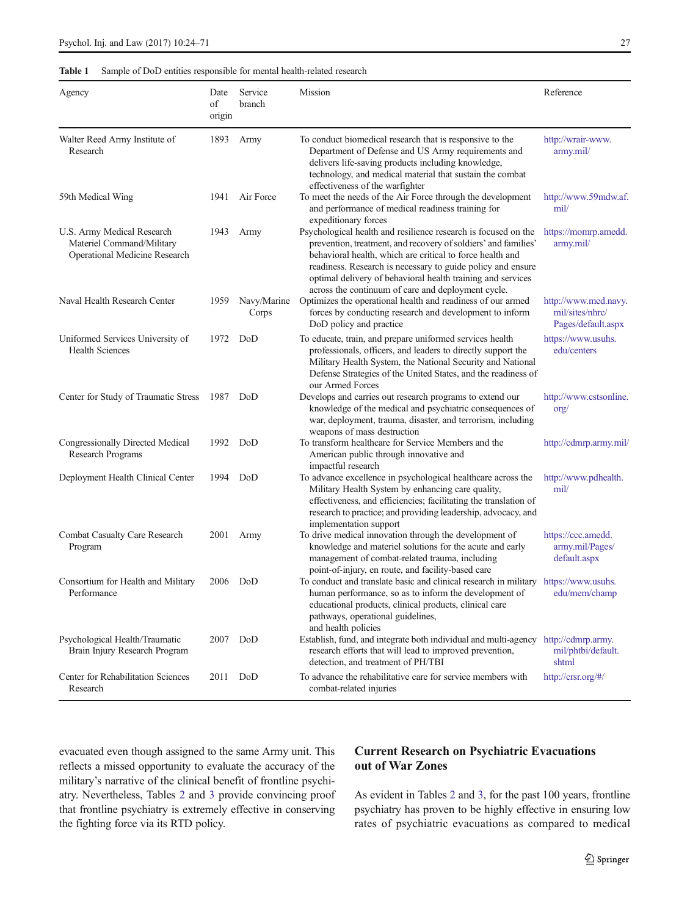**Table 1** Sample of DoD entities responsible for mental health-related research

| Agency | Date of origin | Service branch | Mission | Reference |
|---|---|---|---|---|
| Walter Reed Army Institute of Research | 1893 | Army | To conduct biomedical research that is responsive to the Department of Defense and US Army requirements and delivers life-saving products including knowledge, technology, and medical material that sustain the combat effectiveness of the warfighter | http://wrair-www.army.mil/ |
| 59th Medical Wing | 1941 | Air Force | To meet the needs of the Air Force through the development and performance of medical readiness training for expeditionary forces | http://www.59mdw.af.mil/ |
| U.S. Army Medical Research Materiel Command/Military Operational Medicine Research | 1943 | Army | Psychological health and resilience research is focused on the prevention, treatment, and recovery of soldiers' and families' behavioral health, which are critical to force health and readiness. Research is necessary to guide policy and ensure optimal delivery of behavioral health training and services across the continuum of care and deployment cycle. | https://momrp.amedd.army.mil/ |
| Naval Health Research Center | 1959 | Navy/Marine Corps | Optimizes the operational health and readiness of our armed forces by conducting research and development to inform DoD policy and practice | http://www.med.navy.mil/sites/nhrc/Pages/default.aspx |
| Uniformed Services University of Health Sciences | 1972 | DoD | To educate, train, and prepare uniformed services health professionals, officers, and leaders to directly support the Military Health System, the National Security and National Defense Strategies of the United States, and the readiness of our Armed Forces | https://www.usuhs.edu/centers |
| Center for Study of Traumatic Stress | 1987 | DoD | Develops and carries out research programs to extend our knowledge of the medical and psychiatric consequences of war, deployment, trauma, disaster, and terrorism, including weapons of mass destruction | http://www.cstsonline.org/ |
| Congressionally Directed Medical Research Programs | 1992 | DoD | To transform healthcare for Service Members and the American public through innovative and impactful research | http://cdmrp.army.mil/ |
| Deployment Health Clinical Center | 1994 | DoD | To advance excellence in psychological healthcare across the Military Health System by enhancing care quality, effectiveness, and efficiencies; facilitating the translation of research to practice; and providing leadership, advocacy, and implementation support | http://www.pdhealth.mil/ |
| Combat Casualty Care Research Program | 2001 | Army | To drive medical innovation through the development of knowledge and materiel solutions for the acute and early management of combat-related trauma, including point-of-injury, en route, and facility-based care | https://ccc.amedd.army.mil/Pages/default.aspx |
| Consortium for Health and Military Performance | 2006 | DoD | To conduct and translate basic and clinical research in military human performance, so as to inform the development of educational products, clinical products, clinical care pathways, operational guidelines, and health policies | https://www.usuhs.edu/mem/champ |
| Psychological Health/Traumatic Brain Injury Research Program | 2007 | DoD | Establish, fund, and integrate both individual and multi-agency research efforts that will lead to improved prevention, detection, and treatment of PH/TBI | http://cdmrp.army.mil/phtbi/default.shtml |
| Center for Rehabilitation Sciences Research | 2011 | DoD | To advance the rehabilitative care for service members with combat-related injuries | http://crsr.org/#/ |

evacuated even though assigned to the same Army unit. This reflects a missed opportunity to evaluate the accuracy of the military's narrative of the clinical benefit of frontline psychiatry. Nevertheless, Tables 2 and 3 provide convincing proof that frontline psychiatry is extremely effective in conserving the fighting force via its RTD policy.

## Current Research on Psychiatric Evacuations out of War Zones

As evident in Tables 2 and 3, for the past 100 years, frontline psychiatry has proven to be highly effective in ensuring low rates of psychiatric evacuations as compared to medical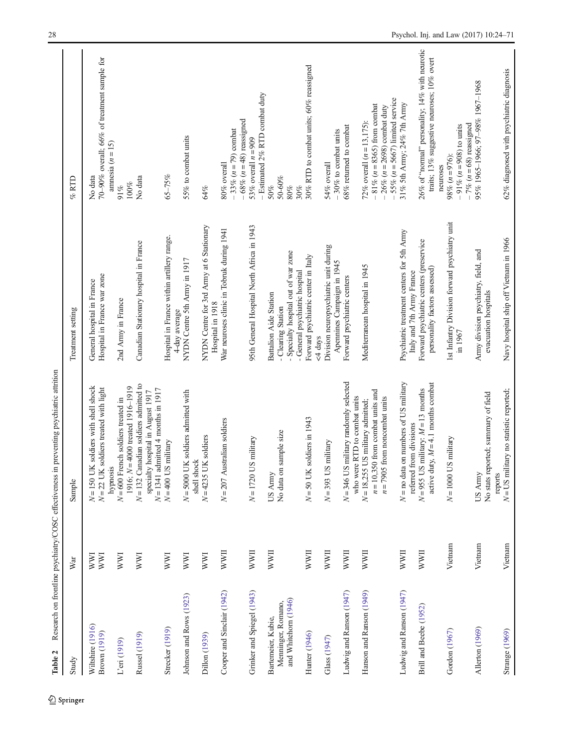**Table 2** Research on frontline psychiatry/COSC effectiveness in preventing psychiatric attrition

| Study | War | Sample | Treatment setting | % RTD |
|---|---|---|---|---|
| Wiltshire (1916) | WWI | $N = 150$ UK soldiers with shell shock | General hospital in France | No data |
| Brown (1919) | WWI | $N = 22$ UK soldiers treated with light hypnosis | Hospital in France war zone | 70–90% overall; 66% of treatment sample for amnesia ($n = 15$) |
| L'eri (1919) | WWI | $N = 600$ French soldiers treated in 1916; $N = 4000$ treated 1916–1919 | 2nd Army in France | 91%<br>100% |
| Russel (1919) | WWI | $N = 132$ Canadian soldiers admitted to specialty hospital in August 1917<br>$N = 1341$ admitted 4 months in 1917 | Canadian Stationary hospital in France | No data |
| Strecker (1919) | WWI | $N = 400$ US military | Hospital in France within artillery range. 4-day average | 65–75% |
| Johnson and Rows (1923) | WWI | $N = 5000$ UK soldiers admitted with shell shock | NYDN Centre 5th Army in 1917 | 55% to combat units |
| Dillon (1939) | WWI | $N = 4235$ UK soldiers | NYDN Centre for 3rd Army at 6 Stationary Hospital in 1918 | 64% |
| Cooper and Sinclair (1942) | WWII | $N = 207$ Australian soldiers | War neuroses clinic in Tobruk during 1941 | 80% overall<br>– 33% ($n = 79$) combat<br>– 68% ($n = 48$) reassigned |
| Grinker and Spiegel (1943) | WWII | $N = 1720$ US military | 95th General Hospital North Africa in 1943 | 53% overall $n = 909$<br>– Estimated 2% RTD combat duty |
| Bartemeier, Kubie, Menninger, Romano, and Whitehorn (1946) | WWII | US Army<br>No data on sample size | Battalion Aide Station<br>- Clearing Station<br>- Specialty hospital out of war zone<br>- General psychiatric hospital | 50%<br>50-60%<br>80%<br>30% |
| Hunter (1946) | WWII | $N = 50$ UK soldiers in 1943 | Forward psychiatric center in Italy <4 days | 30% RTD to combat units; 60% reassigned |
| Glass (1947) | WWII | $N = 393$ US military | Division neuropsychiatric unit during Apennines Campaign in 1945 | 54% overall<br>– 30% to combat units |
| Ludwig and Ranson (1947) | WWII | $N = 346$ US military randomly selected who were RTD to combat units | Forward psychiatric centers | 68% returned to combat |
| Hanson and Ranson (1949) | WWII | $N = 18{,}255$ US military admitted;<br>$n = 10{,}350$ from combat units and<br>$n = 7905$ from noncombat units | Mediterranean hospital in 1945 | 72% overall ($n = 13{,}175$):<br>– 81% ($n = 8365$) from combat<br>– 26% ($n = 2698$) combat duty<br>– 55% ($n = 5667$) limited service |
| Ludwig and Ranson (1947) | WWII | $N$ = no data on numbers of US military referred from divisions | Psychiatric treatment centers for 5th Army Italy and 7th Army France | 31% 5th Army; 24% 7th Army |
| Brill and Beebe (1952) | WWII | $N = 955$ US military; $M = 13$ months active duty, $M = 4.1$ months combat | Forward psychiatric centers (preservice personality factors assessed) | 26% of "normal" personality; 14% with neurotic traits; 13% suggestive neuroses; 10% overt neuroses |
| Gordon (1967) | Vietnam | $N = 1000$ US military | 1st Infantry Division forward psychiatry unit in 1967 | 98% ($n = 976$):<br>– 91% ($n = 908$) to units<br>– 7% ($n = 68$) reassigned |
| Allerton (1969) | Vietnam | US Army<br>No stats reported; summary of field reports | Army division psychiatry, field, and evacuation hospitals | 95% 1965–1966; 97–98% 1967–1968 |
| Strange (1969) | Vietnam | $N$ = US military no statistic reported; | Navy hospital ship off Vietnam in 1966 | 62% diagnosed with psychiatric diagnosis |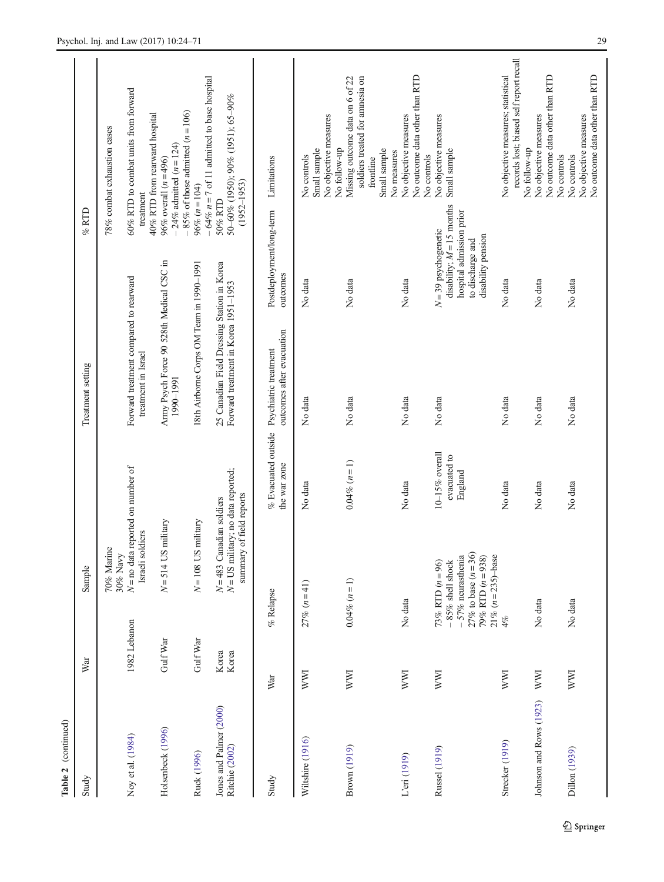Table 2 (continued)

| Study | War | Sample | Treatment setting | % RTD |
|---|---|---|---|---|
| | | 70% Marine<br>30% Navy | | 78% combat exhaustion cases |
| Noy et al. (1984) | 1982 Lebanon | N = no data reported on number of Israeli soldiers | Forward treatment compared to rearward treatment in Israel | 60% RTD to combat units from forward treatment<br>40% RTD from rearward hospital |
| Holsenbeck (1996) | Gulf War | N = 514 US military | Army Psych Force 90 528th Medical CSC in 1990–1991 | 96% overall (n = 496)<br>– 24% admitted (n = 124)<br>– 85% of those admitted (n = 106) |
| Ruck (1996) | Gulf War | N = 108 US military | 18th Airborne Corps OM Team in 1990–1991 | 96% (n = 104)<br>– 64% n = 7 of 11 admitted to base hospital |
| Jones and Palmer (2000) | Korea | N = 483 Canadian soldiers | 25 Canadian Field Dressing Station in Korea | 50% RTD |
| Ritchie (2002) | Korea | N = US military; no data reported; summary of field reports | Forward treatment in Korea 1951–1953 | 50–60% (1950); 90% (1951); 65–90% (1952–1953) |

| Study | War | % Relapse | % Evacuated outside the war zone | Psychiatric treatment outcomes after evacuation | Postdeployment/long-term outcomes | Limitations |
|---|---|---|---|---|---|---|
| Wiltshire (1916) | WWI | 27% (n = 41) | No data | No data | No data | No controls<br>Small sample<br>No objective measures<br>No follow-up |
| Brown (1919) | WWI | 0.04% (n = 1) | 0.04% (n = 1) | No data | No data | Missing outcome data on 6 of 22 soldiers treated for amnesia on frontline<br>Small sample<br>No measures |
| L'eri (1919) | WWI | No data | No data | No data | No data | No objective measures<br>No outcome data other than RTD<br>No controls |
| Russel (1919) | WWI | 73% RTD (n = 96)<br>– 85% shell shock<br>– 57% neurasthenia<br>27% to base (n = 36)<br>79% RTD (n = 938)<br>21% (n = 235)–base | 10–15% overall evacuated to England | No data | N = 39 psychogenetic disability; M = 15 months hospital admission prior to discharge and disability pension | No objective measures<br>Small sample |
| Strecker (1919) | WWI | 4% | No data | No data | No data | No objective measures; statistical records lost; biased self report recall<br>No follow-up |
| Johnson and Rows (1923) | WWI | No data | No data | No data | No data | No objective measures<br>No outcome data other than RTD<br>No controls |
| Dillon (1939) | WWI | No data | No data | No data | No data | No objective measures<br>No outcome data other than RTD |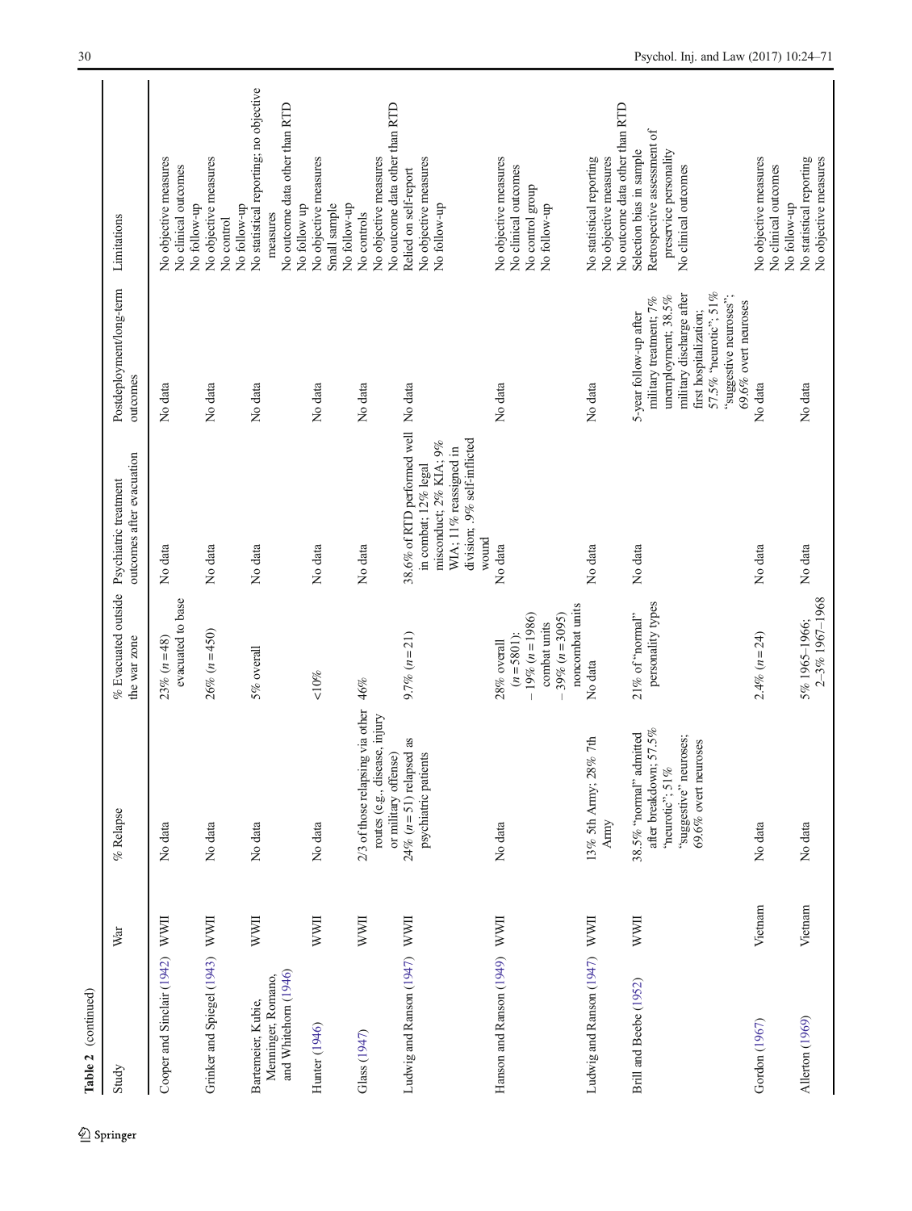**Table 2** (continued)

| Study | War | % Relapse | % Evacuated outside the war zone | Psychiatric treatment outcomes after evacuation | Postdeployment/long-term outcomes | Limitations |
|---|---|---|---|---|---|---|
| Cooper and Sinclair (1942) | WWII | No data | 23% (*n* = 48) evacuated to base | No data | No data | No objective measures<br>No clinical outcomes<br>No follow-up |
| Grinker and Spiegel (1943) | WWII | No data | 26% (*n* = 450) | No data | No data | No objective measures<br>No control<br>No follow-up |
| Bartemeier, Kubie, Menninger, Romano, and Whitehorn (1946) | WWII | No data | 5% overall | No data | No data | No statistical reporting; no objective measures<br>No outcome data other than RTD<br>No follow up |
| Hunter (1946) | WWII | No data | <10% | No data | No data | No objective measures<br>Small sample<br>No follow-up |
| Glass (1947) | WWII | 2/3 of those relapsing via other routes (e.g., disease, injury or military offense) | 46% | No data | No data | No controls<br>No objective measures<br>No outcome data other than RTD |
| Ludwig and Ranson (1947) | WWII | 24% (*n* = 51) relapsed as psychiatric patients | 9.7% (*n* = 21) | 38.6% of RTD performed well in combat; 12% legal misconduct; 2% KIA; 9% WIA; 11% reassigned in division; .9% self-inflicted wound | No data | Relied on self-report<br>No objective measures<br>No follow-up |
| Hanson and Ranson (1949) | WWII | No data | 28% overall (*n* = 5801):<br>– 19% (*n* = 1986) combat units<br>– 39% (*n* = 3095) noncombat units | No data | No data | No objective measures<br>No clinical outcomes<br>No control group<br>No follow-up |
| Ludwig and Ranson (1947) | WWII | 13% 5th Army; 28% 7th Army | No data | No data | No data | No statistical reporting<br>No objective measures<br>No outcome data other than RTD |
| Brill and Beebe (1952) | WWII | 38.5% "normal" admitted after breakdown; 57.5% "neurotic"; 51% "suggestive" neuroses; 69.6% overt neuroses | 21% of "normal" personality types | No data | 5-year follow-up after military treatment; 7% unemployment; 38.5% military discharge after first hospitalization; 57.5% "neurotic"; 51% "suggestive neuroses"; 69.6% overt neuroses | Selection bias in sample<br>Retrospective assessment of preservice personality<br>No clinical outcomes |
| Gordon (1967) | Vietnam | No data | 2.4% (*n* = 24) | No data | No data | No objective measures<br>No clinical outcomes<br>No follow-up |
| Allerton (1969) | Vietnam | No data | 5% 1965–1966; 2–3% 1967–1968 | No data | No data | No statistical reporting<br>No objective measures |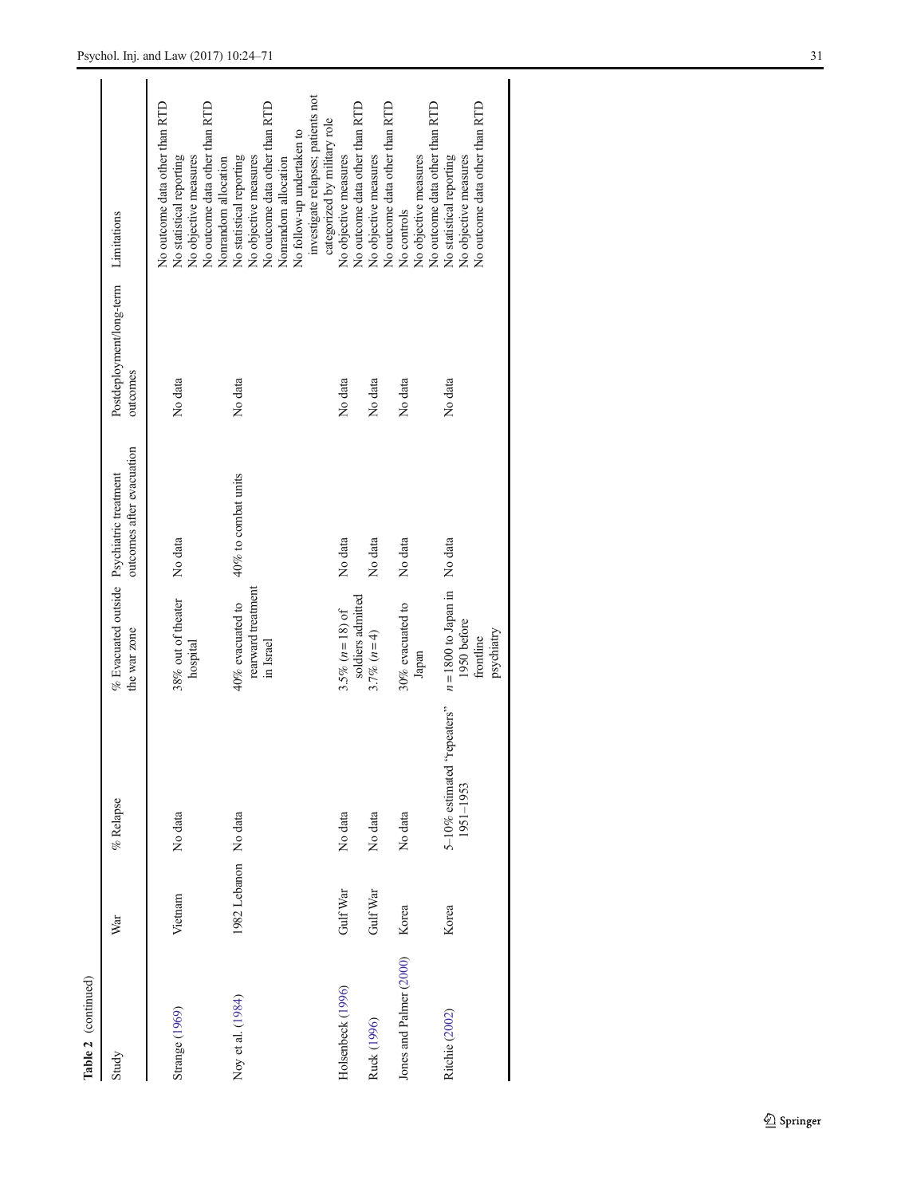**Table 2** (continued)

| Study | War | % Relapse | % Evacuated outside the war zone | Psychiatric treatment outcomes after evacuation | Postdeployment/long-term outcomes | Limitations |
|---|---|---|---|---|---|---|
| Strange (1969) | Vietnam | No data | 38% out of theater hospital | No data | No data | No outcome data other than RTD<br>No statistical reporting<br>No objective measures |
| Noy et al. (1984) | 1982 Lebanon | No data | 40% evacuated to rearward treatment in Israel | 40% to combat units | No data | No outcome data other than RTD<br>Nonrandom allocation<br>No statistical reporting<br>No objective measures<br>No outcome data other than RTD<br>Nonrandom allocation<br>No follow-up undertaken to investigate relapses; patients not categorized by military role |
| Holsenbeck (1996) | Gulf War | No data | 3.5% ($n = 18$) of soldiers admitted | No data | No data | No objective measures<br>No outcome data other than RTD |
| Ruck (1996) | Gulf War | No data | 3.7% ($n = 4$) | No data | No data | No objective measures<br>No outcome data other than RTD |
| Jones and Palmer (2000) | Korea | No data | 30% evacuated to Japan | No data | No data | No controls<br>No objective measures<br>No outcome data other than RTD |
| Ritchie (2002) | Korea | 5–10% estimated "repeaters" 1951–1953 | $n = 1800$ to Japan in 1950 before frontline psychiatry | No data | No data | No statistical reporting<br>No objective measures<br>No outcome data other than RTD |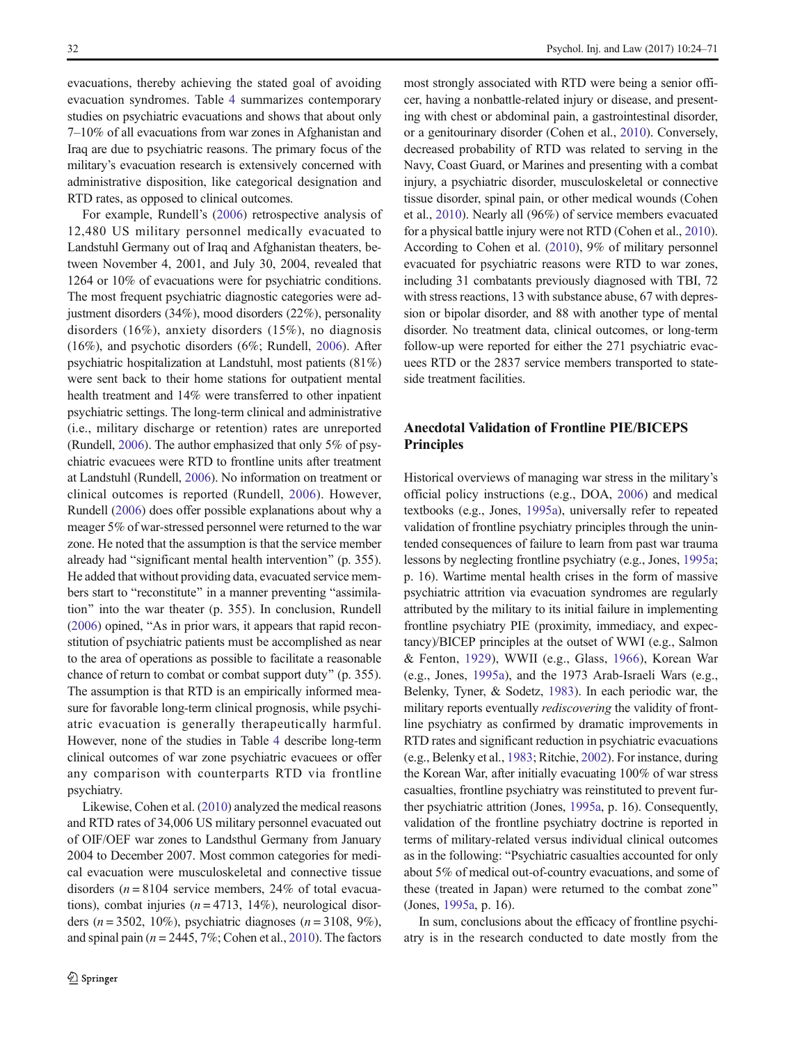evacuations, thereby achieving the stated goal of avoiding evacuation syndromes. Table 4 summarizes contemporary studies on psychiatric evacuations and shows that about only 7–10% of all evacuations from war zones in Afghanistan and Iraq are due to psychiatric reasons. The primary focus of the military's evacuation research is extensively concerned with administrative disposition, like categorical designation and RTD rates, as opposed to clinical outcomes.

For example, Rundell's (2006) retrospective analysis of 12,480 US military personnel medically evacuated to Landstuhl Germany out of Iraq and Afghanistan theaters, between November 4, 2001, and July 30, 2004, revealed that 1264 or 10% of evacuations were for psychiatric conditions. The most frequent psychiatric diagnostic categories were adjustment disorders (34%), mood disorders (22%), personality disorders (16%), anxiety disorders (15%), no diagnosis (16%), and psychotic disorders (6%; Rundell, 2006). After psychiatric hospitalization at Landstuhl, most patients (81%) were sent back to their home stations for outpatient mental health treatment and 14% were transferred to other inpatient psychiatric settings. The long-term clinical and administrative (i.e., military discharge or retention) rates are unreported (Rundell, 2006). The author emphasized that only 5% of psychiatric evacuees were RTD to frontline units after treatment at Landstuhl (Rundell, 2006). No information on treatment or clinical outcomes is reported (Rundell, 2006). However, Rundell (2006) does offer possible explanations about why a meager 5% of war-stressed personnel were returned to the war zone. He noted that the assumption is that the service member already had "significant mental health intervention" (p. 355). He added that without providing data, evacuated service members start to "reconstitute" in a manner preventing "assimilation" into the war theater (p. 355). In conclusion, Rundell (2006) opined, "As in prior wars, it appears that rapid reconstitution of psychiatric patients must be accomplished as near to the area of operations as possible to facilitate a reasonable chance of return to combat or combat support duty" (p. 355). The assumption is that RTD is an empirically informed measure for favorable long-term clinical prognosis, while psychiatric evacuation is generally therapeutically harmful. However, none of the studies in Table 4 describe long-term clinical outcomes of war zone psychiatric evacuees or offer any comparison with counterparts RTD via frontline psychiatry.

Likewise, Cohen et al. (2010) analyzed the medical reasons and RTD rates of 34,006 US military personnel evacuated out of OIF/OEF war zones to Landsthul Germany from January 2004 to December 2007. Most common categories for medical evacuation were musculoskeletal and connective tissue disorders ($n = 8104$ service members, 24% of total evacuations), combat injuries ($n = 4713$, 14%), neurological disorders ($n = 3502$, 10%), psychiatric diagnoses ($n = 3108$, 9%), and spinal pain ($n = 2445$, 7%; Cohen et al., 2010). The factors most strongly associated with RTD were being a senior officer, having a nonbattle-related injury or disease, and presenting with chest or abdominal pain, a gastrointestinal disorder, or a genitourinary disorder (Cohen et al., 2010). Conversely, decreased probability of RTD was related to serving in the Navy, Coast Guard, or Marines and presenting with a combat injury, a psychiatric disorder, musculoskeletal or connective tissue disorder, spinal pain, or other medical wounds (Cohen et al., 2010). Nearly all (96%) of service members evacuated for a physical battle injury were not RTD (Cohen et al., 2010). According to Cohen et al. (2010), 9% of military personnel evacuated for psychiatric reasons were RTD to war zones, including 31 combatants previously diagnosed with TBI, 72 with stress reactions, 13 with substance abuse, 67 with depression or bipolar disorder, and 88 with another type of mental disorder. No treatment data, clinical outcomes, or long-term follow-up were reported for either the 271 psychiatric evacuees RTD or the 2837 service members transported to stateside treatment facilities.

## Anecdotal Validation of Frontline PIE/BICEPS Principles

Historical overviews of managing war stress in the military's official policy instructions (e.g., DOA, 2006) and medical textbooks (e.g., Jones, 1995a), universally refer to repeated validation of frontline psychiatry principles through the unintended consequences of failure to learn from past war trauma lessons by neglecting frontline psychiatry (e.g., Jones, 1995a; p. 16). Wartime mental health crises in the form of massive psychiatric attrition via evacuation syndromes are regularly attributed by the military to its initial failure in implementing frontline psychiatry PIE (proximity, immediacy, and expectancy)/BICEP principles at the outset of WWI (e.g., Salmon & Fenton, 1929), WWII (e.g., Glass, 1966), Korean War (e.g., Jones, 1995a), and the 1973 Arab-Israeli Wars (e.g., Belenky, Tyner, & Sodetz, 1983). In each periodic war, the military reports eventually *rediscovering* the validity of frontline psychiatry as confirmed by dramatic improvements in RTD rates and significant reduction in psychiatric evacuations (e.g., Belenky et al., 1983; Ritchie, 2002). For instance, during the Korean War, after initially evacuating 100% of war stress casualties, frontline psychiatry was reinstituted to prevent further psychiatric attrition (Jones, 1995a, p. 16). Consequently, validation of the frontline psychiatry doctrine is reported in terms of military-related versus individual clinical outcomes as in the following: "Psychiatric casualties accounted for only about 5% of medical out-of-country evacuations, and some of these (treated in Japan) were returned to the combat zone" (Jones, 1995a, p. 16).

In sum, conclusions about the efficacy of frontline psychiatry is in the research conducted to date mostly from the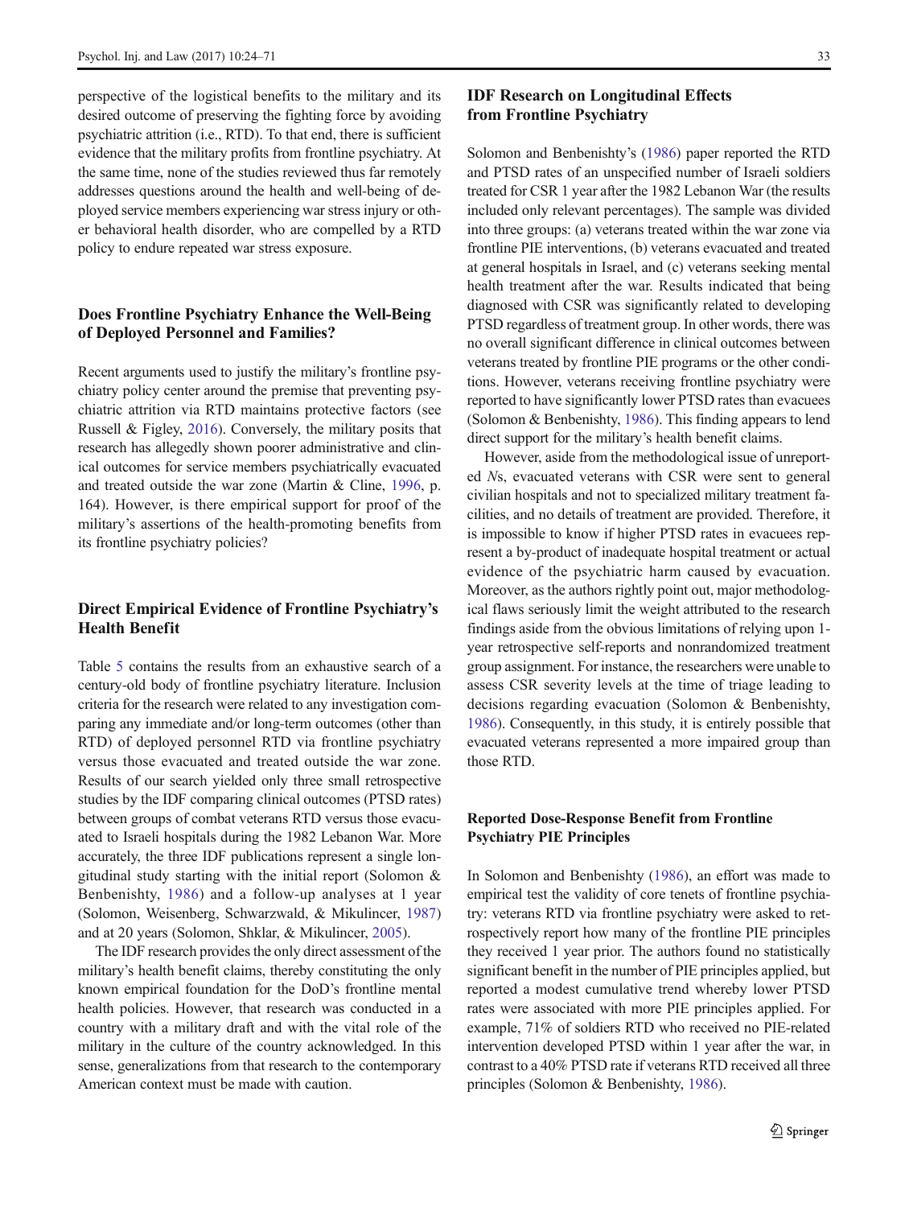perspective of the logistical benefits to the military and its desired outcome of preserving the fighting force by avoiding psychiatric attrition (i.e., RTD). To that end, there is sufficient evidence that the military profits from frontline psychiatry. At the same time, none of the studies reviewed thus far remotely addresses questions around the health and well-being of deployed service members experiencing war stress injury or other behavioral health disorder, who are compelled by a RTD policy to endure repeated war stress exposure.

## Does Frontline Psychiatry Enhance the Well-Being of Deployed Personnel and Families?

Recent arguments used to justify the military's frontline psychiatry policy center around the premise that preventing psychiatric attrition via RTD maintains protective factors (see Russell & Figley, 2016). Conversely, the military posits that research has allegedly shown poorer administrative and clinical outcomes for service members psychiatrically evacuated and treated outside the war zone (Martin & Cline, 1996, p. 164). However, is there empirical support for proof of the military's assertions of the health-promoting benefits from its frontline psychiatry policies?

## Direct Empirical Evidence of Frontline Psychiatry's Health Benefit

Table 5 contains the results from an exhaustive search of a century-old body of frontline psychiatry literature. Inclusion criteria for the research were related to any investigation comparing any immediate and/or long-term outcomes (other than RTD) of deployed personnel RTD via frontline psychiatry versus those evacuated and treated outside the war zone. Results of our search yielded only three small retrospective studies by the IDF comparing clinical outcomes (PTSD rates) between groups of combat veterans RTD versus those evacuated to Israeli hospitals during the 1982 Lebanon War. More accurately, the three IDF publications represent a single longitudinal study starting with the initial report (Solomon & Benbenishty, 1986) and a follow-up analyses at 1 year (Solomon, Weisenberg, Schwarzwald, & Mikulincer, 1987) and at 20 years (Solomon, Shklar, & Mikulincer, 2005).

The IDF research provides the only direct assessment of the military's health benefit claims, thereby constituting the only known empirical foundation for the DoD's frontline mental health policies. However, that research was conducted in a country with a military draft and with the vital role of the military in the culture of the country acknowledged. In this sense, generalizations from that research to the contemporary American context must be made with caution.

## IDF Research on Longitudinal Effects from Frontline Psychiatry

Solomon and Benbenishty's (1986) paper reported the RTD and PTSD rates of an unspecified number of Israeli soldiers treated for CSR 1 year after the 1982 Lebanon War (the results included only relevant percentages). The sample was divided into three groups: (a) veterans treated within the war zone via frontline PIE interventions, (b) veterans evacuated and treated at general hospitals in Israel, and (c) veterans seeking mental health treatment after the war. Results indicated that being diagnosed with CSR was significantly related to developing PTSD regardless of treatment group. In other words, there was no overall significant difference in clinical outcomes between veterans treated by frontline PIE programs or the other conditions. However, veterans receiving frontline psychiatry were reported to have significantly lower PTSD rates than evacuees (Solomon & Benbenishty, 1986). This finding appears to lend direct support for the military's health benefit claims.

However, aside from the methodological issue of unreported *N*s, evacuated veterans with CSR were sent to general civilian hospitals and not to specialized military treatment facilities, and no details of treatment are provided. Therefore, it is impossible to know if higher PTSD rates in evacuees represent a by-product of inadequate hospital treatment or actual evidence of the psychiatric harm caused by evacuation. Moreover, as the authors rightly point out, major methodological flaws seriously limit the weight attributed to the research findings aside from the obvious limitations of relying upon 1-year retrospective self-reports and nonrandomized treatment group assignment. For instance, the researchers were unable to assess CSR severity levels at the time of triage leading to decisions regarding evacuation (Solomon & Benbenishty, 1986). Consequently, in this study, it is entirely possible that evacuated veterans represented a more impaired group than those RTD.

## Reported Dose-Response Benefit from Frontline Psychiatry PIE Principles

In Solomon and Benbenishty (1986), an effort was made to empirical test the validity of core tenets of frontline psychiatry: veterans RTD via frontline psychiatry were asked to retrospectively report how many of the frontline PIE principles they received 1 year prior. The authors found no statistically significant benefit in the number of PIE principles applied, but reported a modest cumulative trend whereby lower PTSD rates were associated with more PIE principles applied. For example, 71% of soldiers RTD who received no PIE-related intervention developed PTSD within 1 year after the war, in contrast to a 40% PTSD rate if veterans RTD received all three principles (Solomon & Benbenishty, 1986).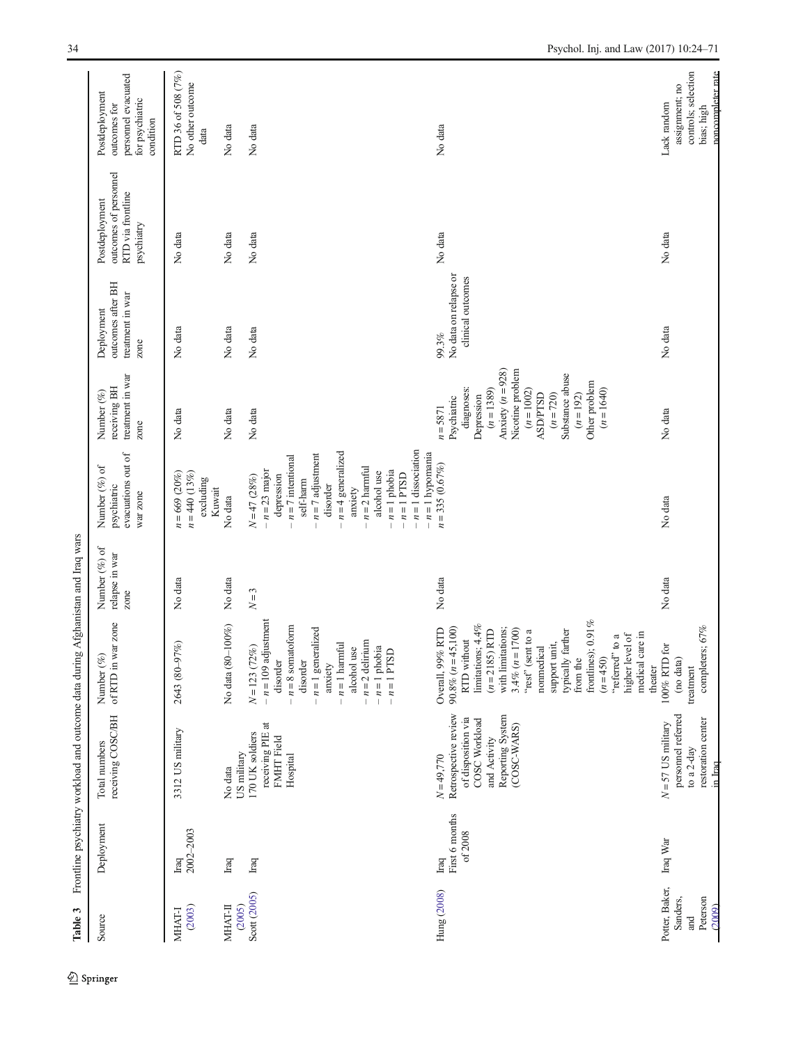**Table 3** Frontline psychiatry workload and outcome data during Afghanistan and Iraq wars

| Source | Deployment | Total numbers receiving COSC/BH | Number (%) of RTD in war zone | Number (%) of relapse in war zone | Number (%) of psychiatric evacuations out of war zone | Number (%) receiving BH treatment in war zone | Deployment outcomes after BH treatment in war zone | Postdeployment outcomes of personnel RTD via frontline psychiatry | Postdeployment outcomes for personnel evacuated for psychiatric condition |
|---|---|---|---|---|---|---|---|---|---|
| MHAT-I (2003) | Iraq 2002–2003 | 3312 US military | 2643 (80–97%) | No data | $n = 669$ (20%) $n = 440$ (13%) excluding Kuwait | No data | No data | No data | RTD 36 of 508 (7%) No other outcome data |
| MHAT-II (2005) | Iraq | No data US military | No data (80–100%) | No data | No data | No data | No data | No data | No data |
| Scott (2005) | Iraq | 170 UK soldiers receiving PIE at FMHT Field Hospital | $N = 123$ (72%) – $n = 109$ adjustment disorder – $n = 8$ somatoform disorder – $n = 1$ generalized anxiety – $n = 1$ harmful alcohol use – $n = 2$ delirium – $n = 1$ phobia – $n = 1$ PTSD | $N = 3$ | $N = 47$ (28%) – $n = 23$ major depression – $n = 7$ intentional self-harm – $n = 7$ adjustment disorder – $n = 4$ generalized anxiety – $n = 2$ harmful alcohol use – $n = 1$ phobia – $n = 1$ PTSD – $n = 1$ dissociation – $n = 1$ hypomania | No data | No data | No data | No data |
| Hung (2008) | Iraq First 6 months of 2008 | $N = 49{,}770$ Retrospective review of disposition via COSC Workload and Activity Reporting System (COSC-WARS) | Overall, 99% RTD 90.8% ($n = 45{,}100$) RTD without limitations; 4.4% ($n = 2185$) RTD with limitations; 3.4% ($n = 1700$) "rest" (sent to a nonmedical support unit, typically farther from the frontlines); 0.91% ($n = 450$) "referred" to a higher level of medical care in theater | No data | $n = 335$ (0.67%) | $n = 5871$ Psychiatric diagnoses: Depression ($n = 1389$) Anxiety ($n = 928$) Nicotine problem ($n = 1002$) ASD/PTSD ($n = 720$) Substance abuse ($n = 192$) Other problem ($n = 1640$) | 99.3% No data on relapse or clinical outcomes | No data | No data |
| Potter, Baker, Sanders, and Peterson (2009) | Iraq War | $N = 57$ US military personnel referred to a 2-day restoration center in Iraq | 100% RTD for (no data) treatment completers; 67% | No data | No data | No data | No data | No data | Lack random assignment; no controls; selection bias; high noncompleter rate |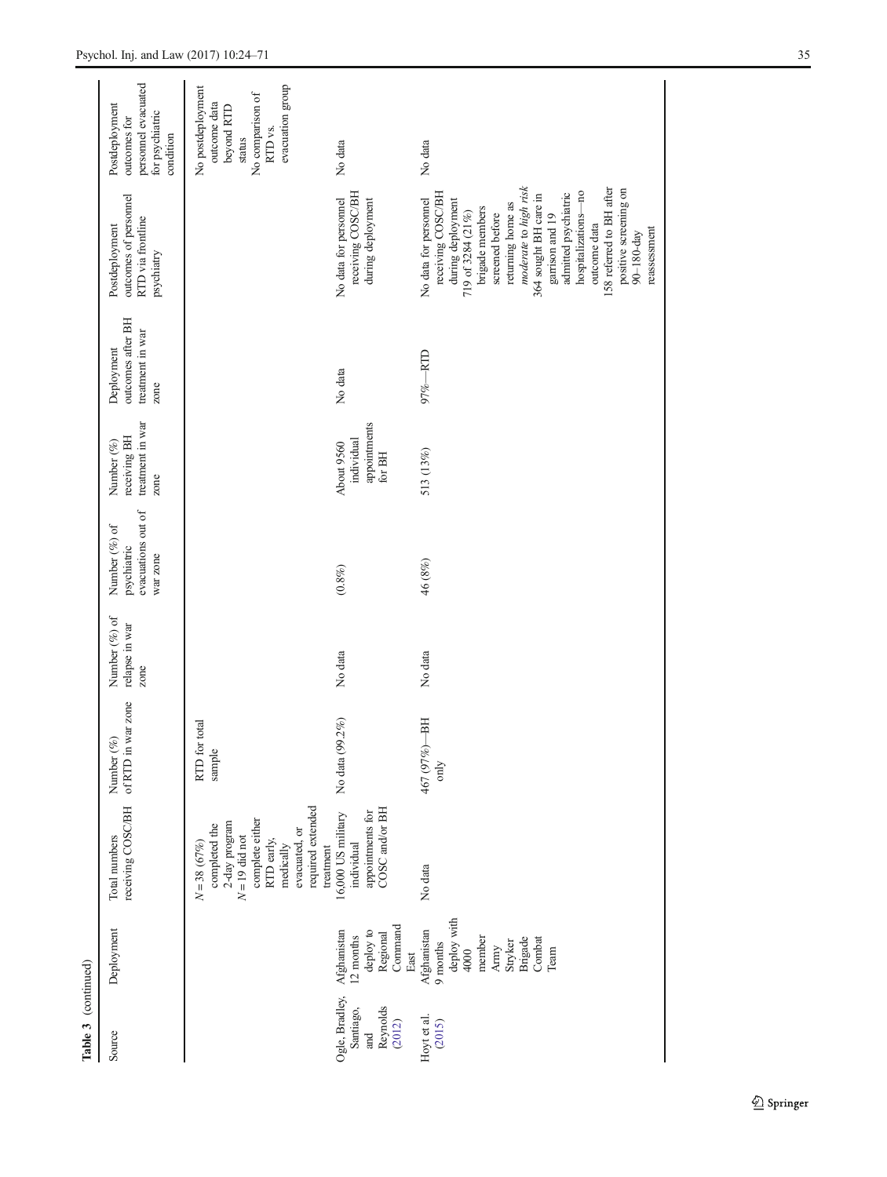Table 3 (continued)

| Source | Deployment | Total numbers receiving COSC/BH | Number (%) of RTD in war zone | Number (%) of relapse in war zone | Number (%) of psychiatric evacuations out of war zone | Number (%) receiving BH treatment in war zone | Deployment outcomes after BH treatment in war zone | Postdeployment outcomes of personnel RTD via frontline psychiatry | Postdeployment outcomes for personnel evacuated for psychiatric condition |
|---|---|---|---|---|---|---|---|---|---|
| | | $N = 38$ (67%) completed the 2-day program<br>$N = 19$ did not complete either RTD early, medically evacuated, or required extended treatment | RTD for total sample | | | | | | No postdeployment outcome data beyond RTD status<br>No comparison of RTD vs. evacuation group |
| Ogle, Bradley, Santiago, and Reynolds (2012) | Afghanistan 12 months deploy to Regional Command East | 16,000 US military individual appointments for COSC and/or BH | No data (99.2%) | No data | (0.8%) | About 9560 individual appointments for BH | No data | No data for personnel receiving COSC/BH during deployment | No data |
| Hoyt et al. (2015) | Afghanistan 9 months deploy with 4000 member Army Stryker Brigade Combat Team | No data | 467 (97%)—BH only | No data | 46 (8%) | 513 (13%) | 97%—RTD | No data for personnel receiving COSC/BH during deployment<br>719 of 3284 (21%) brigade members screened before returning home as *moderate* to *high risk*<br>364 sought BH care in garrison and 19 admitted psychiatric hospitalizations—no outcome data<br>158 referred to BH after positive screening on 90–180-day reassessment | No data |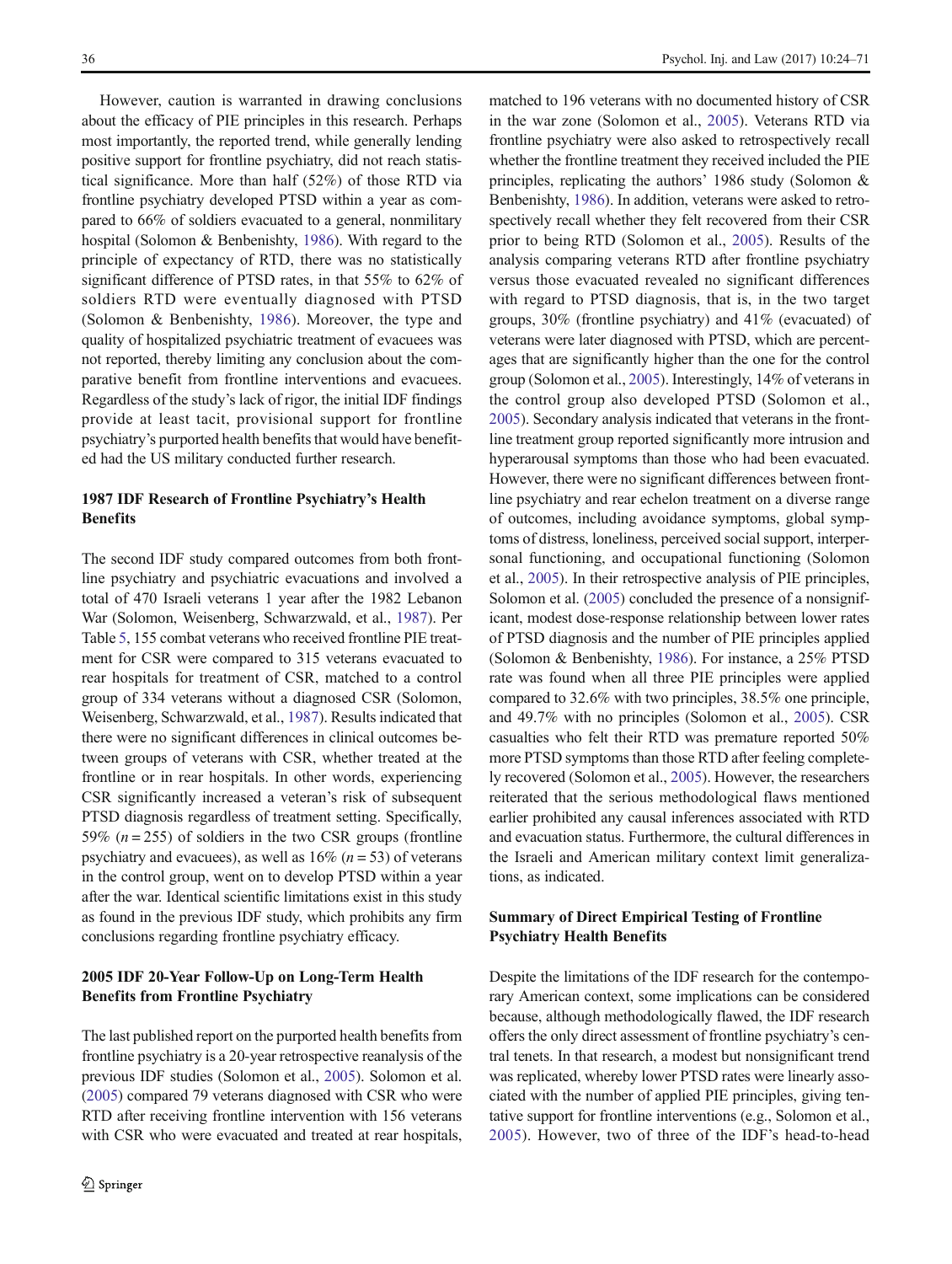However, caution is warranted in drawing conclusions about the efficacy of PIE principles in this research. Perhaps most importantly, the reported trend, while generally lending positive support for frontline psychiatry, did not reach statistical significance. More than half (52%) of those RTD via frontline psychiatry developed PTSD within a year as compared to 66% of soldiers evacuated to a general, nonmilitary hospital (Solomon & Benbenishty, 1986). With regard to the principle of expectancy of RTD, there was no statistically significant difference of PTSD rates, in that 55% to 62% of soldiers RTD were eventually diagnosed with PTSD (Solomon & Benbenishty, 1986). Moreover, the type and quality of hospitalized psychiatric treatment of evacuees was not reported, thereby limiting any conclusion about the comparative benefit from frontline interventions and evacuees. Regardless of the study's lack of rigor, the initial IDF findings provide at least tacit, provisional support for frontline psychiatry's purported health benefits that would have benefited had the US military conducted further research.

### 1987 IDF Research of Frontline Psychiatry's Health Benefits

The second IDF study compared outcomes from both frontline psychiatry and psychiatric evacuations and involved a total of 470 Israeli veterans 1 year after the 1982 Lebanon War (Solomon, Weisenberg, Schwarzwald, et al., 1987). Per Table 5, 155 combat veterans who received frontline PIE treatment for CSR were compared to 315 veterans evacuated to rear hospitals for treatment of CSR, matched to a control group of 334 veterans without a diagnosed CSR (Solomon, Weisenberg, Schwarzwald, et al., 1987). Results indicated that there were no significant differences in clinical outcomes between groups of veterans with CSR, whether treated at the frontline or in rear hospitals. In other words, experiencing CSR significantly increased a veteran's risk of subsequent PTSD diagnosis regardless of treatment setting. Specifically, 59% ($n = 255$) of soldiers in the two CSR groups (frontline psychiatry and evacuees), as well as 16% ($n = 53$) of veterans in the control group, went on to develop PTSD within a year after the war. Identical scientific limitations exist in this study as found in the previous IDF study, which prohibits any firm conclusions regarding frontline psychiatry efficacy.

### 2005 IDF 20-Year Follow-Up on Long-Term Health Benefits from Frontline Psychiatry

The last published report on the purported health benefits from frontline psychiatry is a 20-year retrospective reanalysis of the previous IDF studies (Solomon et al., 2005). Solomon et al. (2005) compared 79 veterans diagnosed with CSR who were RTD after receiving frontline intervention with 156 veterans with CSR who were evacuated and treated at rear hospitals, matched to 196 veterans with no documented history of CSR in the war zone (Solomon et al., 2005). Veterans RTD via frontline psychiatry were also asked to retrospectively recall whether the frontline treatment they received included the PIE principles, replicating the authors' 1986 study (Solomon & Benbenishty, 1986). In addition, veterans were asked to retrospectively recall whether they felt recovered from their CSR prior to being RTD (Solomon et al., 2005). Results of the analysis comparing veterans RTD after frontline psychiatry versus those evacuated revealed no significant differences with regard to PTSD diagnosis, that is, in the two target groups, 30% (frontline psychiatry) and 41% (evacuated) of veterans were later diagnosed with PTSD, which are percentages that are significantly higher than the one for the control group (Solomon et al., 2005). Interestingly, 14% of veterans in the control group also developed PTSD (Solomon et al., 2005). Secondary analysis indicated that veterans in the frontline treatment group reported significantly more intrusion and hyperarousal symptoms than those who had been evacuated. However, there were no significant differences between frontline psychiatry and rear echelon treatment on a diverse range of outcomes, including avoidance symptoms, global symptoms of distress, loneliness, perceived social support, interpersonal functioning, and occupational functioning (Solomon et al., 2005). In their retrospective analysis of PIE principles, Solomon et al. (2005) concluded the presence of a nonsignificant, modest dose-response relationship between lower rates of PTSD diagnosis and the number of PIE principles applied (Solomon & Benbenishty, 1986). For instance, a 25% PTSD rate was found when all three PIE principles were applied compared to 32.6% with two principles, 38.5% one principle, and 49.7% with no principles (Solomon et al., 2005). CSR casualties who felt their RTD was premature reported 50% more PTSD symptoms than those RTD after feeling completely recovered (Solomon et al., 2005). However, the researchers reiterated that the serious methodological flaws mentioned earlier prohibited any causal inferences associated with RTD and evacuation status. Furthermore, the cultural differences in the Israeli and American military context limit generalizations, as indicated.

### Summary of Direct Empirical Testing of Frontline Psychiatry Health Benefits

Despite the limitations of the IDF research for the contemporary American context, some implications can be considered because, although methodologically flawed, the IDF research offers the only direct assessment of frontline psychiatry's central tenets. In that research, a modest but nonsignificant trend was replicated, whereby lower PTSD rates were linearly associated with the number of applied PIE principles, giving tentative support for frontline interventions (e.g., Solomon et al., 2005). However, two of three of the IDF's head-to-head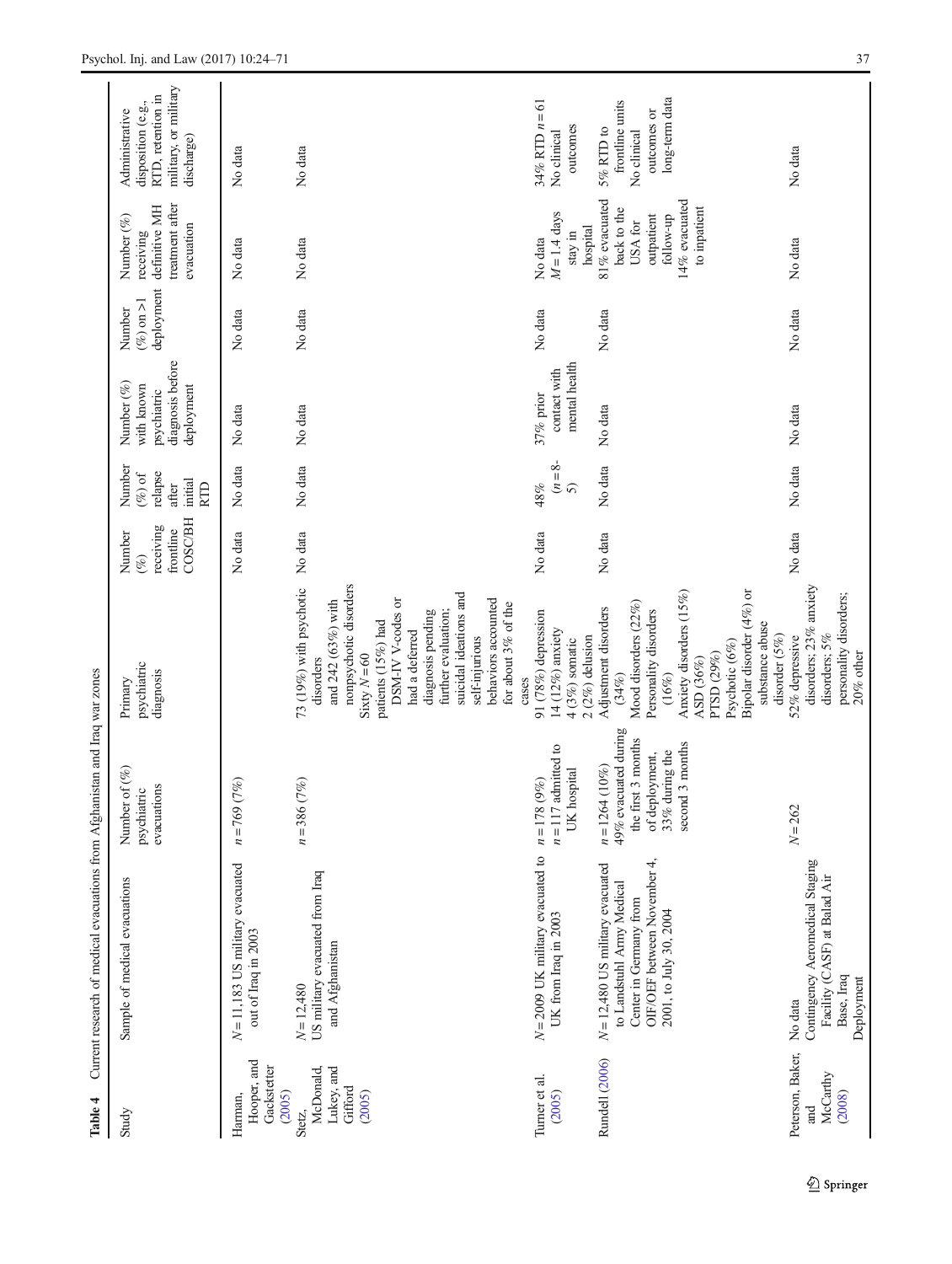**Table 4** Current research of medical evacuations from Afghanistan and Iraq war zones

| Study | Sample of medical evacuations | Number of (%) psychiatric evacuations | Primary psychiatric diagnosis | Number (%) receiving frontline COSC/BH | Number (%) of relapse after initial RTD | Number (%) with known psychiatric diagnosis before deployment | Number (%) on >1 deployment | Number (%) receiving definitive MH treatment after evacuation | Administrative disposition (e.g., RTD, retention in military, or military discharge) |
|---|---|---|---|---|---|---|---|---|---|
| Harman, Hooper, and Gackstetter (2005) | $N = 11,183$ US military evacuated out of Iraq in 2003 | $n = 769$ (7%) | | No data | No data | No data | No data | No data | No data |
| Stetz, McDonald, Lukey, and Gifford (2005) | $N = 12,480$ US military evacuated from Iraq and Afghanistan | $n = 386$ (7%) | 73 (19%) with psychotic disorders and 242 (63%) with nonpsychotic disorders Sixty $N = 60$ patients (15%) had DSM-IV V-codes or had a deferred diagnosis pending further evaluation; suicidal ideations and self-injurious behaviors accounted for about 3% of the cases | No data | No data | No data | No data | No data | No data |
| Turner et al. (2005) | $N = 2009$ UK military evacuated to UK from Iraq in 2003 | $n = 178$ (9%) $n = 117$ admitted to UK hospital | 91 (78%) depression 14 (12%) anxiety 4 (3%) somatic 2 (2%) delusion | No data | 48% ($n = 8$–5) | 37% prior contact with mental health | No data | No data $M = 1.4$ days stay in hospital | 34% RTD $n = 61$ No clinical outcomes |
| Rundell (2006) | $N = 12,480$ US military evacuated to Landstuhl Army Medical Center in Germany from OIF/OEF between November 4, 2001, to July 30, 2004 | $n = 1264$ (10%) 49% evacuated during the first 3 months of deployment, 33% during the second 3 months | Adjustment disorders (34%) Mood disorders (22%) Personality disorders (16%) Anxiety disorders (15%) ASD (36%) PTSD (29%) Psychotic (6%) Bipolar disorder (4%) or substance abuse disorder (5%) | No data | No data | No data | No data | 81% evacuated back to the USA for outpatient follow-up 14% evacuated to inpatient | 5% RTD to frontline units No clinical outcomes or long-term data |
| Peterson, Baker, and McCarthy (2008) | No data Contingency Aeromedical Staging Facility (CASF) at Balad Air Base, Iraq Deployment | $N = 262$ | 52% depressive disorders; 23% anxiety disorders; 5% personality disorders; 20% other | No data | No data | No data | No data | No data | No data |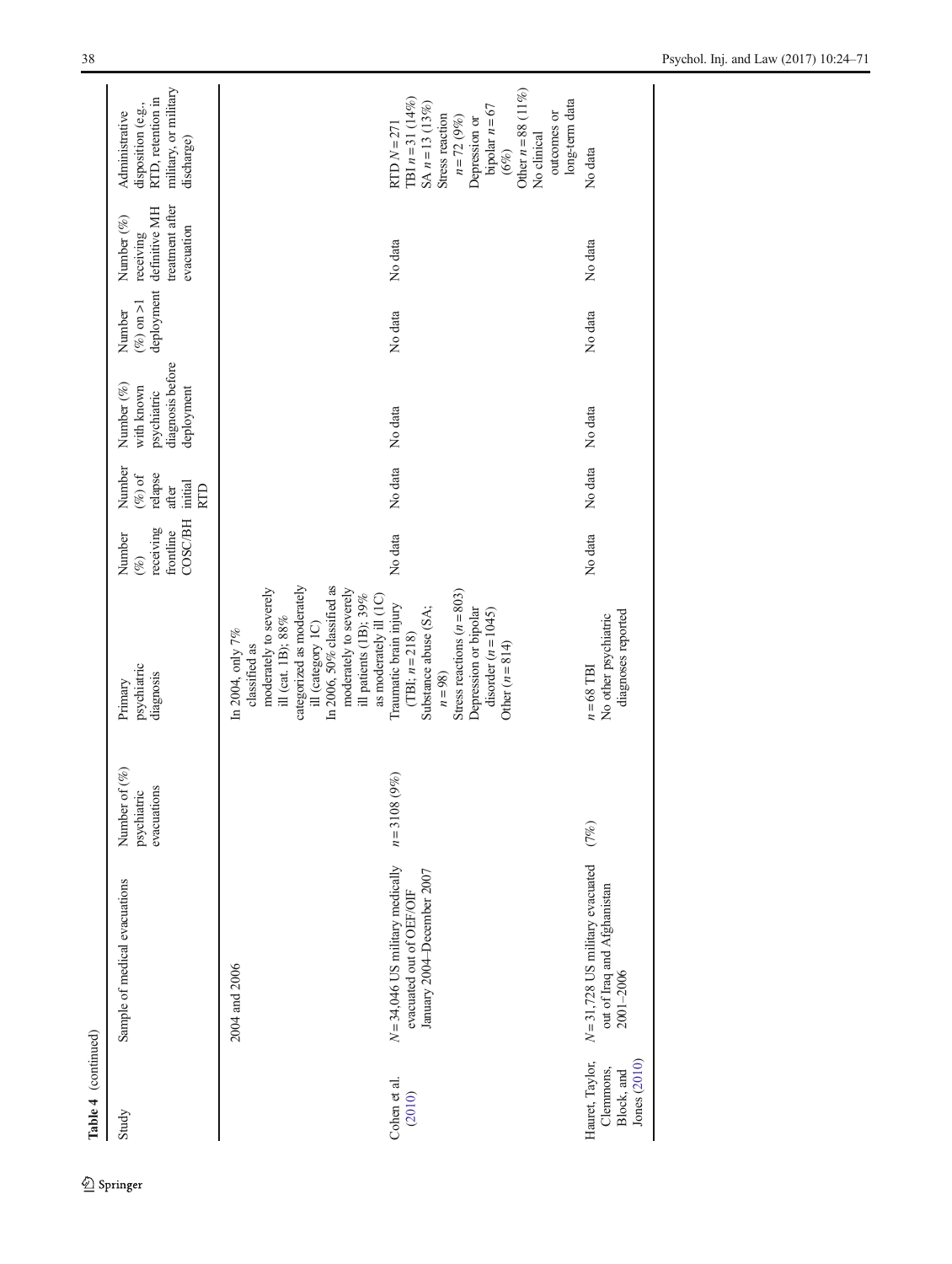**Table 4** (continued)

| Study | Sample of medical evacuations | Number of (%) psychiatric evacuations | Primary psychiatric diagnosis | Number (%) receiving frontline COSC/BH | Number (%) of relapse after initial RTD | Number (%) with known psychiatric diagnosis before deployment | Number (%) on >1 deployment | Number (%) receiving definitive MH treatment after evacuation | Administrative disposition (e.g., RTD, retention in military, or military discharge) |
|---|---|---|---|---|---|---|---|---|---|
| | 2004 and 2006 | | In 2004, only 7% classified as moderately to severely ill (cat. 1B); 88% categorized as moderately ill (category 1C) In 2006, 50% classified as moderately to severely ill patients (1B); 39% as moderately ill (1C) | | | | | | |
| Cohen et al. (2010) | N = 34,046 US military medically evacuated out of OEF/OIF January 2004–December 2007 | n = 3108 (9%) | Traumatic brain injury (TBI; n = 218) Substance abuse (SA; n = 98) Stress reactions (n = 803) Depression or bipolar disorder (n = 1045) Other (n = 814) | No data | No data | No data | No data | No data | RTD N = 271 TBI n = 31 (14%) SA n = 13 (13%) Stress reaction n = 72 (9%) Depression or bipolar n = 67 (6%) Other n = 88 (11%) No clinical outcomes or long-term data |
| Hauret, Taylor, Clemmons, Block, and Jones (2010) | N = 31,728 US military evacuated out of Iraq and Afghanistan 2001–2006 | (7%) | n = 68 TBI No other psychiatric diagnoses reported | No data | No data | No data | No data | No data | No data |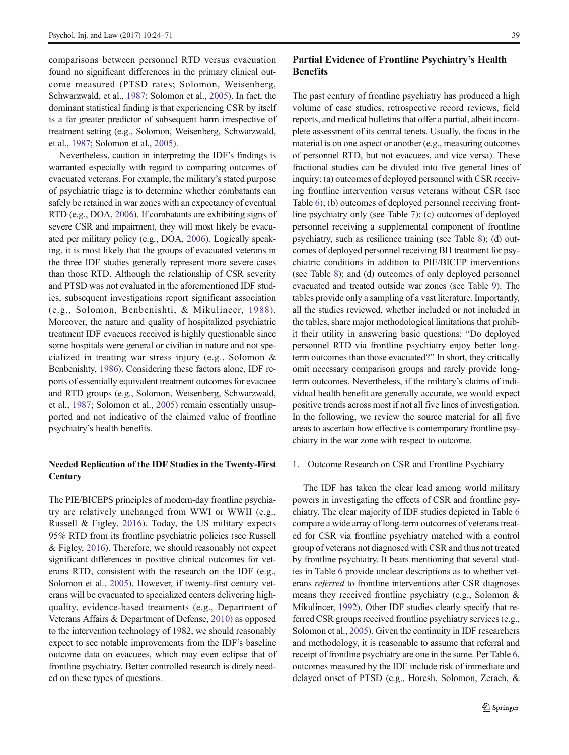comparisons between personnel RTD versus evacuation found no significant differences in the primary clinical outcome measured (PTSD rates; Solomon, Weisenberg, Schwarzwald, et al., 1987; Solomon et al., 2005). In fact, the dominant statistical finding is that experiencing CSR by itself is a far greater predictor of subsequent harm irrespective of treatment setting (e.g., Solomon, Weisenberg, Schwarzwald, et al., 1987; Solomon et al., 2005).

Nevertheless, caution in interpreting the IDF's findings is warranted especially with regard to comparing outcomes of evacuated veterans. For example, the military's stated purpose of psychiatric triage is to determine whether combatants can safely be retained in war zones with an expectancy of eventual RTD (e.g., DOA, 2006). If combatants are exhibiting signs of severe CSR and impairment, they will most likely be evacuated per military policy (e.g., DOA, 2006). Logically speaking, it is most likely that the groups of evacuated veterans in the three IDF studies generally represent more severe cases than those RTD. Although the relationship of CSR severity and PTSD was not evaluated in the aforementioned IDF studies, subsequent investigations report significant association (e.g., Solomon, Benbenishti, & Mikulincer, 1988). Moreover, the nature and quality of hospitalized psychiatric treatment IDF evacuees received is highly questionable since some hospitals were general or civilian in nature and not specialized in treating war stress injury (e.g., Solomon & Benbenishty, 1986). Considering these factors alone, IDF reports of essentially equivalent treatment outcomes for evacuee and RTD groups (e.g., Solomon, Weisenberg, Schwarzwald, et al., 1987; Solomon et al., 2005) remain essentially unsupported and not indicative of the claimed value of frontline psychiatry's health benefits.

### Needed Replication of the IDF Studies in the Twenty-First Century

The PIE/BICEPS principles of modern-day frontline psychiatry are relatively unchanged from WWI or WWII (e.g., Russell & Figley, 2016). Today, the US military expects 95% RTD from its frontline psychiatric policies (see Russell & Figley, 2016). Therefore, we should reasonably not expect significant differences in positive clinical outcomes for veterans RTD, consistent with the research on the IDF (e.g., Solomon et al., 2005). However, if twenty-first century veterans will be evacuated to specialized centers delivering high-quality, evidence-based treatments (e.g., Department of Veterans Affairs & Department of Defense, 2010) as opposed to the intervention technology of 1982, we should reasonably expect to see notable improvements from the IDF's baseline outcome data on evacuees, which may even eclipse that of frontline psychiatry. Better controlled research is direly needed on these types of questions.

## Partial Evidence of Frontline Psychiatry's Health Benefits

The past century of frontline psychiatry has produced a high volume of case studies, retrospective record reviews, field reports, and medical bulletins that offer a partial, albeit incomplete assessment of its central tenets. Usually, the focus in the material is on one aspect or another (e.g., measuring outcomes of personnel RTD, but not evacuees, and vice versa). These fractional studies can be divided into five general lines of inquiry: (a) outcomes of deployed personnel with CSR receiving frontline intervention versus veterans without CSR (see Table 6); (b) outcomes of deployed personnel receiving frontline psychiatry only (see Table 7); (c) outcomes of deployed personnel receiving a supplemental component of frontline psychiatry, such as resilience training (see Table 8); (d) outcomes of deployed personnel receiving BH treatment for psychiatric conditions in addition to PIE/BICEP interventions (see Table 8); and (d) outcomes of only deployed personnel evacuated and treated outside war zones (see Table 9). The tables provide only a sampling of a vast literature. Importantly, all the studies reviewed, whether included or not included in the tables, share major methodological limitations that prohibit their utility in answering basic questions: "Do deployed personnel RTD via frontline psychiatry enjoy better long-term outcomes than those evacuated?" In short, they critically omit necessary comparison groups and rarely provide long-term outcomes. Nevertheless, if the military's claims of individual health benefit are generally accurate, we would expect positive trends across most if not all five lines of investigation. In the following, we review the source material for all five areas to ascertain how effective is contemporary frontline psychiatry in the war zone with respect to outcome.

1. Outcome Research on CSR and Frontline Psychiatry

The IDF has taken the clear lead among world military powers in investigating the effects of CSR and frontline psychiatry. The clear majority of IDF studies depicted in Table 6 compare a wide array of long-term outcomes of veterans treated for CSR via frontline psychiatry matched with a control group of veterans not diagnosed with CSR and thus not treated by frontline psychiatry. It bears mentioning that several studies in Table 6 provide unclear descriptions as to whether veterans *referred* to frontline interventions after CSR diagnoses means they received frontline psychiatry (e.g., Solomon & Mikulincer, 1992). Other IDF studies clearly specify that referred CSR groups received frontline psychiatry services (e.g., Solomon et al., 2005). Given the continuity in IDF researchers and methodology, it is reasonable to assume that referral and receipt of frontline psychiatry are one in the same. Per Table 6, outcomes measured by the IDF include risk of immediate and delayed onset of PTSD (e.g., Horesh, Solomon, Zerach, &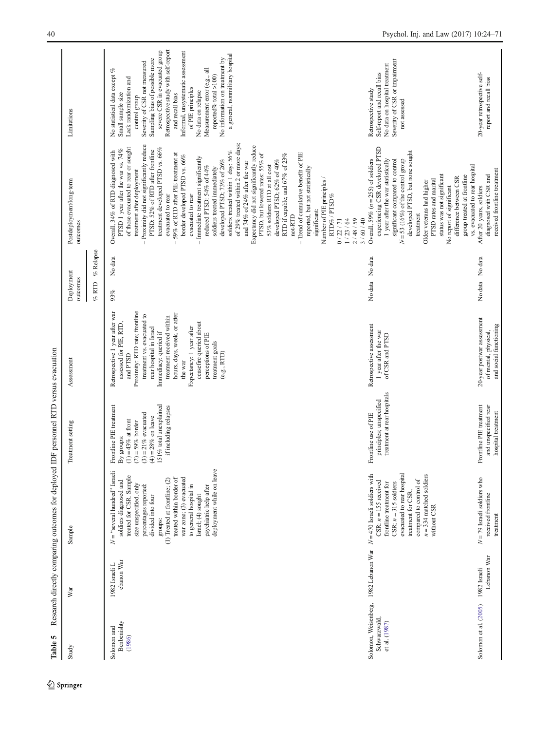**Table 5** Research directly comparing outcomes for deployed IDF personnel RTD versus evacuation

| Study | War | Sample | Treatment setting | Assessment | Deployment outcomes | | Postdeployment/long-term outcomes | Limitations |
|---|---|---|---|---|---|---|---|---|
| | | | | | % RTD | % Relapse | | |
| Solomon and Benbenishty (1986) | 1982 Israeli Lebanon War | N = "several hundred" Israeli soldiers diagnosed and treated for CSR. Sample size unspecified, only percentages reported; divided into four groups: (1) Treated at frontline; (2) treated within border of war zone; (3) evacuated to general hospital in Israel; (4) sought psychiatric help after deployment while on leave | Frontline PIE treatment By groups: (1) = 43% at front (2) = 59% border (3) = 21% evacuated (4) = 28% on leave 151% total unexplained if including relapses | Retrospective 1 year after war assessed for PIE, RTD, and PTSD Proximity: RTD rate; frontline treatment vs. evacuated to rear hospital in Israel Immediacy: queried if treatment received within hours, days, week, or after the war Expectancy: 1 year after ceasefire queried about perceptions of PIE treatment goals (e.g., RTD) | 93% | No data | Overall, 34% of RTD diagnosed with PTSD 1 year after the war vs. 74% of those evacuated to rear or sought treatment after deployment – Proximity did not significantly reduce PTSD: 52% of RTD after frontline treatment developed PTSD vs. 66% evacuated to rear – 59% of RTD after PIE treatment at border developed PTSD vs. 66% evacuated to rear – Immediate treatment significantly reduced PTSD: 54% of 44% soldiers treated immediately developed PTSD; 73% of 26% soldiers treated within 1 day; 56% of 29% treated within 2 or more days; and 74% of 24% after the war Expectancy did not significantly reduce PTSD, but lowered rates: 55% of 53% soldiers RTD at all cost developed PTSD; 62% of 40% RTD if capable; and 67% of 23% not-RTD – Trend of cumulative benefit of PIE reported, but not statistically significant: Number of PIE principles / RTD% / PTSD% 0 / 22 / 71 1 / 23 / 64 2 / 48 / 59 3 / 60 / 40 | No statistical data except % Small sample size Lack randomization and control group Severity of CSR not measured Sampling bias of possible more severe CSR in evacuated group Retrospective study with self-report and recall bias Informal, unsystematic assessment of PIE principles No data on relapse Measurement error (e.g., all reported% total >100) No information on treatment by a general, nonmilitary hospital |
| Solomon, Weisenberg, Schwarzwald, et al. (1987) | 1982 Lebanon War | N = 470 Israeli soldiers with CSR: n = 155 received frontline treatment for CSR; n = 315 soldiers evacuated to rear hospital treatment for CSR, compared to control of n = 334 matched soldiers without CSR | Frontline use of PIE principles; unspecified treatment at rear hospitals | Retrospective assessment 1 year after the war of CSR and PTSD | No data | No data | Overall, 59% (n = 255) of soldiers experiencing CSR developed PTSD 1 year after the war statistically significant compared to control N = 53 (16%) of the control group developed PTSD, but none sought treatment Older veterans had higher PTSD rates and marital status was not significant No report of significant difference between CSR group treated at frontline vs. evacuated to rear hospital | Retrospective study Self-report and recall bias No data on hospital treatment Severity of CSR or impairment not assessed |
| Solomon et al. (2005) | 1982 Israeli Lebanon War | N = 79 Israeli soldiers who received frontline treatment | Frontline PIE treatment and unspecified rear hospital treatment | 20-year postwar assessment of mental, physical, and social functioning | No data | No data | After 20 years, soldiers diagnosed with CSR and received frontline treatment | 20-year retrospective self-report and recall bias |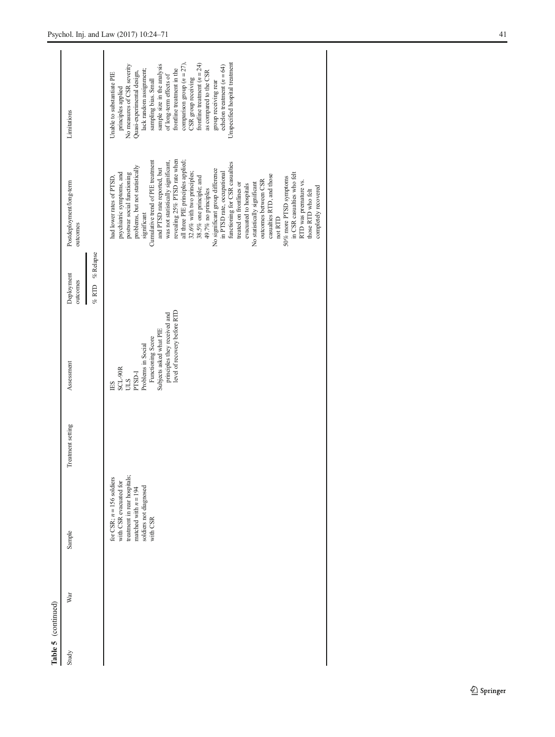**Table 5** (continued)

| Study | War | Sample | Treatment setting | Assessment | Deployment outcomes | | Postdeployment/long-term outcomes | Limitations |
|---|---|---|---|---|---|---|---|---|
| | | | | | % RTD | % Relapse | | |
| | | for CSR; $n = 156$ soldiers with CSR evacuated for treatment in rear hospitals; matched with $n = 194$ soldiers not diagnosed with CSR | | IES<br>SCL-90R<br>ULS<br>PTSD-I<br>Problems in Social Functioning Score<br>Subjects asked what PIE principles they received and level of recovery before RTD | | | had lower rates of PTSD, psychiatric symptoms, and postwar social functioning problems, but not statistically significant<br>Cumulative trend of PIE treatment and PTSD rate reported, but was not statistically significant, revealing 25% PTSD rate when all three PIE principles applied; 32.6% with two principles; 38.5% one principle; and 49.7% no principles<br>No significant group difference in PTSD rate, occupational functioning for CSR casualties treated on frontlines or evacuated to hospitals<br>No statistically significant outcomes between CSR casualties RTD, and those not RTD<br>50% more PTSD symptoms in CSR casualties who felt RTD was premature vs. those RTD who felt completely recovered | Unable to substantiate PIE principles applied<br>No measures of CSR severity<br>Quasi-experimental design, lack random assignment, sampling bias. Small sample size in the analysis of long-term effects of frontline treatment in the comparison group ($n = 27$), CSR group receiving frontline treatment ($n = 24$) as compared to the CSR group receiving rear echelon treatment ($n = 64$)<br>Unspecified hospital treatment |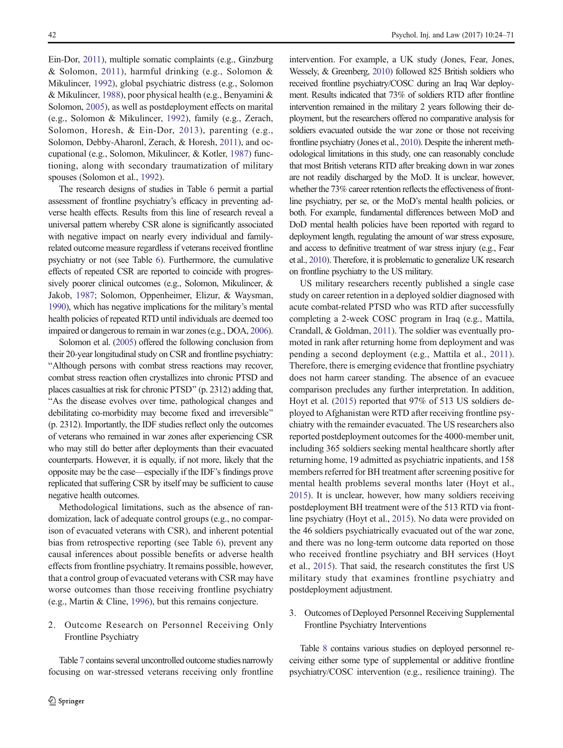Ein-Dor, 2011), multiple somatic complaints (e.g., Ginzburg & Solomon, 2011), harmful drinking (e.g., Solomon & Mikulincer, 1992), global psychiatric distress (e.g., Solomon & Mikulincer, 1988), poor physical health (e.g., Benyamini & Solomon, 2005), as well as postdeployment effects on marital (e.g., Solomon & Mikulincer, 1992), family (e.g., Zerach, Solomon, Horesh, & Ein-Dor, 2013), parenting (e.g., Solomon, Debby-Aharonl, Zerach, & Horesh, 2011), and occupational (e.g., Solomon, Mikulincer, & Kotler, 1987) functioning, along with secondary traumatization of military spouses (Solomon et al., 1992).

The research designs of studies in Table 6 permit a partial assessment of frontline psychiatry's efficacy in preventing adverse health effects. Results from this line of research reveal a universal pattern whereby CSR alone is significantly associated with negative impact on nearly every individual and family-related outcome measure regardless if veterans received frontline psychiatry or not (see Table 6). Furthermore, the cumulative effects of repeated CSR are reported to coincide with progressively poorer clinical outcomes (e.g., Solomon, Mikulincer, & Jakob, 1987; Solomon, Oppenheimer, Elizur, & Waysman, 1990), which has negative implications for the military's mental health policies of repeated RTD until individuals are deemed too impaired or dangerous to remain in war zones (e.g., DOA, 2006).

Solomon et al. (2005) offered the following conclusion from their 20-year longitudinal study on CSR and frontline psychiatry: "Although persons with combat stress reactions may recover, combat stress reaction often crystallizes into chronic PTSD and places casualties at risk for chronic PTSD" (p. 2312) adding that, "As the disease evolves over time, pathological changes and debilitating co-morbidity may become fixed and irreversible" (p. 2312). Importantly, the IDF studies reflect only the outcomes of veterans who remained in war zones after experiencing CSR who may still do better after deployments than their evacuated counterparts. However, it is equally, if not more, likely that the opposite may be the case—especially if the IDF's findings prove replicated that suffering CSR by itself may be sufficient to cause negative health outcomes.

Methodological limitations, such as the absence of randomization, lack of adequate control groups (e.g., no comparison of evacuated veterans with CSR), and inherent potential bias from retrospective reporting (see Table 6), prevent any causal inferences about possible benefits or adverse health effects from frontline psychiatry. It remains possible, however, that a control group of evacuated veterans with CSR may have worse outcomes than those receiving frontline psychiatry (e.g., Martin & Cline, 1996), but this remains conjecture.

2. Outcome Research on Personnel Receiving Only Frontline Psychiatry

Table 7 contains several uncontrolled outcome studies narrowly focusing on war-stressed veterans receiving only frontline intervention. For example, a UK study (Jones, Fear, Jones, Wessely, & Greenberg, 2010) followed 825 British soldiers who received frontline psychiatry/COSC during an Iraq War deployment. Results indicated that 73% of soldiers RTD after frontline intervention remained in the military 2 years following their deployment, but the researchers offered no comparative analysis for soldiers evacuated outside the war zone or those not receiving frontline psychiatry (Jones et al., 2010). Despite the inherent methodological limitations in this study, one can reasonably conclude that most British veterans RTD after breaking down in war zones are not readily discharged by the MoD. It is unclear, however, whether the 73% career retention reflects the effectiveness of frontline psychiatry, per se, or the MoD's mental health policies, or both. For example, fundamental differences between MoD and DoD mental health policies have been reported with regard to deployment length, regulating the amount of war stress exposure, and access to definitive treatment of war stress injury (e.g., Fear et al., 2010). Therefore, it is problematic to generalize UK research on frontline psychiatry to the US military.

US military researchers recently published a single case study on career retention in a deployed soldier diagnosed with acute combat-related PTSD who was RTD after successfully completing a 2-week COSC program in Iraq (e.g., Mattila, Crandall, & Goldman, 2011). The soldier was eventually promoted in rank after returning home from deployment and was pending a second deployment (e.g., Mattila et al., 2011). Therefore, there is emerging evidence that frontline psychiatry does not harm career standing. The absence of an evacuee comparison precludes any further interpretation. In addition, Hoyt et al. (2015) reported that 97% of 513 US soldiers deployed to Afghanistan were RTD after receiving frontline psychiatry with the remainder evacuated. The US researchers also reported postdeployment outcomes for the 4000-member unit, including 365 soldiers seeking mental healthcare shortly after returning home, 19 admitted as psychiatric inpatients, and 158 members referred for BH treatment after screening positive for mental health problems several months later (Hoyt et al., 2015). It is unclear, however, how many soldiers receiving postdeployment BH treatment were of the 513 RTD via frontline psychiatry (Hoyt et al., 2015). No data were provided on the 46 soldiers psychiatrically evacuated out of the war zone, and there was no long-term outcome data reported on those who received frontline psychiatry and BH services (Hoyt et al., 2015). That said, the research constitutes the first US military study that examines frontline psychiatry and postdeployment adjustment.

3. Outcomes of Deployed Personnel Receiving Supplemental Frontline Psychiatry Interventions

Table 8 contains various studies on deployed personnel receiving either some type of supplemental or additive frontline psychiatry/COSC intervention (e.g., resilience training). The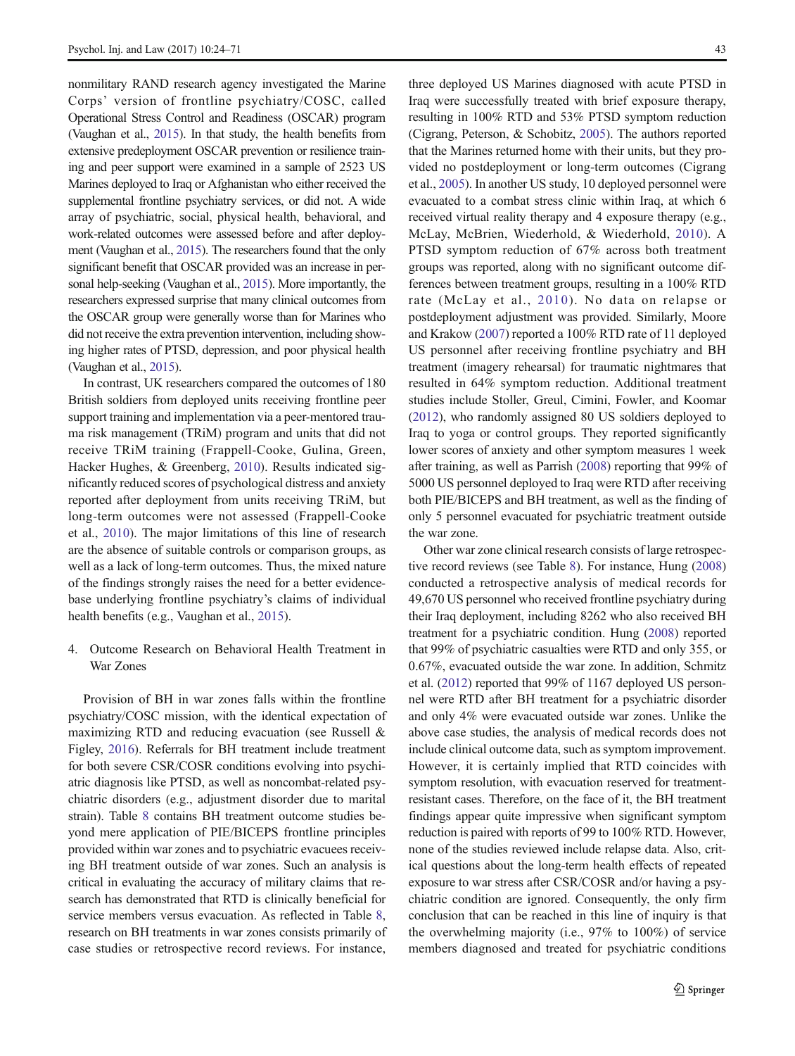nonmilitary RAND research agency investigated the Marine Corps' version of frontline psychiatry/COSC, called Operational Stress Control and Readiness (OSCAR) program (Vaughan et al., 2015). In that study, the health benefits from extensive predeployment OSCAR prevention or resilience training and peer support were examined in a sample of 2523 US Marines deployed to Iraq or Afghanistan who either received the supplemental frontline psychiatry services, or did not. A wide array of psychiatric, social, physical health, behavioral, and work-related outcomes were assessed before and after deployment (Vaughan et al., 2015). The researchers found that the only significant benefit that OSCAR provided was an increase in personal help-seeking (Vaughan et al., 2015). More importantly, the researchers expressed surprise that many clinical outcomes from the OSCAR group were generally worse than for Marines who did not receive the extra prevention intervention, including showing higher rates of PTSD, depression, and poor physical health (Vaughan et al., 2015).

In contrast, UK researchers compared the outcomes of 180 British soldiers from deployed units receiving frontline peer support training and implementation via a peer-mentored trauma risk management (TRiM) program and units that did not receive TRiM training (Frappell-Cooke, Gulina, Green, Hacker Hughes, & Greenberg, 2010). Results indicated significantly reduced scores of psychological distress and anxiety reported after deployment from units receiving TRiM, but long-term outcomes were not assessed (Frappell-Cooke et al., 2010). The major limitations of this line of research are the absence of suitable controls or comparison groups, as well as a lack of long-term outcomes. Thus, the mixed nature of the findings strongly raises the need for a better evidence-base underlying frontline psychiatry's claims of individual health benefits (e.g., Vaughan et al., 2015).

4. Outcome Research on Behavioral Health Treatment in War Zones

Provision of BH in war zones falls within the frontline psychiatry/COSC mission, with the identical expectation of maximizing RTD and reducing evacuation (see Russell & Figley, 2016). Referrals for BH treatment include treatment for both severe CSR/COSR conditions evolving into psychiatric diagnosis like PTSD, as well as noncombat-related psychiatric disorders (e.g., adjustment disorder due to marital strain). Table 8 contains BH treatment outcome studies beyond mere application of PIE/BICEPS frontline principles provided within war zones and to psychiatric evacuees receiving BH treatment outside of war zones. Such an analysis is critical in evaluating the accuracy of military claims that research has demonstrated that RTD is clinically beneficial for service members versus evacuation. As reflected in Table 8, research on BH treatments in war zones consists primarily of case studies or retrospective record reviews. For instance, three deployed US Marines diagnosed with acute PTSD in Iraq were successfully treated with brief exposure therapy, resulting in 100% RTD and 53% PTSD symptom reduction (Cigrang, Peterson, & Schobitz, 2005). The authors reported that the Marines returned home with their units, but they provided no postdeployment or long-term outcomes (Cigrang et al., 2005). In another US study, 10 deployed personnel were evacuated to a combat stress clinic within Iraq, at which 6 received virtual reality therapy and 4 exposure therapy (e.g., McLay, McBrien, Wiederhold, & Wiederhold, 2010). A PTSD symptom reduction of 67% across both treatment groups was reported, along with no significant outcome differences between treatment groups, resulting in a 100% RTD rate (McLay et al., 2010). No data on relapse or postdeployment adjustment was provided. Similarly, Moore and Krakow (2007) reported a 100% RTD rate of 11 deployed US personnel after receiving frontline psychiatry and BH treatment (imagery rehearsal) for traumatic nightmares that resulted in 64% symptom reduction. Additional treatment studies include Stoller, Greul, Cimini, Fowler, and Koomar (2012), who randomly assigned 80 US soldiers deployed to Iraq to yoga or control groups. They reported significantly lower scores of anxiety and other symptom measures 1 week after training, as well as Parrish (2008) reporting that 99% of 5000 US personnel deployed to Iraq were RTD after receiving both PIE/BICEPS and BH treatment, as well as the finding of only 5 personnel evacuated for psychiatric treatment outside the war zone.

Other war zone clinical research consists of large retrospective record reviews (see Table 8). For instance, Hung (2008) conducted a retrospective analysis of medical records for 49,670 US personnel who received frontline psychiatry during their Iraq deployment, including 8262 who also received BH treatment for a psychiatric condition. Hung (2008) reported that 99% of psychiatric casualties were RTD and only 355, or 0.67%, evacuated outside the war zone. In addition, Schmitz et al. (2012) reported that 99% of 1167 deployed US personnel were RTD after BH treatment for a psychiatric disorder and only 4% were evacuated outside war zones. Unlike the above case studies, the analysis of medical records does not include clinical outcome data, such as symptom improvement. However, it is certainly implied that RTD coincides with symptom resolution, with evacuation reserved for treatment-resistant cases. Therefore, on the face of it, the BH treatment findings appear quite impressive when significant symptom reduction is paired with reports of 99 to 100% RTD. However, none of the studies reviewed include relapse data. Also, critical questions about the long-term health effects of repeated exposure to war stress after CSR/COSR and/or having a psychiatric condition are ignored. Consequently, the only firm conclusion that can be reached in this line of inquiry is that the overwhelming majority (i.e., 97% to 100%) of service members diagnosed and treated for psychiatric conditions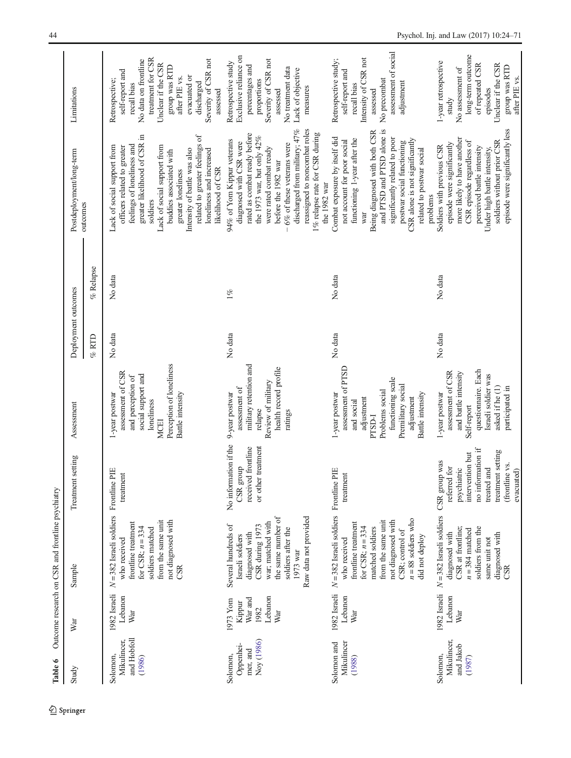**Table 6** Outcome research on CSR and frontline psychiatry

| Study | War | Sample | Treatment setting | Assessment | Deployment outcomes | | Postdeployment/long-term outcomes | Limitations |
|---|---|---|---|---|---|---|---|---|
| | | | | | % RTD | % Relapse | | |
| Solomon, Mikulincer, and Hobfoll (1986) | 1982 Israeli Lebanon War | $N$ = 382 Israeli soldiers who received frontline treatment for CSR; $n$ = 334 soldiers matched from the same unit not diagnosed with CSR | Frontline PIE treatment | 1-year postwar assessment of CSR and perception of social support and loneliness<br>MCEI<br>Perception of loneliness<br>Battle intensity | No data | No data | Lack of social support from officers related to greater feelings of loneliness and greater likelihood of CSR in soldiers<br>Lack of social support from buddies associated with greater loneliness<br>Intensity of battle was also related to greater feelings of loneliness and increased likelihood of CSR | Retrospective; self-report and recall bias<br>No data on frontline treatment for CSR<br>Unclear if the CSR group was RTD after PIE vs. evacuated or discharged<br>Severity of CSR not assessed |
| Solomon, Oppenheimer, and Noy (1986) | 1973 Yom Kippur War and 1982 Lebanon War | Several hundreds of Israeli soldiers diagnosed with CSR during 1973 war; matched with the same number of soldiers after the 1973 war<br>Raw data not provided | No information if the CSR group received frontline or other treatment | 9-year postwar assessment of military retention and relapse<br>Review of military health record profile ratings | No data | 1% | 94% of Yom Kippur veterans diagnosed with CSR were rated as combat ready before the 1973 war, but only 42% were rated combat ready before the 1982 war<br>~ 6% of these veterans were discharged from military; 47% reassigned to noncombat roles<br>1% relapse rate for CSR during the 1982 war | Retrospective study<br>Exclusive reliance on percentages and proportions<br>Severity of CSR not assessed<br>No treatment data<br>Lack of objective measures |
| Solomon and Mikulincer (1988) | 1982 Israeli Lebanon War | $N$ = 382 Israeli soldiers who received frontline treatment for CSR; $n$ = 334 matched soldiers from the same unit not diagnosed with CSR; control of $n$ = 88 soldiers who did not deploy | Frontline PIE treatment | 1-year postwar assessment of PTSD and social adjustment<br>PTSD-I<br>Problems social functioning scale<br>Premilitary social adjustment<br>Battle intensity | No data | No data | Combat exposure by itself did not account for poor social functioning 1-year after the war<br>Being diagnosed with both CSR and PTSD alone is significantly related to poor postwar social functioning<br>CSR alone is not significantly related to postwar social problems | Retrospective study; self-report and recall bias<br>Intensity of CSR not assessed<br>No precombat assessment of social adjustment |
| Solomon, Mikulincer, and Jakob (1987) | 1982 Israeli Lebanon War | $N$ = 382 Israeli soldiers diagnosed with CSR at frontline; $n$ = 384 matched soldiers from the same unit not diagnosed with CSR | CSR group was referred for psychiatric intervention but no information if treated and treatment setting (frontline vs. evacuated) | 1-year postwar assessment of CSR and battle intensity<br>Self-report questionnaire. Each Israeli soldier was asked if he (1) participated in | No data | No data | Soldiers with previous CSR episode were significantly more likely to have another CSR episode regardless of perceived battle intensity<br>Under high battle intensity, soldiers without prior CSR episode were significantly less | 1-year retrospective study<br>No assessment of long-term outcome of repeated CSR episodes<br>Unclear if the CSR group was RTD after PIE vs. |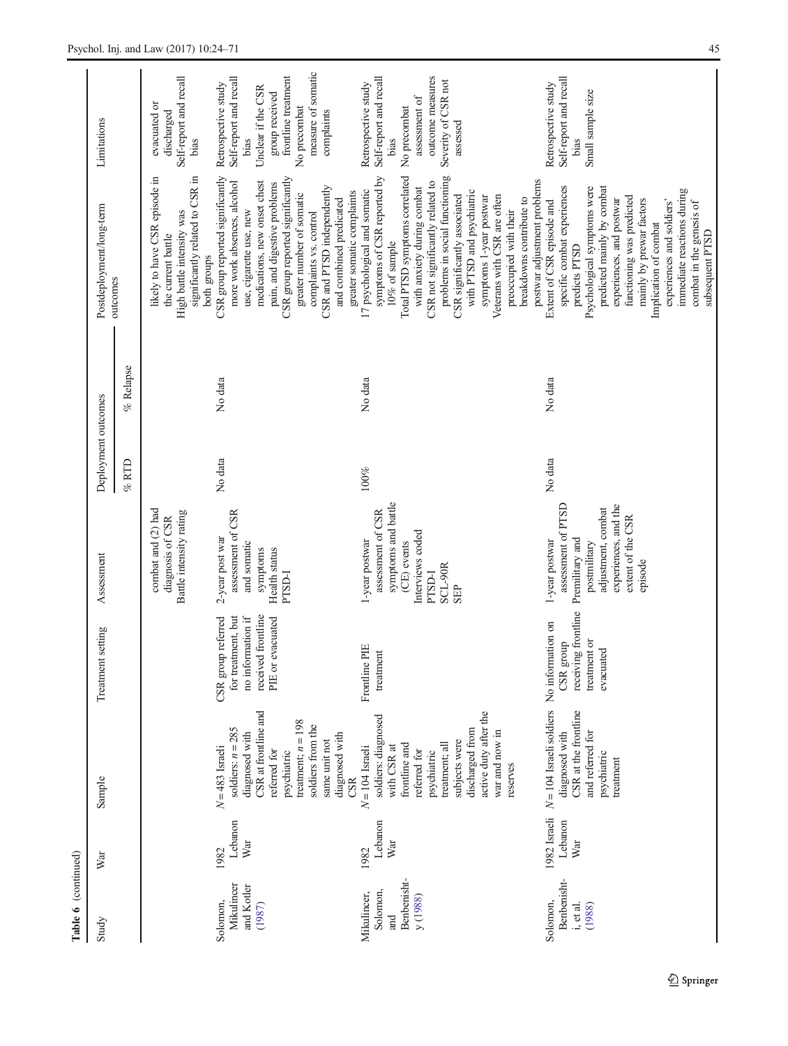Table 6 (continued)

| Study | War | Sample | Treatment setting | Assessment | Deployment outcomes | | Postdeployment/long-term outcomes | Limitations |
|---|---|---|---|---|---|---|---|---|
| | | | | | % RTD | % Relapse | | |
| | | | | combat and (2) had diagnosis of CSR<br>Battle intensity rating | | | likely to have CSR episode in the current battle<br>High battle intensity was significantly related to CSR in both groups | evacuated or discharged<br>Self-report and recall bias |
| Solomon, Mikulincer and Kotler (1987) | 1982 Lebanon War | N = 483 Israeli soldiers: n = 285 diagnosed with CSR at frontline and referred for psychiatric treatment; n = 198 soldiers from the same unit not diagnosed with CSR | CSR group referred for treatment, but no information if received frontline PIE or evacuated | 2-year post war assessment of CSR and somatic symptoms<br>Health status<br>PTSD-I | No data | No data | CSR group reported significantly more work absences, alcohol use, cigarette use, new medications, new onset chest pain, and digestive problems<br>CSR group reported significantly greater number of somatic complaints vs. control<br>CSR and PTSD independently and combined predicated greater somatic complaints | Retrospective study<br>Self-report and recall bias<br>Unclear if the CSR group received frontline treatment<br>No precombat measure of somatic complaints |
| Mikulincer, Solomon, and Benbenisht-y (1988) | 1982 Lebanon War | N = 104 Israeli soldiers: diagnosed with CSR at frontline and referred for psychiatric treatment; all subjects were discharged from active duty after the war and now in reserves | Frontline PIE treatment | 1-year postwar assessment of CSR symptoms and battle (CE) events<br>Interviews coded<br>PTSD-I<br>SCL-90R<br>SEP | 100% | No data | 17 psychological and somatic symptoms of CSR reported by 10% of sample<br>Total PTSD symptoms correlated with anxiety during combat<br>CSR not significantly related to problems in social functioning<br>CSR significantly associated with PTSD and psychiatric symptoms 1-year postwar<br>Veterans with CSR are often preoccupied with their breakdowns contribute to postwar adjustment problems | Retrospective study<br>Self-report and recall bias<br>No precombat assessment of outcome measures<br>Severity of CSR not assessed |
| Solomon, Benbenisht-i, et al. (1988) | 1982 Israeli Lebanon War | N = 104 Israeli soldiers diagnosed with CSR at the frontline and referred for psychiatric treatment | No information on CSR group receiving frontline treatment or evacuated | 1-year postwar assessment of PTSD<br>Premilitary and postmilitary adjustment, combat experiences, and the extent of the CSR episode | No data | No data | Extent of CSR episode and specific combat experiences predicts PTSD<br>Psychological symptoms were predicted mainly by combat experiences, and postwar functioning was predicted mainly by prewar factors<br>Implication of combat experiences and soldiers' immediate reactions during combat in the genesis of subsequent PTSD | Retrospective study<br>Self-report and recall bias<br>Small sample size |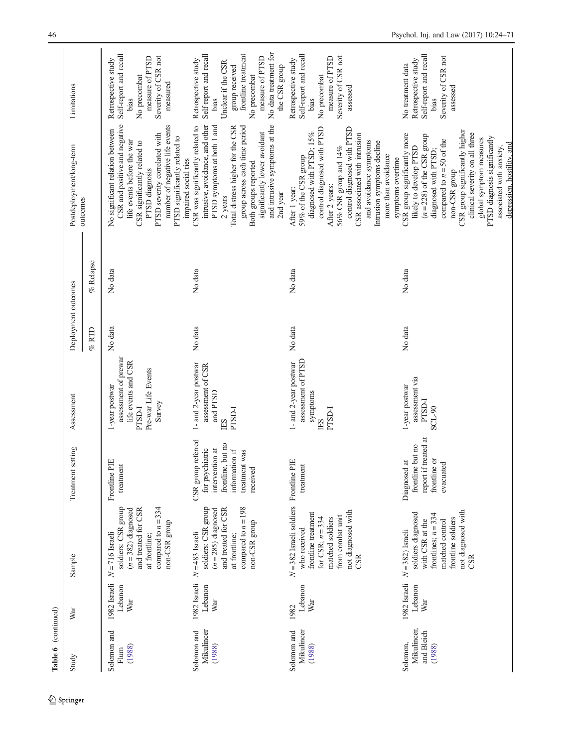**Table 6** (continued)

| Study | War | Sample | Treatment setting | Assessment | Deployment outcomes | | Postdeployment/long-term outcomes | Limitations |
|---|---|---|---|---|---|---|---|---|
| | | | | | % RTD | % Relapse | | |
| Solomon and Flum (1988) | 1982 Israeli Lebanon War | N = 716 Israeli soldiers: CSR group (n = 382) diagnosed and treated for CSR at frontline; compared to n = 334 non-CSR group | Frontline PIE treatment | 1-year postwar assessment of prewar life events and CSR PTSD-I Pre-war Life Events Survey | No data | No data | No significant relation between CSR and positive and negative life events before the war CSR significantly related to PTSD diagnosis PTSD severity correlated with number of negative life events PTSD significantly related to impaired social ties | Retrospective study Self-report and recall bias No precombat measure of PTSD Severity of CSR not measured |
| Solomon and Mikulincer (1988) | 1982 Israeli Lebanon War | N = 483 Israeli soldiers: CSR group (n = 285) diagnosed and treated for CSR at frontline; compared to n = 198 non-CSR group | CSR group referred for psychiatric intervention at frontline, but no information if treatment was received | 1- and 2-year postwar assessment of CSR and PTSD IES PTSD-I | No data | No data | CSR was significantly related to intrusive, avoidance, and other PTSD symptoms at both 1 and 2 years Total distress higher for the CSR group across each time period Both groups reported significantly lower avoidant and intrusive symptoms at the 2nd year | Retrospective study Self-report and recall bias Unclear if the CSR group received frontline treatment No precombat measure of PTSD No data treatment for the CSR group |
| Solomon and Mikulincer (1988) | 1982 Lebanon War | N = 382 Israeli soldiers who received frontline treatment for CSR; n = 334 matched soldiers from combat unit not diagnosed with CSR | Frontline PIE treatment | 1- and 2-year postwar assessment of PTSD symptoms IES PTSD-I | No data | No data | After 1 year: 59% of the CSR group diagnosed with PTSD; 15% control diagnosed with PTSD After 2 years: 56% CSR group and 14% control diagnosed with PTSD CSR associated with intrusion and avoidance symptoms Intrusion symptoms decline more than avoidance symptoms overtime | Retrospective study Self-report and recall bias No precombat measure of PTSD Severity of CSR not assessed |
| Solomon, Mikulincer, and Bleich (1988) | 1982 Israeli Lebanon War | N = 382) Israeli soldiers diagnosed with CSR at the frontlines; n = 334 matched control frontline soldiers not diagnosed with CSR | Diagnosed at frontline but no report if treated at frontline or evacuated | 1-year postwar assessment via PTSD-I SCL-90 | No data | No data | CSR group significantly more likely to develop PTSD (n = 228) of the CSR group diagnosed with PTSD; compared to n = 50 of the non-CSR group CSR group significantly higher clinical severity on all three global symptom measures PTSD diagnosis significantly associated with anxiety, depression, hostility, and | No treatment data Retrospective study Self-report and recall bias Severity of CSR not assessed |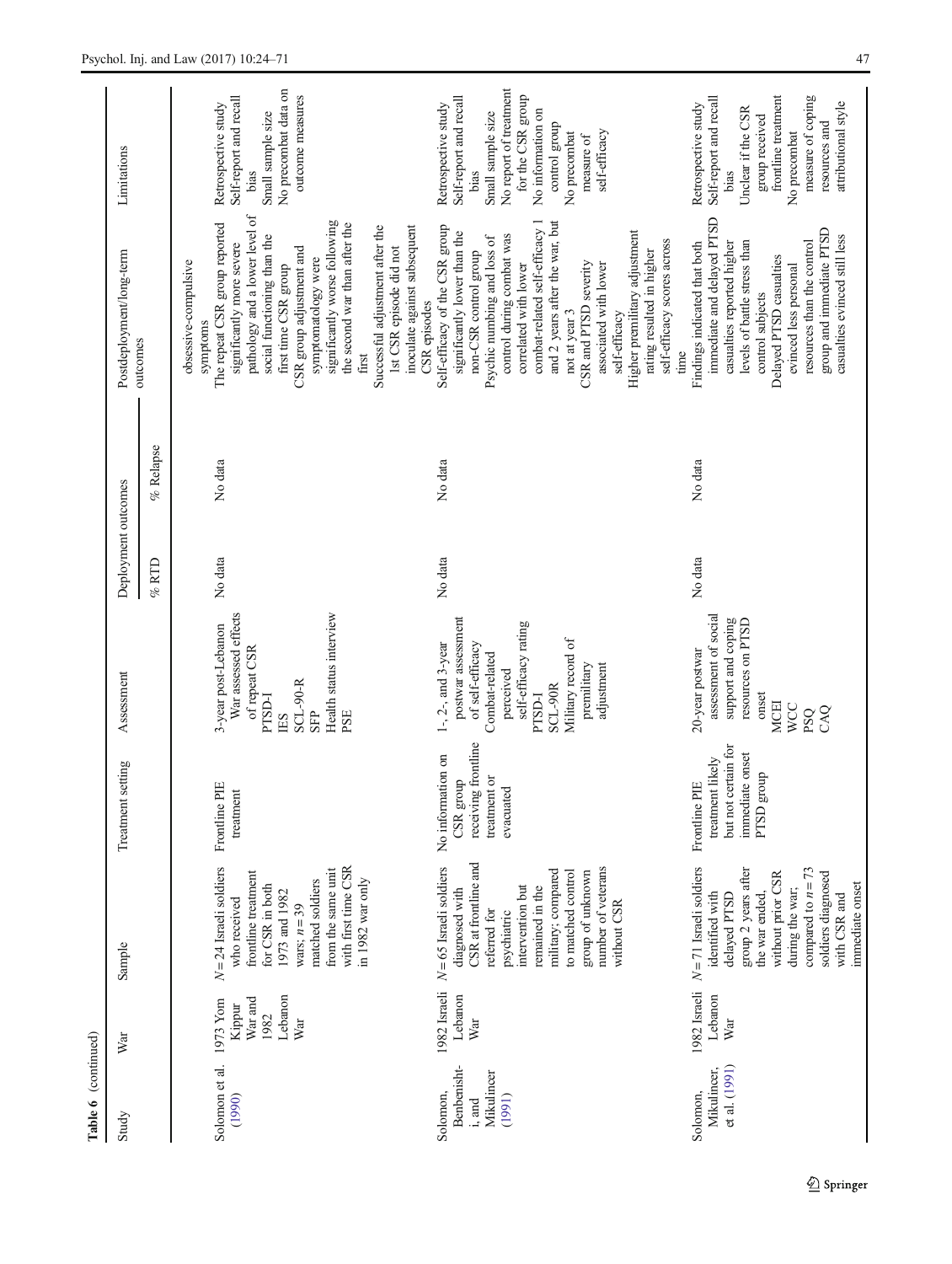**Table 6** (continued)

| Study | War | Sample | Treatment setting | Assessment | Deployment outcomes | | Postdeployment/long-term outcomes | Limitations |
|---|---|---|---|---|---|---|---|---|
| | | | | | % RTD | % Relapse | | |
| | | | | | | | obsessive-compulsive symptoms | |
| Solomon et al. (1990) | 1973 Yom Kippur War and 1982 Lebanon War | $N = 24$ Israeli soldiers who received frontline treatment for CSR in both 1973 and 1982 wars; $n = 39$ matched soldiers from the same unit with first time CSR in 1982 war only | Frontline PIE treatment | 3-year post-Lebanon War assessed effects of repeat CSR<br>PTSD-I<br>IES<br>SCL-90-R<br>SFP<br>Health status interview<br>PSE | No data | No data | The repeat CSR group reported significantly more severe pathology and a lower level of social functioning than the first time CSR group<br>CSR group adjustment and symptomatology were significantly worse following the second war than after the first<br>Successful adjustment after the 1st CSR episode did not inoculate against subsequent CSR episodes | Retrospective study<br>Self-report and recall bias<br>Small sample size<br>No precombat data on outcome measures |
| Solomon, Benbenishti, and Mikulincer (1991) | 1982 Israeli Lebanon War | $N = 65$ Israeli soldiers diagnosed with CSR at frontline and referred for psychiatric intervention but remained in the military; compared to matched control group of unknown number of veterans without CSR | No information on CSR group receiving frontline treatment or evacuated | 1-, 2-, and 3-year postwar assessment of self-efficacy<br>Combat-related perceived self-efficacy rating<br>PTSD-I<br>SCL-90R<br>Military record of premilitary adjustment | No data | No data | Self-efficacy of the CSR group significantly lower than the non-CSR control group<br>Psychic numbing and loss of control during combat was correlated with lower combat-related self-efficacy 1 and 2 years after the war, but not at year 3<br>CSR and PTSD severity associated with lower self-efficacy<br>Higher premilitary adjustment rating resulted in higher self-efficacy scores across time | Retrospective study<br>Self-report and recall bias<br>Small sample size<br>No report of treatment for the CSR group<br>No information on control group<br>No precombat measure of self-efficacy |
| Solomon, Mikulincer, et al. (1991) | 1982 Israeli Lebanon War | $N = 71$ Israeli soldiers identified with delayed PTSD group 2 years after the war ended, without prior CSR during the war; compared to $n = 73$ soldiers diagnosed with CSR and immediate onset | Frontline PIE treatment likely but not certain for immediate onset PTSD group | 20-year postwar assessment of social support and coping resources on PTSD onset<br>MCEI<br>WCC<br>PSQ<br>CAQ | No data | No data | Findings indicated that both immediate and delayed PTSD casualties reported higher levels of battle stress than control subjects<br>Delayed PTSD casualties evinced less personal resources than the control group and immediate PTSD casualties evinced still less | Retrospective study<br>Self-report and recall bias<br>Unclear if the CSR group received frontline treatment<br>No precombat measure of coping resources and attributional style |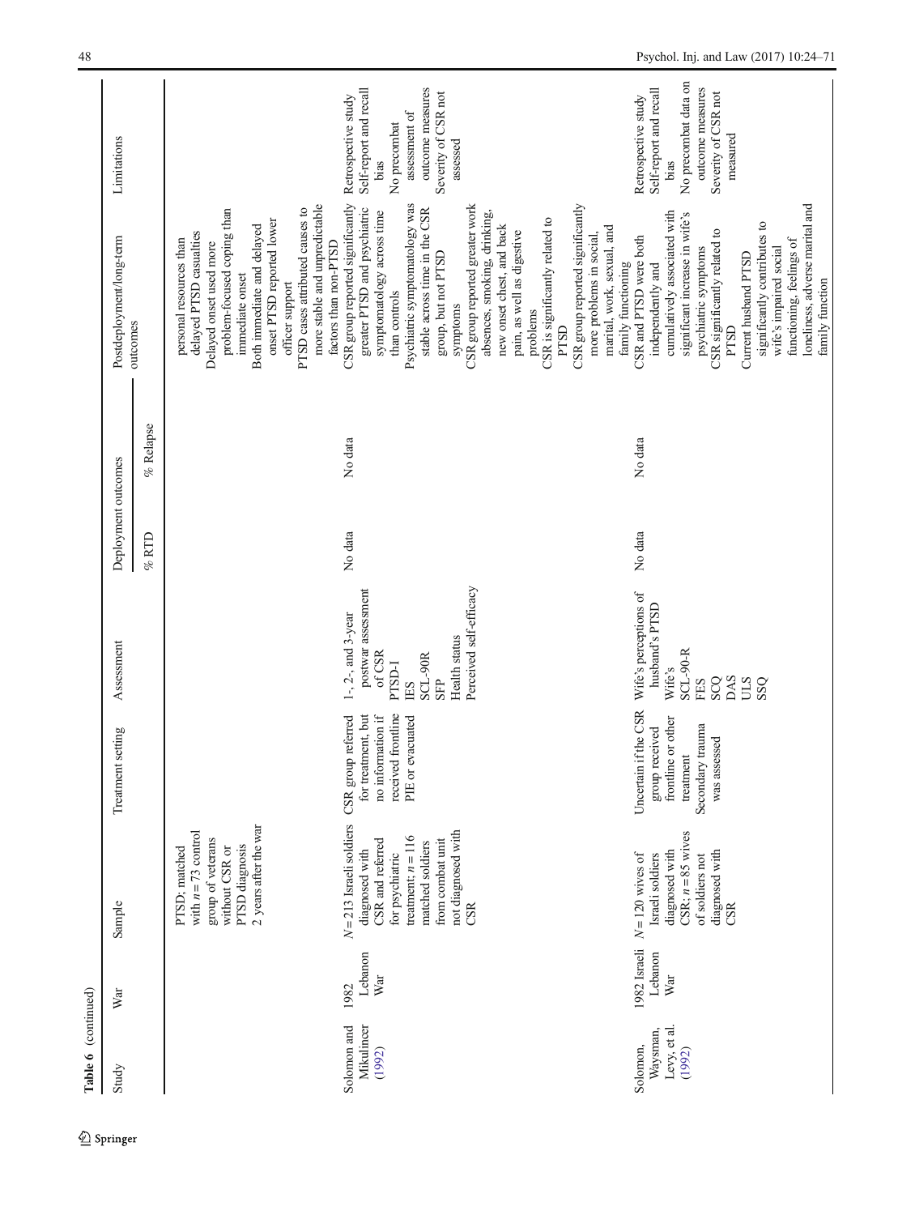**Table 6** (continued)

| Study | War | Sample | Treatment setting | Assessment | Deployment outcomes | | Postdeployment/long-term outcomes | Limitations |
|---|---|---|---|---|---|---|---|---|
| | | | | | % RTD | % Relapse | | |
| | | PTSD; matched with $n = 73$ control group of veterans without CSR or PTSD diagnosis 2 years after the war | | | | | personal resources than delayed PTSD casualties<br>Delayed onset used more problem-focused coping than immediate onset<br>Both immediate and delayed onset PTSD reported lower officer support<br>PTSD cases attributed causes to more stable and unpredictable factors than non-PTSD | |
| Solomon and Mikulincer (1992) | 1982 Lebanon War | $N = 213$ Israeli soldiers diagnosed with CSR and referred for psychiatric treatment; $n = 116$ matched soldiers from combat unit not diagnosed with CSR | CSR group referred for treatment, but no information if received frontline PIE or evacuated | 1-, 2-, and 3-year postwar assessment of CSR<br>PTSD-I<br>IES<br>SCL-90R<br>SFP<br>Health status<br>Perceived self-efficacy | No data | No data | CSR group reported significantly greater PTSD and psychiatric symptomatology across time than controls<br>Psychiatric symptomatology was stable across time in the CSR group, but not PTSD symptoms<br>CSR group reported greater work absences, smoking, drinking, new onset chest, and back pain, as well as digestive problems<br>CSR is significantly related to PTSD<br>CSR group reported significantly more problems in social, marital, work, sexual, and family functioning | Retrospective study<br>Self-report and recall bias<br>No precombat assessment of outcome measures<br>Severity of CSR not assessed |
| Solomon, Waysman, Levy, et al. (1992) | 1982 Israeli Lebanon War | $N = 120$ wives of Israeli soldiers diagnosed with CSR; $n = 85$ wives of soldiers not diagnosed with CSR | Uncertain if the CSR group received frontline or other treatment<br>Secondary trauma was assessed | Wife's perceptions of husband's PTSD<br>Wife's SCL-90-R<br>FES<br>SCQ<br>DAS<br>ULS<br>SSQ | No data | No data | CSR and PTSD were both independently and cumulatively associated with significant increase in wife's psychiatric symptoms<br>CSR significantly related to PTSD<br>Current husband PTSD significantly contributes to wife's impaired social functioning, feelings of loneliness, adverse marital and family function | Retrospective study<br>Self-report and recall bias<br>No precombat data on outcome measures<br>Severity of CSR not measured |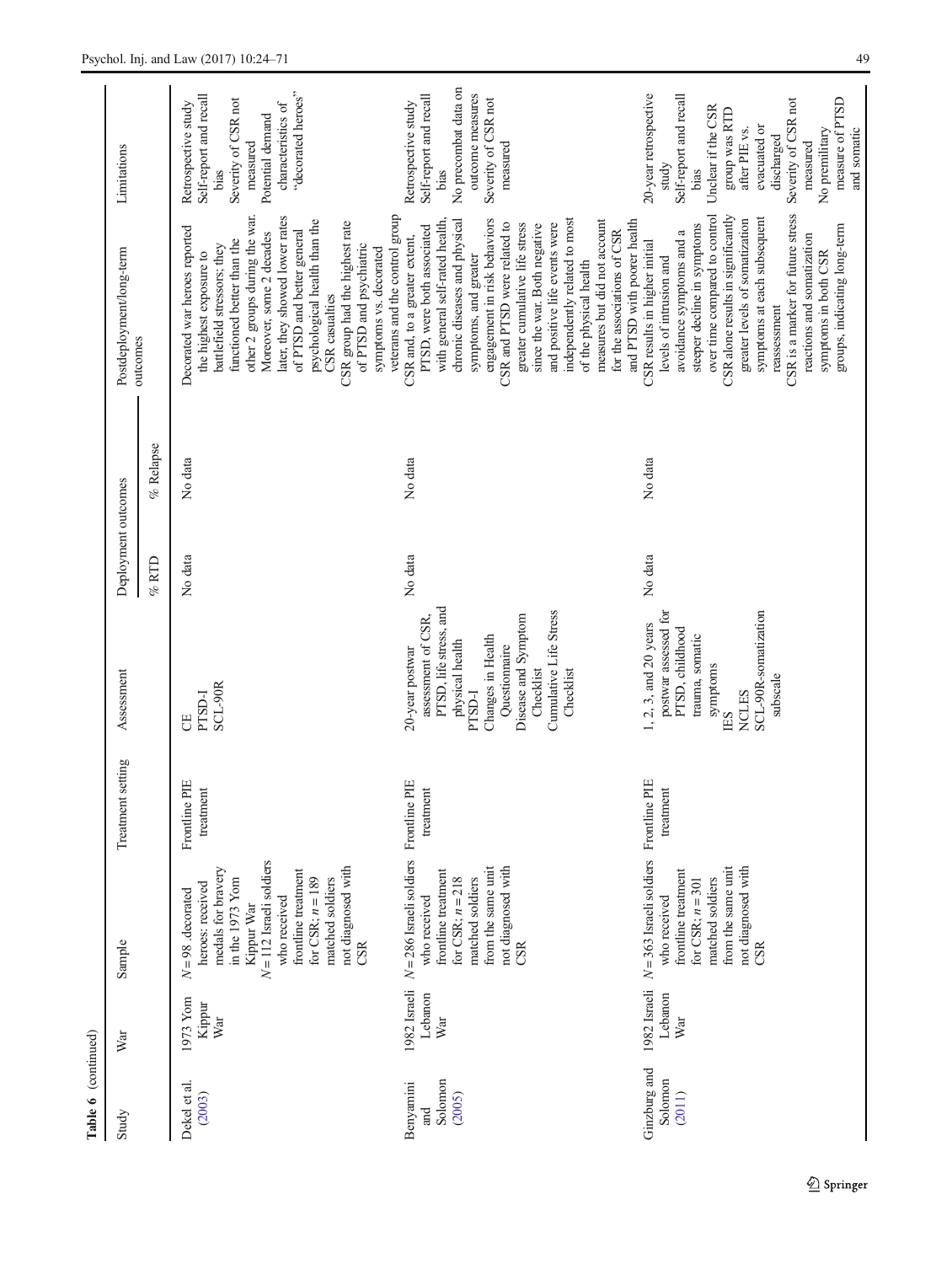**Table 6** (continued)

| Study | War | Sample | Treatment setting | Assessment | Deployment outcomes | | Postdeployment/long-term outcomes | Limitations |
|---|---|---|---|---|---|---|---|---|
| | | | | | % RTD | % Relapse | | |
| Dekel et al. (2003) | 1973 Yom Kippur War | N = 98 decorated heroes: received medals for bravery in the 1973 Yom Kippur War<br>N = 112 Israeli soldiers who received frontline treatment for CSR; n = 189 matched soldiers not diagnosed with CSR | Frontline PIE treatment | CE<br>PTSD-I<br>SCL-90R | No data | No data | Decorated war heroes reported the highest exposure to battlefield stressors; they functioned better than the other 2 groups during the war. Moreover, some 2 decades later, they showed lower rates of PTSD and better general psychological health than the CSR casualties<br>CSR group had the highest rate of PTSD and psychiatric symptoms vs. decorated veterans and the control group | Retrospective study<br>Self-report and recall bias<br>Severity of CSR not measured<br>Potential demand characteristics of "decorated heroes" |
| Benyamini and Solomon (2005) | 1982 Israeli Lebanon War | N = 286 Israeli soldiers who received frontline treatment for CSR; n = 218 matched soldiers from the same unit not diagnosed with CSR | Frontline PIE treatment | 20-year postwar assessment of CSR, PTSD, life stress, and physical health<br>PTSD-I<br>Changes in Health Questionnaire<br>Disease and Symptom Checklist<br>Cumulative Life Stress Checklist | No data | No data | CSR and, to a greater extent, PTSD, were both associated with general self-rated health, chronic diseases and physical symptoms, and greater engagement in risk behaviors<br>CSR and PTSD were related to greater cumulative life stress since the war. Both negative and positive life events were independently related to most of the physical health measures but did not account for the associations of CSR and PTSD with poorer health | Retrospective study<br>Self-report and recall bias<br>No precombat data on outcome measures<br>Severity of CSR not measured |
| Ginzburg and Solomon (2011) | 1982 Israeli Lebanon War | N = 363 Israeli soldiers who received frontline treatment for CSR; n = 301 matched soldiers from the same unit not diagnosed with CSR | Frontline PIE treatment | 1, 2, 3, and 20 years postwar assessed for PTSD, childhood trauma, somatic symptoms<br>IES<br>NCLES<br>SCL-90R-somatization subscale | No data | No data | CSR results in higher initial levels of intrusion and avoidance symptoms and a steeper decline in symptoms over time compared to control<br>CSR alone results in significantly greater levels of somatization symptoms at each subsequent reassessment<br>CSR is a marker for future stress reactions and somatization symptoms in both CSR groups, indicating long-term | 20-year retrospective study<br>Self-report and recall bias<br>Unclear if the CSR group was RTD after PIE vs. evacuated or discharged<br>Severity of CSR not measured<br>No premilitary measure of PTSD and somatic |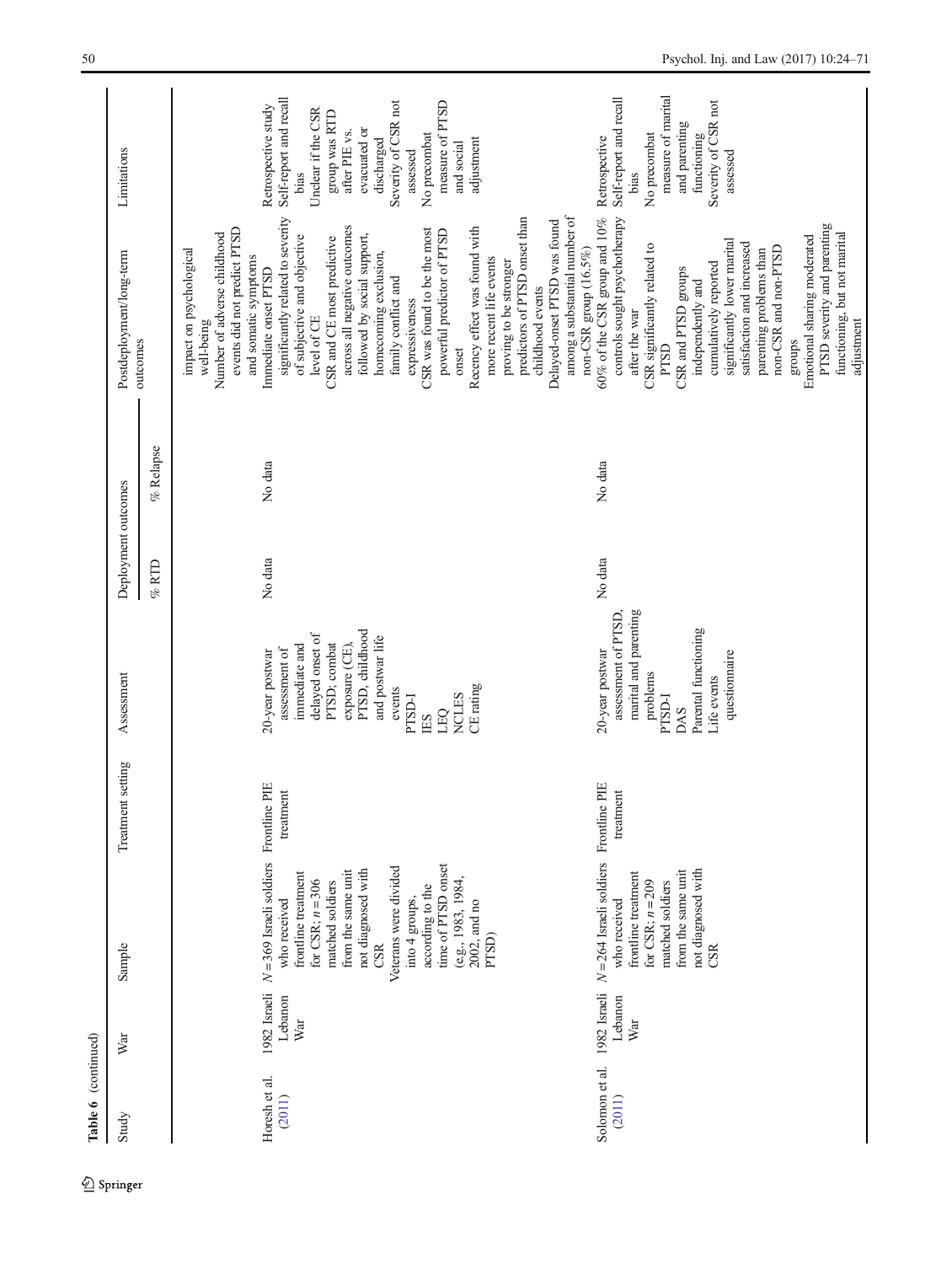**Table 6** (continued)

| Study | War | Sample | Treatment setting | Assessment | Deployment outcomes | | Postdeployment/long-term outcomes | Limitations |
|---|---|---|---|---|---|---|---|---|
| | | | | | % RTD | % Relapse | | |
| | | | | | | | impact on psychological well-being<br>Number of adverse childhood events did not predict PTSD and somatic symptoms | |
| Horesh et al. (2011) | 1982 Israeli Lebanon War | *N* = 369 Israeli soldiers who received frontline treatment for CSR; *n* = 306 matched soldiers from the same unit not diagnosed with CSR<br>Veterans were divided into 4 groups, according to the time of PTSD onset (e.g., 1983, 1984, 2002, and no PTSD) | Frontline PIE treatment | 20-year postwar assessment of immediate and delayed onset of PTSD; combat exposure (CE), PTSD, childhood and postwar life events<br>PTSD-I<br>IES<br>LEQ<br>NCLES<br>CE rating | No data | No data | Immediate onset PTSD significantly related to severity of subjective and objective level of CE<br>CSR and CE most predictive across all negative outcomes followed by social support, homecoming exclusion, family conflict and expressiveness<br>CSR was found to be the most powerful predictor of PTSD onset<br>Recency effect was found with more recent life events proving to be stronger predictors of PTSD onset than childhood events<br>Delayed-onset PTSD was found among a substantial number of non-CSR group (16.5%) | Retrospective study<br>Self-report and recall bias<br>Unclear if the CSR group was RTD after PIE vs. evacuated or discharged<br>Severity of CSR not assessed<br>No precombat measure of PTSD and social adjustment |
| Solomon et al. (2011) | 1982 Israeli Lebanon War | *N* = 264 Israeli soldiers who received frontline treatment for CSR; *n* = 209 matched soldiers from the same unit not diagnosed with CSR | Frontline PIE treatment | 20-year postwar assessment of PTSD, marital and parenting problems<br>PTSD-I<br>DAS<br>Parental functioning<br>Life events questionnaire | No data | No data | 60% of the CSR group and 10% controls sought psychotherapy after the war<br>CSR significantly related to PTSD<br>CSR and PTSD groups independently and cumulatively reported significantly lower marital satisfaction and increased parenting problems than non-CSR and non-PTSD groups<br>Emotional sharing moderated PTSD severity and parenting functioning, but not marital adjustment | Retrospective<br>Self-report and recall bias<br>No precombat measure of marital and parenting functioning<br>Severity of CSR not assessed |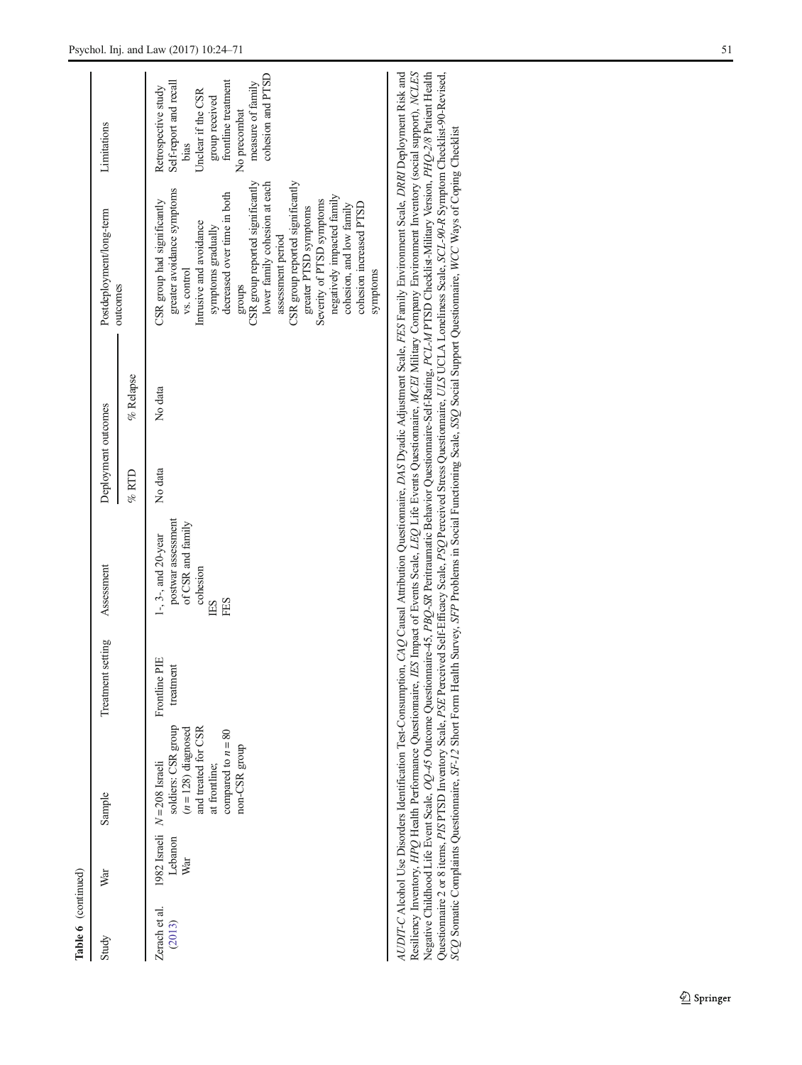**Table 6** (continued)

| Study | War | Sample | Treatment setting | Assessment | Deployment outcomes | | Postdeployment/long-term outcomes | Limitations |
|---|---|---|---|---|---|---|---|---|
| | | | | | % RTD | % Relapse | | |
| Zerach et al. (2013) | 1982 Israeli Lebanon War | $N = 208$ Israeli soldiers: CSR group ($n = 128$) diagnosed and treated for CSR at frontline; compared to $n = 80$ non-CSR group | Frontline PIE treatment | 1-, 3-, and 20-year postwar assessment of CSR and family cohesion<br>IES<br>FES | No data | No data | CSR group had significantly greater avoidance symptoms vs. control<br>Intrusive and avoidance symptoms gradually decreased over time in both groups<br>CSR group reported significantly lower family cohesion at each assessment period<br>CSR group reported significantly greater PTSD symptoms<br>Severity of PTSD symptoms negatively impacted family cohesion, and low family cohesion increased PTSD symptoms | Retrospective study<br>Self-report and recall bias<br>Unclear if the CSR group received frontline treatment<br>No precombat measure of family cohesion and PTSD |

*AUDIT-C* Alcohol Use Disorders Identification Test-Consumption, *CAQ* Causal Attribution Questionnaire, *DAS* Dyadic Adjustment Scale, *FES* Family Environment Scale, *DRRI* Deployment Risk and Resiliency Inventory, *HPQ* Health Performance Questionnaire, *IES* Impact of Events Scale, *LEQ* Life Events Questionnaire, *MCEI* Military Company Environment Inventory (social support), *NCLES* Negative Childhood Life Event Scale, *OQ-45* Outcome Questionnaire-45, *PBQ-SR* Peritraumatic Behavior Questionnaire-Self-Rating, *PCL-M* PTSD Checklist-Military Version, *PHQ-2/8* Patient Health Questionnaire 2 or 8 items, *PIS* PTSD Inventory Scale, *PSE* Perceived Self-Efficacy Scale, *PSQ* Perceived Stress Questionnaire, *ULS* UCLA Loneliness Scale, *SCL-90-R* Symptom Checklist-90-Revised, *SCQ* Somatic Complaints Questionnaire, *SF-12* Short Form Health Survey, *SFP* Problems in Social Functioning Scale, *SSQ* Social Support Questionnaire, *WCC* Ways of Coping Checklist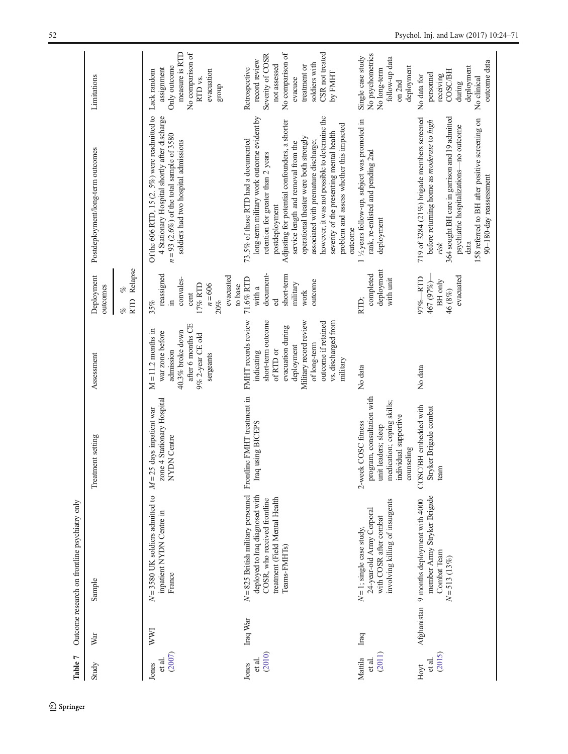**Table 7** Outcome research on frontline psychiatry only

| Study | War | Sample | Treatment setting | Assessment | Deployment outcomes % RTD | Deployment outcomes % Relapse | Postdeployment/long-term outcomes | Limitations |
|---|---|---|---|---|---|---|---|---|
| Jones et al. (2007) | WWI | *N* = 3580 UK soldiers admitted to inpatient NYDN Centre in France | *M* = 25 days inpatient war zone 4 Stationary Hospital NYDN Centre | M = 11.2 months in war zone before admission 40.3% broke down after 6 months CE 9% 2-year CE old sergeants | 35% reassigned in convalescent 17% RTD *n* = 606 20% evacuated to base | | Of the 606 RTD, 15 (2. 5%) were readmitted to 4 Stationary Hospital shortly after discharge *n* = 93 (2.6%) of the total sample of 3580 soldiers had two hospital admissions | Lack random assignment Only outcome measure is RTD No comparison of RTD vs. evacuation group |
| Jones et al. (2010) | Iraq War | *N* = 825 British military personnel deployed to Iraq diagnosed with COSR, who received frontline treatment (Field Mental Health Teams-FMHTs) | Frontline FMHT treatment in Iraq using BICEPS | FMHT records review indicating short-term outcome of RTD or evacuation during deployment Military record review of long-term outcome if retained vs. discharged from military | 71.6% RTD with a documented short-term military work outcome | | 73.5% of those RTD had a documented long-term military work outcome evident by retention for greater than 2 years postdeployment<br>Adjusting for potential confounders, a shorter service length and removal from the operational theater were both strongly associated with premature discharge; however, it was not possible to determine the severity of the presenting mental health problem and assess whether this impacted outcome | Retrospective record review Severity of COSR not assessed No comparison of evacuee treatment or soldiers with CSR not treated by FMHT |
| Mattila et al. (2011) | Iraq | *N* = 1; single case study, 24-year-old Army Corporal with COSR after combat involving killing of insurgents | 2-week COSC fitness program, consultation with unit leaders; sleep medication; coping skills; individual supportive counseling | No data | RTD: completed deployment with unit | | 1 ½ years follow-up, subject was promoted in rank, re-enlisted and pending 2nd deployment | Single case study No psychometrics No long-term follow-up data on 2nd deployment |
| Hoyt et al. (2015) | Afghanistan | 9 months deployment with 4000 member Army Stryker Brigade Combat Team *N* = 513 (13%) | COSC/BH embedded with Stryker Brigade combat team | No data | 97%—RTD 467 (97%)—BH only 46 (8%) evacuated | | 719 of 3284 (21%) brigade members screened before returning home as *moderate* to *high risk*<br>364 sought BH care in garrison and 19 admitted psychiatric hospitalizations—no outcome data<br>158 referred to BH after positive screening on 90–180-day reassessment | No data for personnel receiving COSC/BH during deployment No clinical outcome data |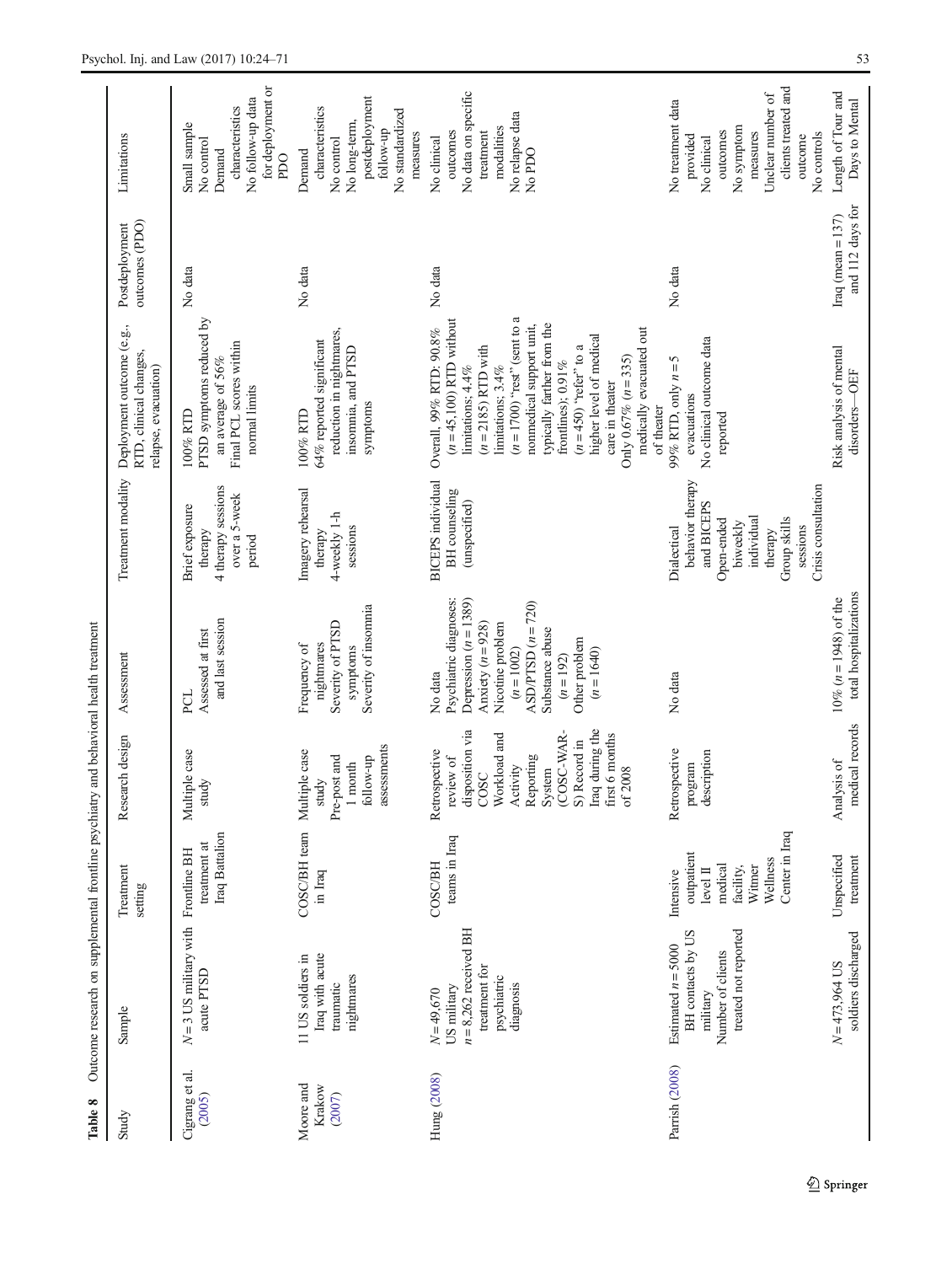**Table 8** Outcome research on supplemental frontline psychiatry and behavioral health treatment

| Study | Sample | Treatment setting | Research design | Assessment | Treatment modality | Deployment outcome (e.g., RTD, clinical changes, relapse, evacuation) | Postdeployment outcomes (PDO) | Limitations |
|---|---|---|---|---|---|---|---|---|
| Cigrang et al. (2005) | *N* = 3 US military with acute PTSD | Frontline BH treatment at Iraq Battalion | Multiple case study | PCL Assessed at first and last session | Brief exposure therapy 4 therapy sessions over a 5-week period | 100% RTD PTSD symptoms reduced by an average of 56% Final PCL scores within normal limits | No data | Small sample No control Demand characteristics No follow-up data for deployment or PDO |
| Moore and Krakow (2007) | 11 US soldiers in Iraq with acute traumatic nightmares | COSC/BH team in Iraq | Multiple case study Pre-post and 1 month follow-up assessments | Frequency of nightmares Severity of PTSD symptoms Severity of insomnia | Imagery rehearsal therapy 4-weekly 1-h sessions | 100% RTD 64% reported significant reduction in nightmares, insomnia, and PTSD symptoms | No data | Demand characteristics No control No long-term, postdeployment follow-up No standardized measures |
| Hung (2008) | *N* = 49,670 US military *n* = 8,262 received BH treatment for psychiatric diagnosis | COSC/BH teams in Iraq | Retrospective review of disposition via COSC Workload and Activity Reporting System (COSC-WARS) Record in Iraq during the first 6 months of 2008 | No data Psychiatric diagnoses: Depression (*n* = 1389) Anxiety (*n* = 928) Nicotine problem (*n* = 1002) ASD/PTSD (*n* = 720) Substance abuse (*n* = 192) Other problem (*n* = 1640) | BICEPS individual BH counseling (unspecified) | Overall, 99% RTD: 90.8% (*n* = 45,100) RTD without limitations; 4.4% (*n* = 2185) RTD with limitations; 3.4% (*n* = 1700) "rest" (sent to a nonmedical support unit, typically farther from the frontlines); 0.91% (*n* = 450) "refer" to a higher level of medical care in theater Only 0.67% (*n* = 335) medically evacuated out of theater | No data | No clinical outcomes No data on specific treatment modalities No relapse data No PDO |
| Parrish (2008) | Estimated *n* = 5000 BH contacts by US military Number of clients treated not reported | Intensive outpatient level II medical facility, Witmer Wellness Center in Iraq | Retrospective program description | No data | Dialectical behavior therapy and BICEPS Open-ended biweekly individual therapy Group skills sessions Crisis consultation | 99% RTD, only *n* = 5 evacuations No clinical outcome data reported | No data | No treatment data provided No clinical outcomes No symptom measures Unclear number of clients treated and outcome No controls |
| | *N* = 473,964 US soldiers discharged | Unspecified treatment | Analysis of medical records | 10% (*n* = 1948) of the total hospitalizations | | Risk analysis of mental disorders—OEF | Iraq (mean = 137) and 112 days for | Length of Tour and Days to Mental |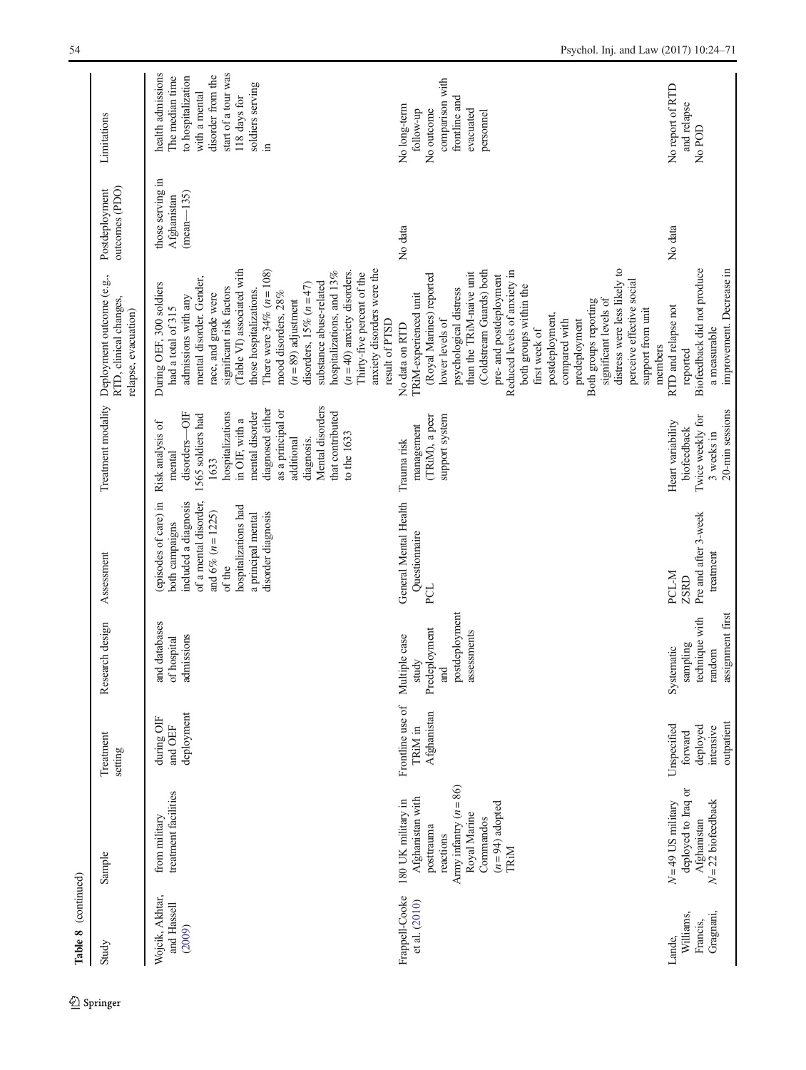Table 8 (continued)

| Study | Sample | Treatment setting | Research design | Assessment | Treatment modality | Deployment outcome (e.g., RTD, clinical changes, relapse, evacuation) | Postdeployment outcomes (PDO) | Limitations |
|---|---|---|---|---|---|---|---|---|
| Wojcik, Akhtar, and Hassell (2009) | from military treatment facilities | during OIF and OEF deployment | and databases of hospital admissions | (episodes of care) in both campaigns included a diagnosis of a mental disorder, and 6% (n = 1225) of the hospitalizations had a principal mental disorder diagnosis | Risk analysis of mental disorders—OIF 1565 soldiers had 1633 hospitalizations in OIF, with a mental disorder diagnosed either as a principal or additional diagnosis. Mental disorders that contributed to the 1633 | During OEF, 300 soldiers had a total of 315 admissions with any mental disorder. Gender, race, and grade were significant risk factors (Table VI) associated with those hospitalizations. There were 34% (n = 108) mood disorders, 28% (n = 89) adjustment disorders, 15% (n = 47) substance abuse-related hospitalizations, and 13% (n = 40) anxiety disorders. Thirty-five percent of the anxiety disorders were the result of PTSD | those serving in Afghanistan (mean—135) | health admissions The median time to hospitalization with a mental disorder from the start of a tour was 118 days for soldiers serving in |
| Frappell-Cooke et al. (2010) | 180 UK military in Afghanistan with posttrauma reactions Army infantry (n = 86) Royal Marine Commandos (n = 94) adopted TRiM | Frontline use of TRiM in Afghanistan | Multiple case study Predeployment and postdeployment assessments | General Mental Health Questionnaire PCL | Trauma risk management (TRiM), a peer support system | No data on RTD TRiM-experienced unit (Royal Marines) reported lower levels of psychological distress than the TRiM-naive unit (Coldstream Guards) both pre- and postdeployment Reduced levels of anxiety in both groups within the first week of postdeployment, compared with predeployment Both groups reporting significant levels of distress were less likely to perceive effective social support from unit members | No data | No long-term follow-up No outcome comparison with frontline and evacuated personnel |
| Lande, Williams, Francis, Gragnani, | N = 49 US military deployed to Iraq or Afghanistan N = 22 biofeedback | Unspecified forward deployed intensive outpatient | Systematic sampling technique with random assignment first | PCL-M ZSRD Pre and after 3-week treatment | Heart variability biofeedback Twice weekly for 3 weeks in 20-min sessions | RTD and relapse not reported Biofeedback did not produce a measurable improvement. Decrease in | No data | No report of RTD and relapse No POD |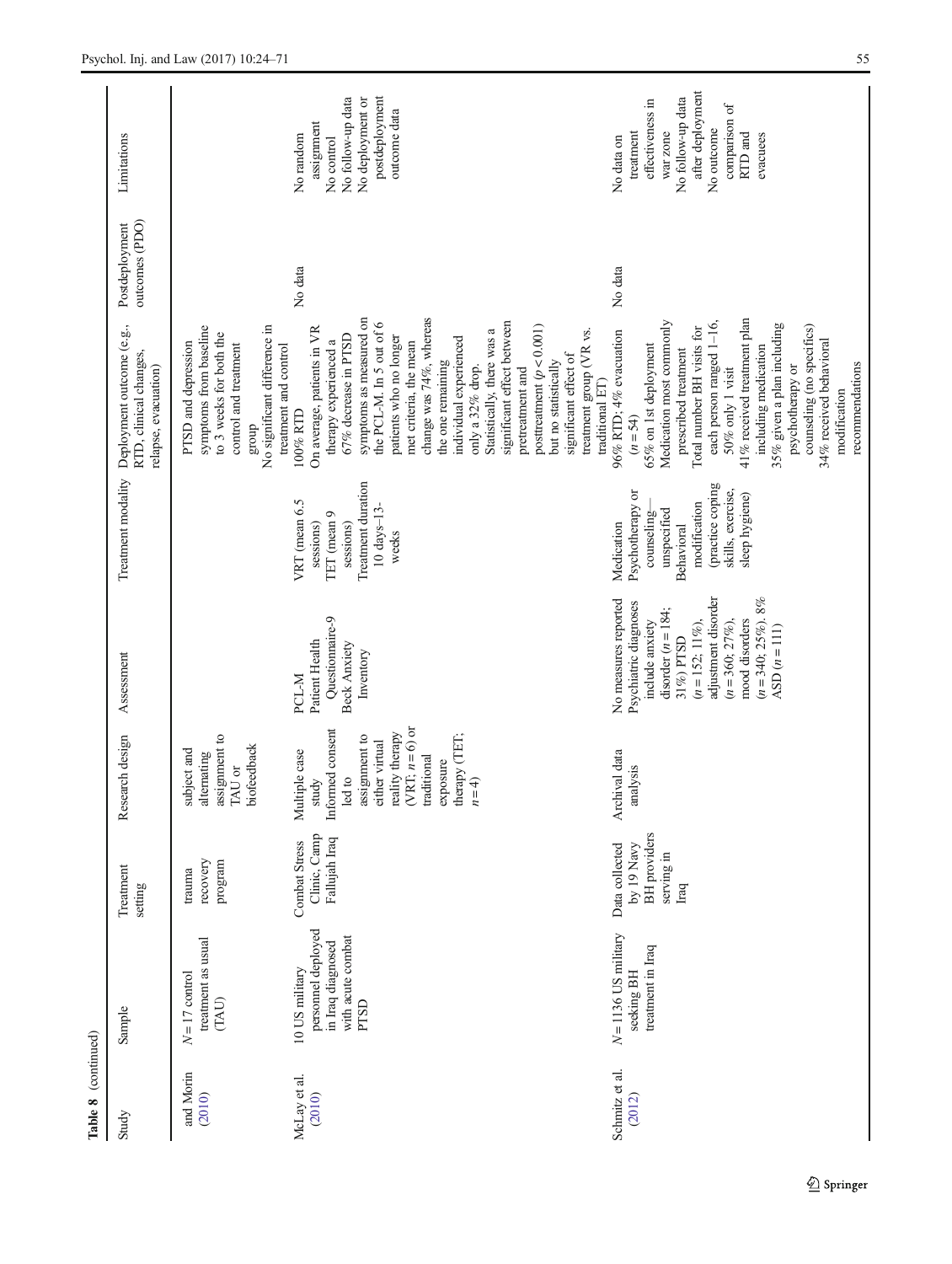Table 8 (continued)

| Study | Sample | Treatment setting | Research design | Assessment | Treatment modality | Deployment outcome (e.g., RTD, clinical changes, relapse, evacuation) | Postdeployment outcomes (PDO) | Limitations |
|---|---|---|---|---|---|---|---|---|
| and Morin (2010) | $N = 17$ control treatment as usual (TAU) | trauma recovery program | subject and alternating assignment to TAU or biofeedback | | | PTSD and depression symptoms from baseline to 3 weeks for both the control and treatment group<br>No significant difference in treatment and control | | |
| McLay et al. (2010) | 10 US military personnel deployed in Iraq diagnosed with acute combat PTSD | Combat Stress Clinic, Camp Fallujah Iraq | Multiple case study<br>Informed consent led to assignment to either virtual reality therapy (VRT; $n = 6$) or traditional exposure therapy (TET; $n = 4$) | PCL-M<br>Patient Health Questionnaire-9<br>Beck Anxiety Inventory | VRT (mean 6.5 sessions)<br>TET (mean 9 sessions)<br>Treatment duration 10 days–13-weeks | 100% RTD<br>On average, patients in VR therapy experienced a 67% decrease in PTSD symptoms as measured on the PCL-M. In 5 out of 6 patients who no longer met criteria, the mean change was 74%, whereas the one remaining individual experienced only a 32% drop.<br>Statistically, there was a significant effect between pretreatment and posttreatment ($p < 0.001$) but no statistically significant effect of treatment group (VR vs. traditional ET) | No data | No random assignment<br>No control<br>No follow-up data<br>No deployment or postdeployment outcome data |
| Schmitz et al. (2012) | $N = 1136$ US military seeking BH treatment in Iraq | Data collected by 19 Navy BH providers serving in Iraq | Archival data analysis | No measures reported<br>Psychiatric diagnoses include anxiety disorder ($n = 184$; 31%) PTSD ($n = 152$; 11%), adjustment disorder ($n = 360$; 27%), mood disorders ($n = 340$; 25%). 8% ASD ($n = 111$) | Medication<br>Psychotherapy or counseling—unspecified<br>Behavioral modification (practice coping skills, exercise, sleep hygiene) | 96% RTD; 4% evacuation ($n = 54$)<br>65% on 1st deployment<br>Medication most commonly prescribed treatment<br>Total number BH visits for each person ranged 1–16, 50% only 1 visit<br>41% received treatment plan including medication<br>35% given a plan including psychotherapy or counseling (no specifics)<br>34% received behavioral modification recommendations | No data | No data on treatment effectiveness in war zone<br>No follow-up data after deployment<br>No outcome comparison of RTD and evacuees |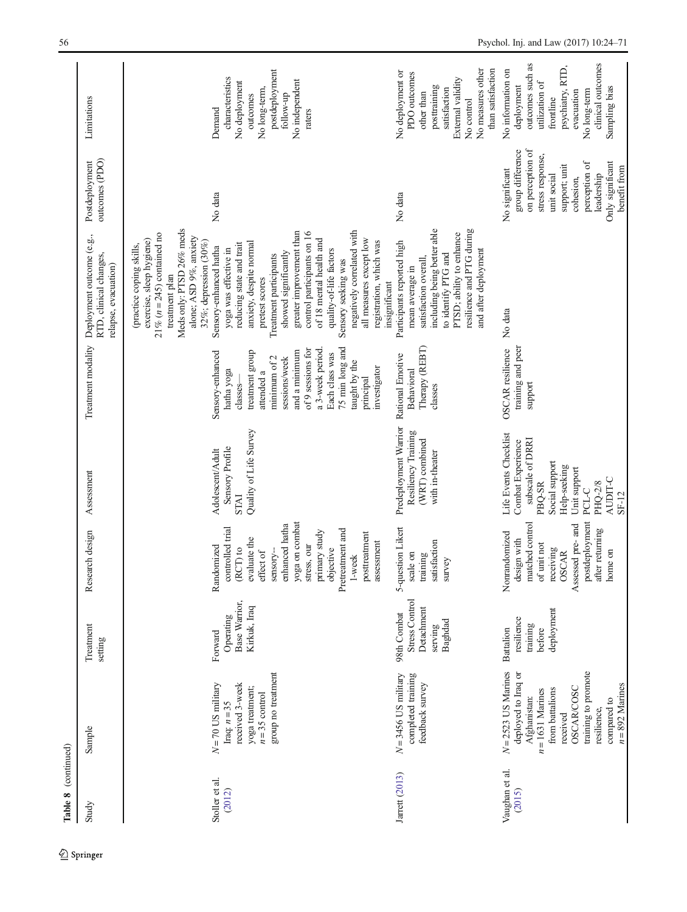**Table 8** (continued)

| Study | Sample | Treatment setting | Research design | Assessment | Treatment modality | Deployment outcome (e.g., RTD, clinical changes, relapse, evacuation) | Postdeployment outcomes (PDO) | Limitations |
|---|---|---|---|---|---|---|---|---|
| | | | | | | (practice coping skills, exercise, sleep hygiene) 21% ($n = 245$) contained no treatment plan Meds only: PTSD 26% meds alone; ASD 9%, anxiety 32%; depression (30%) | | |
| Stoller et al. (2012) | $N = 70$ US military Iraq; $n = 35$ received 3-week yoga treatment; $n = 35$ control group no treatment | Forward Operating Base Warrior, Kirkuk, Iraq | Randomized controlled trial (RCT) to evaluate the effect of sensory-enhanced hatha yoga on combat stress, our primary study objective Pretreatment and 1-week posttreatment assessment | Adolescent/Adult Sensory Profile STAI Quality of Life Survey | Sensory-enhanced hatha yoga classes—treatment group attended a minimum of 2 sessions/week and a minimum of 9 sessions for a 3-week period. Each class was 75 min long and taught by the principal investigator | Sensory-enhanced hatha yoga was effective in reducing state and trait anxiety, despite normal pretest scores Treatment participants showed significantly greater improvement than control participants on 16 of 18 mental health and quality-of-life factors Sensory seeking was negatively correlated with all measures except low registration, which was insignificant | No data | Demand characteristics No deployment outcomes No long-term, postdeployment follow-up No independent raters |
| Jarrett (2013) | $N = 3456$ US military completed training feedback survey | 98th Combat Stress Control Detachment serving Baghdad | 5-question Likert scale on training satisfaction survey | Predeployment Warrior Resiliency Training (WRT) combined with in-theater | Rational Emotive Behavioral Therapy (REBT) classes | Participants reported high mean average in satisfaction overall, including being better able to identify PTG and PTSD; ability to enhance resilience and PTG during and after deployment | No data | No deployment or PDO outcomes other than posttraining satisfaction External validity No control No measures other than satisfaction |
| Vaughan et al. (2015) | $N = 2523$ US Marines deployed to Iraq or Afghanistan: $n = 1631$ Marines from battalions received OSCAR/COSC training to promote resilience, compared to $n = 892$ Marines | Battalion resilience training before deployment | Nonrandomized design with matched control of unit not receiving OSCAR Assessed pre- and postdeployment after returning home on | Life Events Checklist Combat Experience subscale of DRRI PBQ-SR Social support Help-seeking Unit support PCL-C PHQ-2/8 AUDIT-C SF-12 | OSCAR resilience training and peer support | No data | No significant group difference on perception of stress response, unit social support; unit cohesion, perception of leadership Only significant benefit from | No information on deployment outcomes such as utilization of frontline psychiatry, RTD, evacuation No long-term clinical outcomes Sampling bias |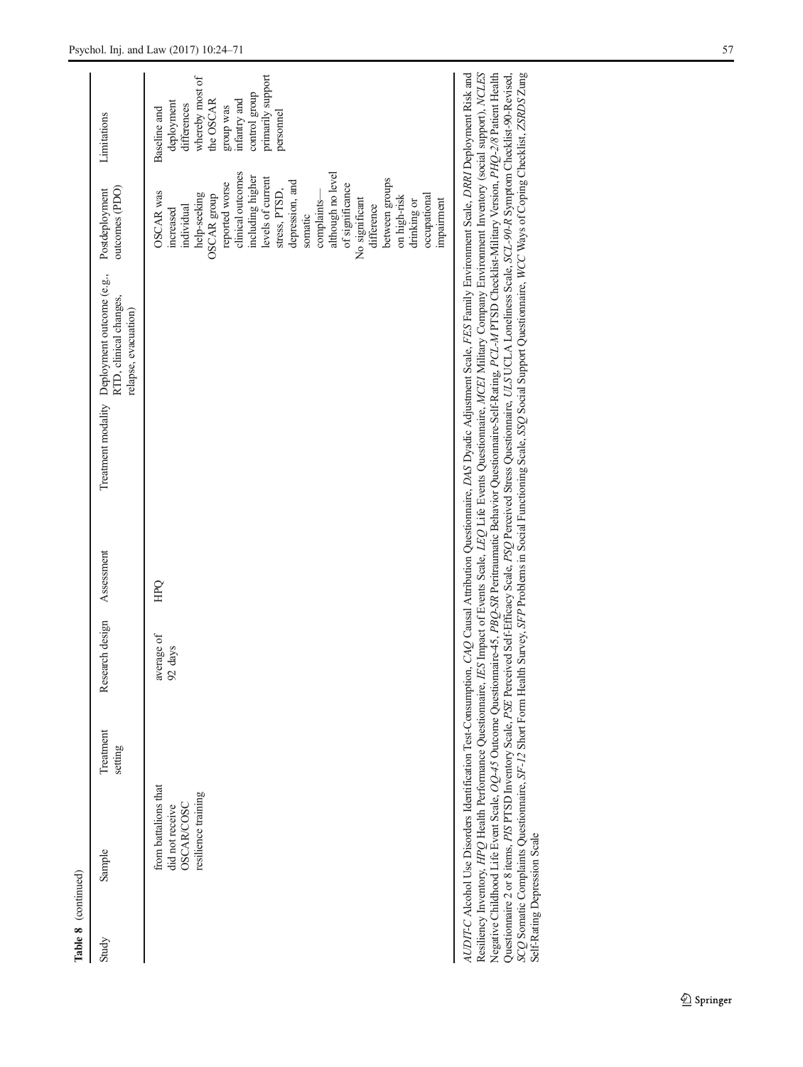**Table 8** (continued)

| Study | Sample | Treatment setting | Research design | Assessment | Treatment modality | Deployment outcome (e.g., RTD, clinical changes, relapse, evacuation) | Postdeployment outcomes (PDO) | Limitations |
|---|---|---|---|---|---|---|---|---|
| | from battalions that did not receive OSCAR/COSC resilience training | | average of 92 days | HPQ | | | OSCAR was increased individual help-seeking OSCAR group reported worse clinical outcomes including higher levels of current stress, PTSD, depression, and somatic complaints—although no level of significance No significant difference between groups on high-risk drinking or occupational impairment | Baseline and deployment differences whereby most of the OSCAR group was infantry and control group primarily support personnel |

*AUDIT-C* Alcohol Use Disorders Identification Test-Consumption, *CAQ* Causal Attribution Questionnaire, *DAS* Dyadic Adjustment Scale, *FES* Family Environment Scale, *DRRI* Deployment Risk and Resiliency Inventory, *HPQ* Health Performance Questionnaire, *IES* Impact of Events Scale, *LEQ* Life Events Questionnaire, *MCEI* Military Company Environment Inventory (social support), *NCLES* Negative Childhood Life Event Scale, *OQ-45* Outcome Questionnaire-45, *PBQ-SR* Peritraumatic Behavior Questionnaire-Self-Rating, *PCL-M* PTSD Checklist-Military Version, *PHQ-2/8* Patient Health Questionnaire 2 or 8 items, *PIS* PTSD Inventory Scale, *PSE* Perceived Self-Efficacy Scale, *PSQ* Perceived Stress Questionnaire, *ULS* UCLA Loneliness Scale, *SCL-90-R* Symptom Checklist-90-Revised, *SCQ* Somatic Complaints Questionnaire, *SF-12* Short Form Health Survey, *SFP* Problems in Social Functioning Scale, *SSQ* Social Support Questionnaire, *WCC* Ways of Coping Checklist, *ZSRDS* Zung Self-Rating Depression Scale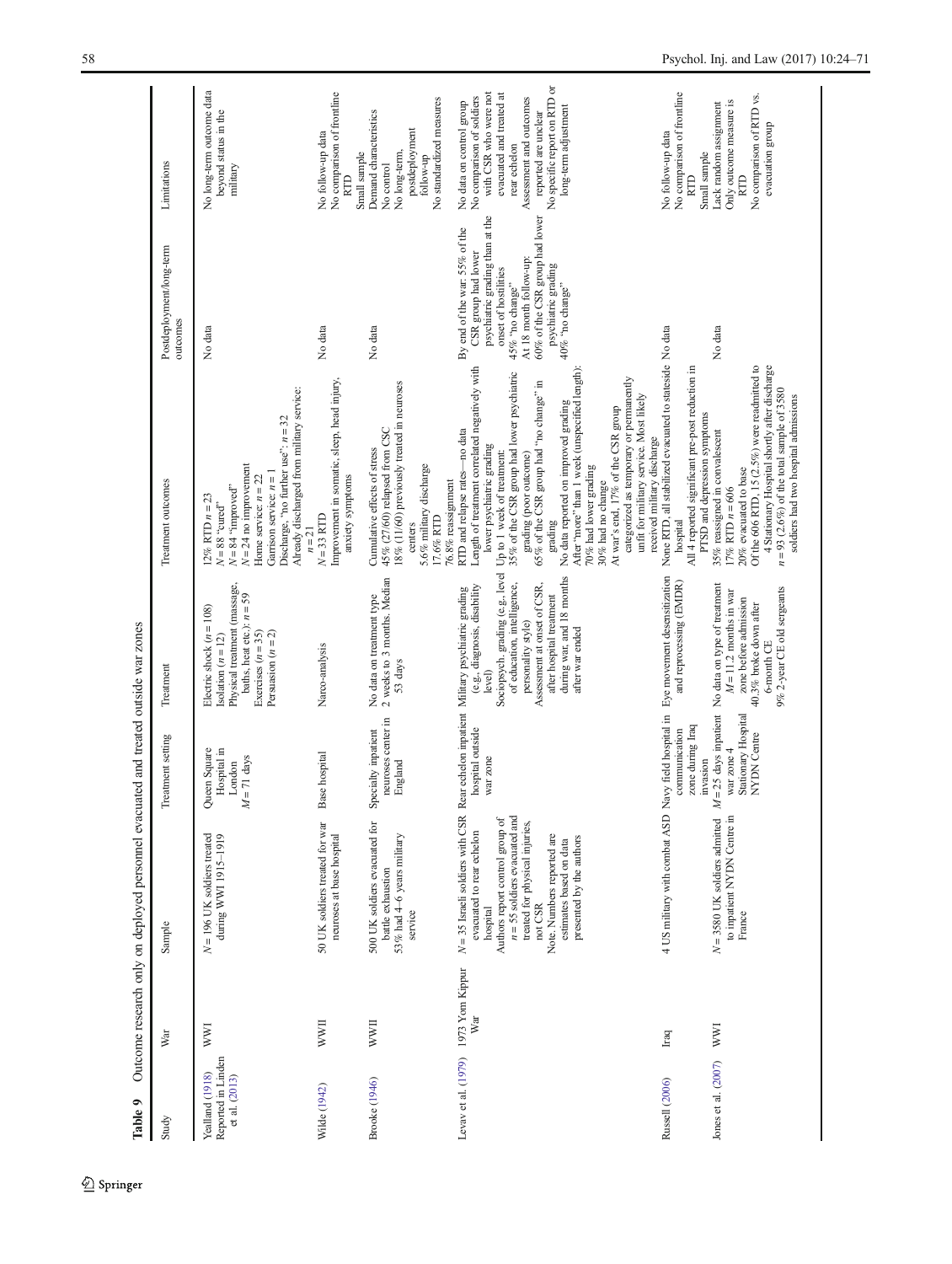**Table 9** Outcome research only on deployed personnel evacuated and treated outside war zones

| Study | War | Sample | Treatment setting | Treatment | Treatment outcomes | Postdeployment/long-term outcomes | Limitations |
|---|---|---|---|---|---|---|---|
| Yealland (1918) Reported in Linden et al. (2013) | WWI | N = 196 UK soldiers treated during WWI 1915–1919 | Queen Square Hospital in London M = 71 days | Electric shock (n = 108) Isolation (n = 12) Physical treatment (massage, baths, heat etc.): n = 59 Exercises (n = 35) Persuasion (n = 2) | 12% RTD n = 23 N = 88 "cured" N = 84 "improved" N = 24 no improvement Home service: n = 22 Garrison service: n = 1 Discharge, "no further use": n = 32 Already discharged from military service: n = 21 | No data | No long-term outcome data beyond status in the military |
| Wilde (1942) | WWII | 50 UK soldiers treated for war neuroses at base hospital | Base hospital | Narco-analysis | N = 33 RTD Improvement in somatic, sleep, head injury, anxiety symptoms | No data | No follow-up data No comparison of frontline RTD Small sample |
| Brooke (1946) | WWII | 500 UK soldiers evacuated for battle exhaustion 53% had 4–6 years military service | Specialty inpatient neuroses center in England | No data on treatment type 2 weeks to 3 months. Median 53 days | Cumulative effects of stress 45% (27/60) relapsed from CSC 18% (11/60) previously treated in neuroses centers 5.6% military discharge 17.6% RTD 76.8% reassignment | No data | Demand characteristics No control No long-term, postdeployment follow-up No standardized measures |
| Levav et al. (1979) | 1973 Yom Kippur War | N = 35 Israeli soldiers with CSR evacuated to rear echelon hospital Authors report control group of n = 35 soldiers evacuated and treated for physical injuries, not CSR Note. Numbers reported are estimates based on data presented by the authors | Rear echelon inpatient hospital outside war zone | Military psychiatric grading (e.g., diagnosis, disability level) Sociopsych. grading (e.g., level of education, intelligence, personality style) Assessment at onset of CSR, after hospital treatment during war, and 18 months after war ended | RTD and relapse rates—no data Length of treatment correlated negatively with lower psychiatric grading Up to 1 week of treatment: 35% of the CSR group had lower psychiatric grading (poor outcome) 65% of the CSR group had "no change" in grading No data reported on improved grading After "more" than 1 week (unspecified length): 70% had lower grading 30% had no change At war's end, 17% of the CSR group categorized as temporary or permanently unfit for military service. Most likely received military discharge | By end of the war: 55% of the CSR group had lower psychiatric grading than at the onset of hostilities 45% "no change" At 18 month follow-up: 60% of the CSR group had lower psychiatric grading 40% "no change" | No data on control group No comparison of soldiers with CSR who were not evacuated and treated at rear echelon Assessment and outcomes reported are unclear No specific report on RTD or long-term adjustment |
| Russell (2006) | Iraq | 4 US military with combat ASD | Navy field hospital in communication zone during Iraq invasion | Eye movement desensitization and reprocessing (EMDR) | None RTD, all stabilized evacuated to stateside hospital All 4 reported significant pre-post reduction in PTSD and depression symptoms | No data | No follow-up data No comparison of frontline RTD Small sample |
| Jones et al. (2007) | WWI | N = 3580 UK soldiers admitted to inpatient NYDN Centre in France | M = 25 days inpatient war zone 4 Stationary Hospital NYDN Centre | No data on type of treatment M = 11.2 months in war zone before admission 40.3% broke down after 6-month CE 9% 2-year CE old sergeants | 35% reassigned in convalescent 17% RTD n = 606 20% evacuated to base Of the 606 RTD, 15 (2.5%) were readmitted to 4 Stationary Hospital shortly after discharge n = 93 (2.6%) of the total sample of 3580 soldiers had two hospital admissions | No data | Lack random assignment Only outcome measure is RTD No comparison of RTD vs. evacuation group |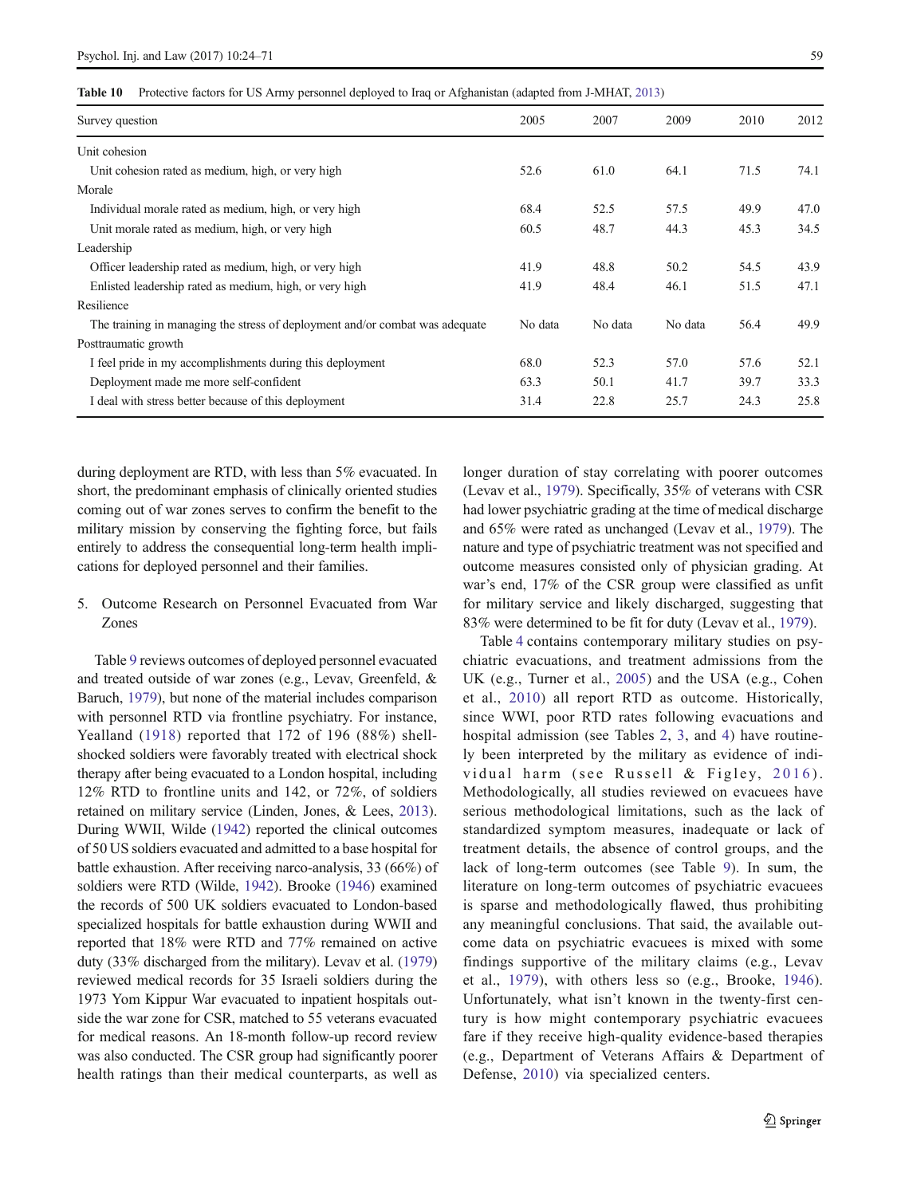**Table 10** Protective factors for US Army personnel deployed to Iraq or Afghanistan (adapted from J-MHAT, 2013)

| Survey question | 2005 | 2007 | 2009 | 2010 | 2012 |
|---|---|---|---|---|---|
| Unit cohesion | | | | | |
| Unit cohesion rated as medium, high, or very high | 52.6 | 61.0 | 64.1 | 71.5 | 74.1 |
| Morale | | | | | |
| Individual morale rated as medium, high, or very high | 68.4 | 52.5 | 57.5 | 49.9 | 47.0 |
| Unit morale rated as medium, high, or very high | 60.5 | 48.7 | 44.3 | 45.3 | 34.5 |
| Leadership | | | | | |
| Officer leadership rated as medium, high, or very high | 41.9 | 48.8 | 50.2 | 54.5 | 43.9 |
| Enlisted leadership rated as medium, high, or very high | 41.9 | 48.4 | 46.1 | 51.5 | 47.1 |
| Resilience | | | | | |
| The training in managing the stress of deployment and/or combat was adequate | No data | No data | No data | 56.4 | 49.9 |
| Posttraumatic growth | | | | | |
| I feel pride in my accomplishments during this deployment | 68.0 | 52.3 | 57.0 | 57.6 | 52.1 |
| Deployment made me more self-confident | 63.3 | 50.1 | 41.7 | 39.7 | 33.3 |
| I deal with stress better because of this deployment | 31.4 | 22.8 | 25.7 | 24.3 | 25.8 |

during deployment are RTD, with less than 5% evacuated. In short, the predominant emphasis of clinically oriented studies coming out of war zones serves to confirm the benefit to the military mission by conserving the fighting force, but fails entirely to address the consequential long-term health implications for deployed personnel and their families.

5. Outcome Research on Personnel Evacuated from War Zones

Table 9 reviews outcomes of deployed personnel evacuated and treated outside of war zones (e.g., Levav, Greenfeld, & Baruch, 1979), but none of the material includes comparison with personnel RTD via frontline psychiatry. For instance, Yealland (1918) reported that 172 of 196 (88%) shell-shocked soldiers were favorably treated with electrical shock therapy after being evacuated to a London hospital, including 12% RTD to frontline units and 142, or 72%, of soldiers retained on military service (Linden, Jones, & Lees, 2013). During WWII, Wilde (1942) reported the clinical outcomes of 50 US soldiers evacuated and admitted to a base hospital for battle exhaustion. After receiving narco-analysis, 33 (66%) of soldiers were RTD (Wilde, 1942). Brooke (1946) examined the records of 500 UK soldiers evacuated to London-based specialized hospitals for battle exhaustion during WWII and reported that 18% were RTD and 77% remained on active duty (33% discharged from the military). Levav et al. (1979) reviewed medical records for 35 Israeli soldiers during the 1973 Yom Kippur War evacuated to inpatient hospitals outside the war zone for CSR, matched to 55 veterans evacuated for medical reasons. An 18-month follow-up record review was also conducted. The CSR group had significantly poorer health ratings than their medical counterparts, as well as longer duration of stay correlating with poorer outcomes (Levav et al., 1979). Specifically, 35% of veterans with CSR had lower psychiatric grading at the time of medical discharge and 65% were rated as unchanged (Levav et al., 1979). The nature and type of psychiatric treatment was not specified and outcome measures consisted only of physician grading. At war's end, 17% of the CSR group were classified as unfit for military service and likely discharged, suggesting that 83% were determined to be fit for duty (Levav et al., 1979).

Table 4 contains contemporary military studies on psychiatric evacuations, and treatment admissions from the UK (e.g., Turner et al., 2005) and the USA (e.g., Cohen et al., 2010) all report RTD as outcome. Historically, since WWI, poor RTD rates following evacuations and hospital admission (see Tables 2, 3, and 4) have routinely been interpreted by the military as evidence of individual harm (see Russell & Figley, 2016). Methodologically, all studies reviewed on evacuees have serious methodological limitations, such as the lack of standardized symptom measures, inadequate or lack of treatment details, the absence of control groups, and the lack of long-term outcomes (see Table 9). In sum, the literature on long-term outcomes of psychiatric evacuees is sparse and methodologically flawed, thus prohibiting any meaningful conclusions. That said, the available outcome data on psychiatric evacuees is mixed with some findings supportive of the military claims (e.g., Levav et al., 1979), with others less so (e.g., Brooke, 1946). Unfortunately, what isn't known in the twenty-first century is how might contemporary psychiatric evacuees fare if they receive high-quality evidence-based therapies (e.g., Department of Veterans Affairs & Department of Defense, 2010) via specialized centers.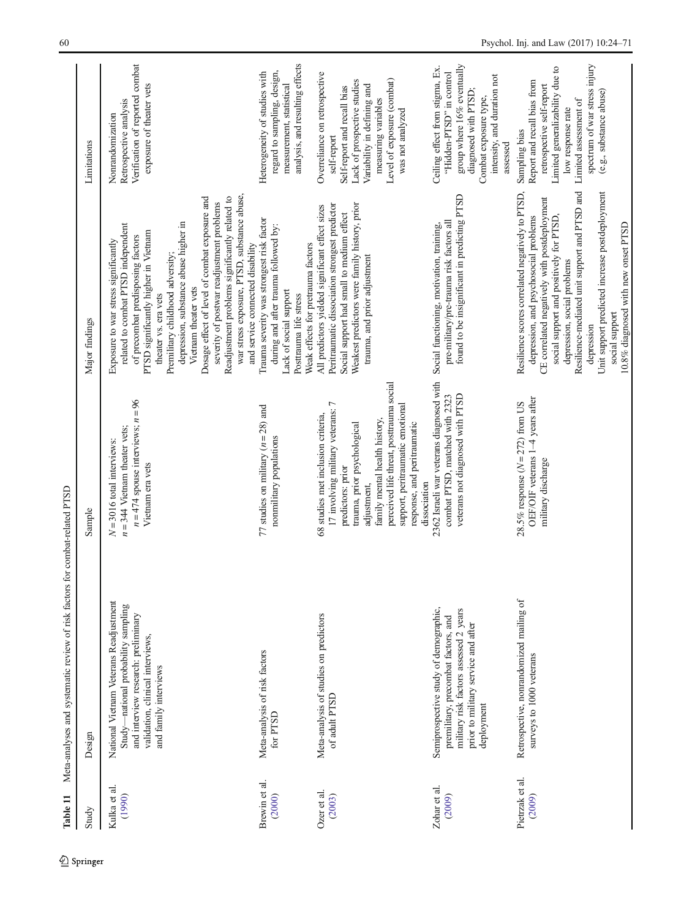**Table 11** Meta-analyses and systematic review of risk factors for combat-related PTSD

| Study | Design | Sample | Major findings | Limitations |
|---|---|---|---|---|
| Kulka et al. (1990) | National Vietnam Veterans Readjustment Study—national probability sampling and interview research: preliminary validation, clinical interviews, and family interviews | $N = 3016$ total interviews: $n = 344$ Vietnam theater vets; $n = 474$ spouse interviews; $n = 96$ Vietnam era vets | Exposure to war stress significantly related to combat PTSD independent of precombat predisposing factors<br>PTSD significantly higher in Vietnam theater vs. era vets<br>Premilitary childhood adversity; depression, substance abuse higher in Vietnam theater vets<br>Dosage effect of level of combat exposure and severity of postwar readjustment problems<br>Readjustment problems significantly related to war stress exposure, PTSD, substance abuse, and service connected disability | Nonrandomization<br>Retrospective analysis<br>Verification of reported combat exposure of theater vets |
| Brewin et al. (2000) | Meta-analysis of risk factors for PTSD | 77 studies on military ($n = 28$) and nonmilitary populations | Trauma severity was strongest risk factor during and after trauma followed by:<br>Lack of social support<br>Posttrauma life stress<br>Weak effects for pretrauma factors | Heterogeneity of studies with regard to sampling, design, measurement, statistical analysis, and resulting effects |
| Ozer et al. (2003) | Meta-analysis of studies on predictors of adult PTSD | 68 studies met inclusion criteria, 17 involving military veterans: 7 predictors: prior trauma, prior psychological adjustment, family mental health history, perceived life threat, posttrauma social support, peritraumatic emotional response, and peritraumatic dissociation | All predictors yielded significant effect sizes<br>Peritraumatic dissociation strongest predictor<br>Social support had small to medium effect<br>Weakest predictors were family history, prior trauma, and prior adjustment | Overreliance on retrospective self-report<br>Self-report and recall bias<br>Lack of prospective studies<br>Variability in defining and measuring variables<br>Level of exposure (combat) was not analyzed |
| Zohar et al. (2009) | Semiprospective study of demographic, premilitary, precombat factors, and military risk factors assessed 2 years prior to military service and after deployment | 2362 Israeli war veterans diagnosed with combat PTSD, matched with 2323 veterans not diagnosed with PTSD | Social functioning, motivation, training, pre-military/pre-trauma risk factors all found to be insignificant in predicting PTSD | Ceiling effect from stigma, Ex. "Hidden-PTSD" in control group where 16% eventually diagnosed with PTSD;<br>Combat exposure type, intensity, and duration not assessed |
| Pietrzak et al. (2009) | Retrospective, nonrandomized mailing of surveys to 1000 veterans | 28.5% response ($N = 272$) from US OEF/OIF veterans 1–4 years after military discharge | Resilience scores correlated negatively to PTSD, depression, and psychosocial problems<br>CE correlated negatively with postdeployment social support and positively for PTSD, depression, social problems<br>Resilience-mediated unit support and PTSD and depression<br>Unit support predicted increase postdeployment social support<br>10.8% diagnosed with new onset PTSD | Sampling bias<br>Report and recall bias from retrospective self-report<br>Limited generalizability due to low response rate<br>Limited assessment of spectrum of war stress injury (e.g., substance abuse) |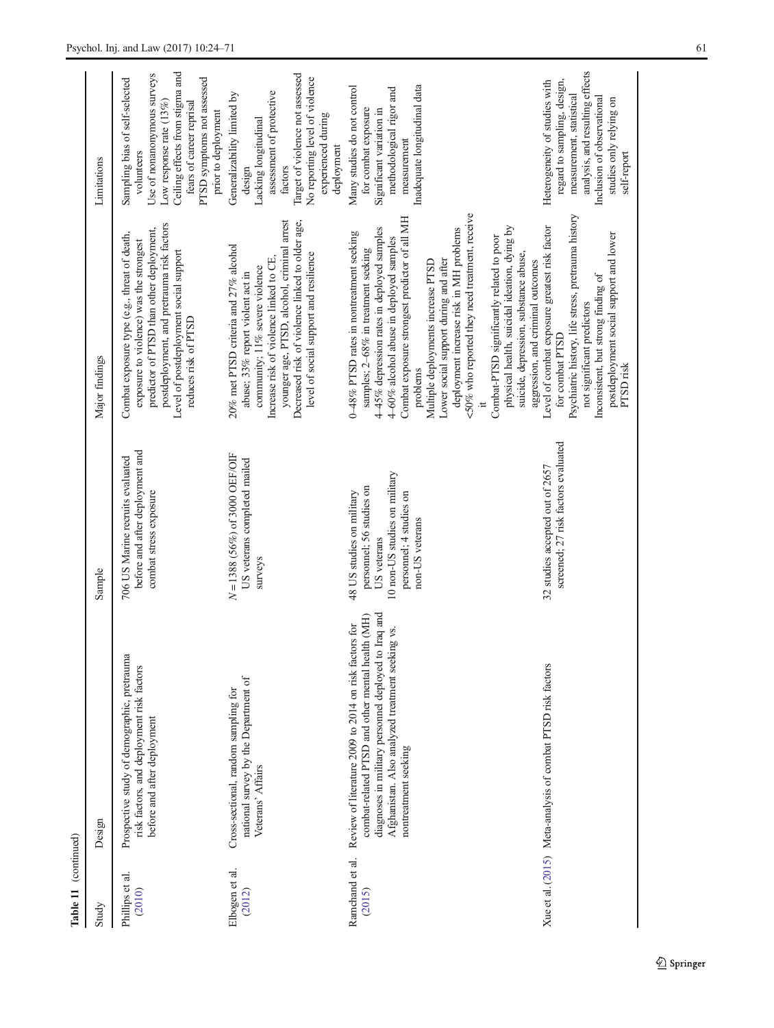**Table 11** (continued)

| Study | Design | Sample | Major findings | Limitations |
|---|---|---|---|---|
| Phillips et al. (2010) | Prospective study of demographic, pretrauma risk factors, and deployment risk factors before and after deployment | 706 US Marine recruits evaluated before and after deployment and combat stress exposure | Combat exposure type (e.g., threat of death, exposure to violence) was the strongest predictor of PTSD than other deployment, postdeployment, and pretrauma risk factors<br>Level of postdeployment social support reduces risk of PTSD | Sampling bias of self-selected volunteers<br>Use of nonanonymous surveys<br>Low response rate (13%)<br>Ceiling effects from stigma and fears of career reprisal<br>PTSD symptoms not assessed prior to deployment |
| Elbogen et al. (2012) | Cross-sectional, random sampling for national survey by the Department of Veterans' Affairs | *N* = 1388 (56%) of 3000 OEF/OIF US veterans completed mailed surveys | 20% met PTSD criteria and 27% alcohol abuse; 33% report violent act in community; 11% severe violence<br>Increase risk of violence linked to CE, younger age, PTSD, alcohol, criminal arrest<br>Decreased risk of violence linked to older age, level of social support and resilience | Generalizability limited by design<br>Lacking longitudinal assessment of protective factors<br>Target of violence not assessed<br>No reporting level of violence experienced during deployment |
| Ramchand et al. (2015) | Review of literature 2009 to 2014 on risk factors for combat-related PTSD and other mental health (MH) diagnoses in military personnel deployed to Iraq and Afghanistan. Also analyzed treatment seeking vs. nontreatment seeking | 48 US studies on military personnel; 56 studies on US veterans<br>10 non-US studies on military personnel; 4 studies on non-US veterans | 0–48% PTSD rates in nontreatment seeking samples; 2–68% in treatment seeking<br>4–45% depression rates in deployed samples<br>4–60% alcohol abuse in deployed samples<br>Combat exposure strongest predictor of all MH problems<br>Multiple deployments increase PTSD<br>Lower social support during and after deployment increase risk in MH problems<br><50% who reported they need treatment, receive it<br>Combat-PTSD significantly related to poor physical health, suicidal ideation, dying by suicide, depression, substance abuse, aggression, and criminal outcomes | Many studies do not control for combat exposure<br>Significant variation in methodological rigor and measurement<br>Inadequate longitudinal data |
| Xue et al. (2015) | Meta-analysis of combat PTSD risk factors | 32 studies accepted out of 2657 screened; 27 risk factors evaluated | Level of combat exposure greatest risk factor for combat PTSD<br>Psychiatric history, life stress, pretrauma history not significant predictors<br>Inconsistent, but strong finding of postdeployment social support and lower PTSD risk | Heterogeneity of studies with regard to sampling, design, measurement, statistical analysis, and resulting effects<br>Inclusion of observational studies only relying on self-report |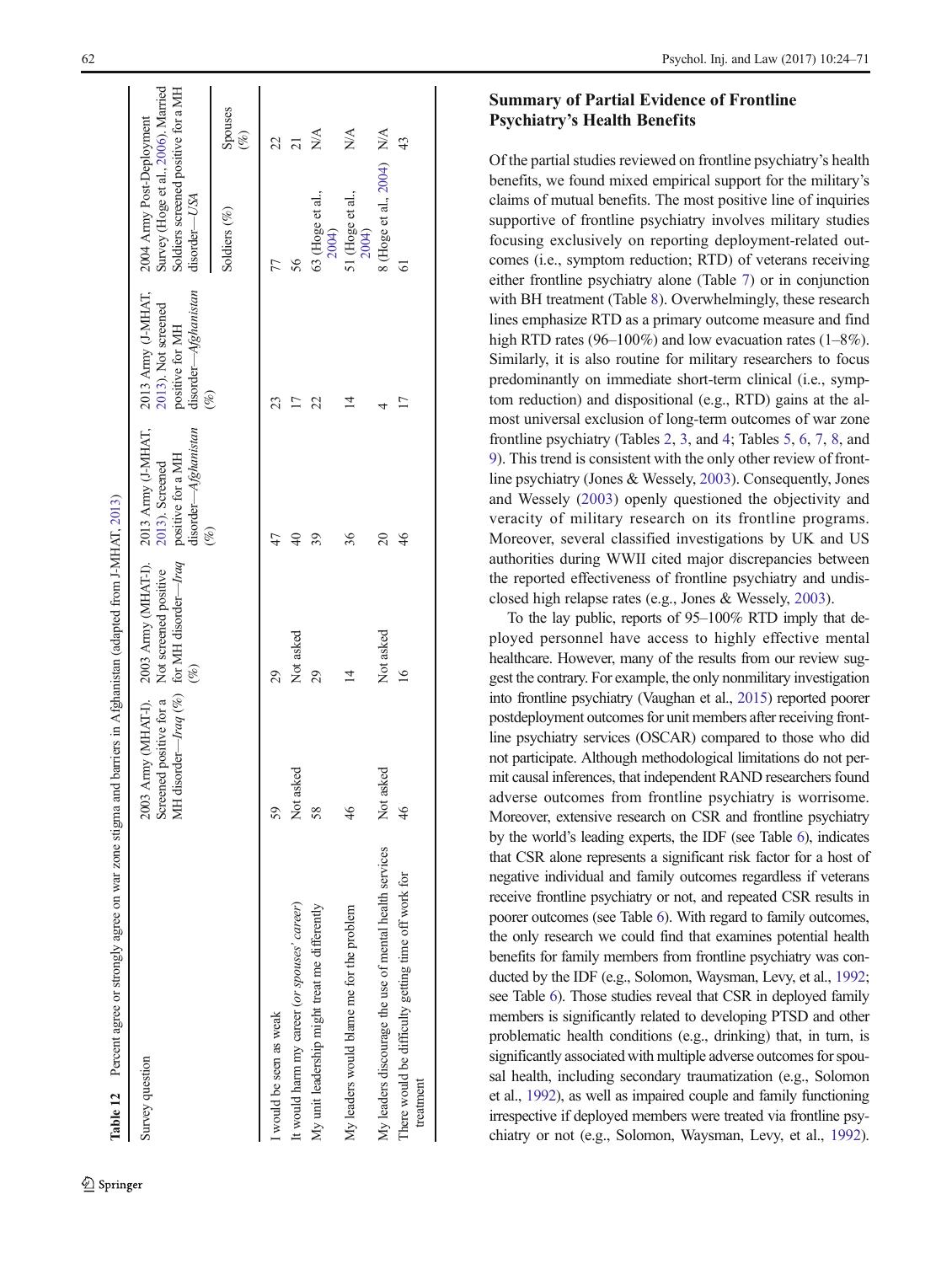**Table 12** Percent agree or strongly agree on war zone stigma and barriers in Afghanistan (adapted from J-MHAT, 2013)

| Survey question | 2003 Army (MHAT-I). Screened positive for a MH disorder—*Iraq* (%) | 2003 Army (MHAT-I). Not screened positive for MH disorder—*Iraq* (%) | 2013 Army (J-MHAT, 2013). Screened positive for a MH disorder—*Afghanistan* (%) | 2013 Army (J-MHAT, 2013). Not screened positive for MH disorder—*Afghanistan* (%) | 2004 Army Post-Deployment Survey (Hoge et al., 2006). Married Soldiers screened positive for a MH disorder—*USA* | |
|---|---|---|---|---|---|---|
| | | | | | Soldiers (%) | Spouses (%) |
| I would be seen as weak | 59 | 29 | 47 | 23 | 77 | 22 |
| It would harm my career (*or spouses' career*) | Not asked | Not asked | 40 | 17 | 56 | 21 |
| My unit leadership might treat me differently | 58 | 29 | 39 | 22 | 63 (Hoge et al., 2004) | N/A |
| My leaders would blame me for the problem | 46 | 14 | 36 | 14 | 51 (Hoge et al., 2004) | N/A |
| My leaders discourage the use of mental health services | Not asked | Not asked | 20 | 4 | 8 (Hoge et al., 2004) | N/A |
| There would be difficulty getting time off work for treatment | 46 | 16 | 46 | 17 | 61 | 43 |

## Summary of Partial Evidence of Frontline Psychiatry's Health Benefits

Of the partial studies reviewed on frontline psychiatry's health benefits, we found mixed empirical support for the military's claims of mutual benefits. The most positive line of inquiries supportive of frontline psychiatry involves military studies focusing exclusively on reporting deployment-related outcomes (i.e., symptom reduction; RTD) of veterans receiving either frontline psychiatry alone (Table 7) or in conjunction with BH treatment (Table 8). Overwhelmingly, these research lines emphasize RTD as a primary outcome measure and find high RTD rates (96–100%) and low evacuation rates (1–8%). Similarly, it is also routine for military researchers to focus predominantly on immediate short-term clinical (i.e., symptom reduction) and dispositional (e.g., RTD) gains at the almost universal exclusion of long-term outcomes of war zone frontline psychiatry (Tables 2, 3, and 4; Tables 5, 6, 7, 8, and 9). This trend is consistent with the only other review of frontline psychiatry (Jones & Wessely, 2003). Consequently, Jones and Wessely (2003) openly questioned the objectivity and veracity of military research on its frontline programs. Moreover, several classified investigations by UK and US authorities during WWII cited major discrepancies between the reported effectiveness of frontline psychiatry and undisclosed high relapse rates (e.g., Jones & Wessely, 2003).

To the lay public, reports of 95–100% RTD imply that deployed personnel have access to highly effective mental healthcare. However, many of the results from our review suggest the contrary. For example, the only nonmilitary investigation into frontline psychiatry (Vaughan et al., 2015) reported poorer postdeployment outcomes for unit members after receiving frontline psychiatry services (OSCAR) compared to those who did not participate. Although methodological limitations do not permit causal inferences, that independent RAND researchers found adverse outcomes from frontline psychiatry is worrisome. Moreover, extensive research on CSR and frontline psychiatry by the world's leading experts, the IDF (see Table 6), indicates that CSR alone represents a significant risk factor for a host of negative individual and family outcomes regardless if veterans receive frontline psychiatry or not, and repeated CSR results in poorer outcomes (see Table 6). With regard to family outcomes, the only research we could find that examines potential health benefits for family members from frontline psychiatry was conducted by the IDF (e.g., Solomon, Waysman, Levy, et al., 1992; see Table 6). Those studies reveal that CSR in deployed family members is significantly related to developing PTSD and other problematic health conditions (e.g., drinking) that, in turn, is significantly associated with multiple adverse outcomes for spousal health, including secondary traumatization (e.g., Solomon et al., 1992), as well as impaired couple and family functioning irrespective if deployed members were treated via frontline psychiatry or not (e.g., Solomon, Waysman, Levy, et al., 1992).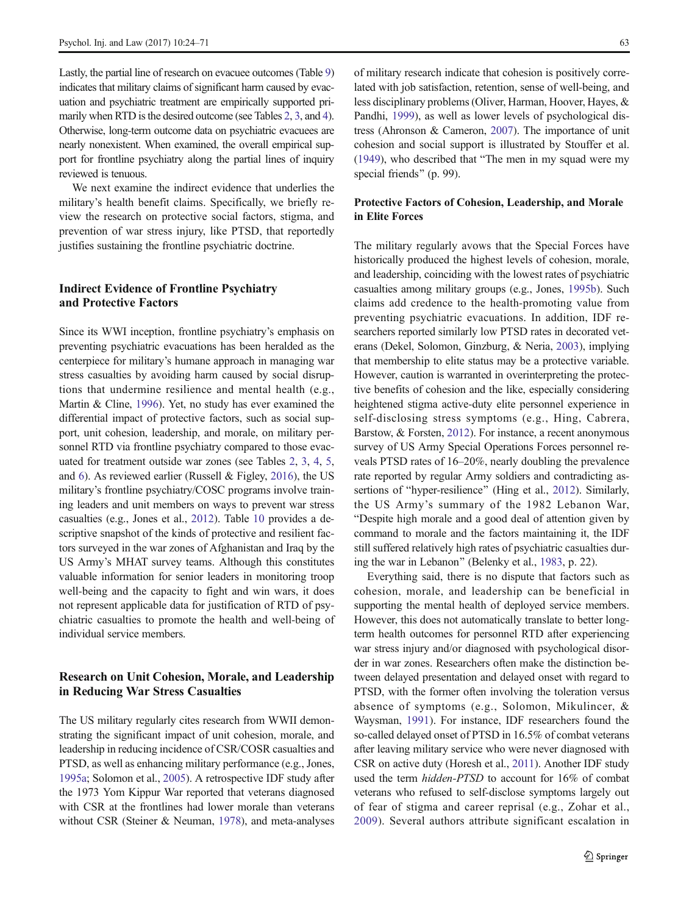Lastly, the partial line of research on evacuee outcomes (Table 9) indicates that military claims of significant harm caused by evacuation and psychiatric treatment are empirically supported primarily when RTD is the desired outcome (see Tables 2, 3, and 4). Otherwise, long-term outcome data on psychiatric evacuees are nearly nonexistent. When examined, the overall empirical support for frontline psychiatry along the partial lines of inquiry reviewed is tenuous.

We next examine the indirect evidence that underlies the military's health benefit claims. Specifically, we briefly review the research on protective social factors, stigma, and prevention of war stress injury, like PTSD, that reportedly justifies sustaining the frontline psychiatric doctrine.

## Indirect Evidence of Frontline Psychiatry and Protective Factors

Since its WWI inception, frontline psychiatry's emphasis on preventing psychiatric evacuations has been heralded as the centerpiece for military's humane approach in managing war stress casualties by avoiding harm caused by social disruptions that undermine resilience and mental health (e.g., Martin & Cline, 1996). Yet, no study has ever examined the differential impact of protective factors, such as social support, unit cohesion, leadership, and morale, on military personnel RTD via frontline psychiatry compared to those evacuated for treatment outside war zones (see Tables 2, 3, 4, 5, and 6). As reviewed earlier (Russell & Figley, 2016), the US military's frontline psychiatry/COSC programs involve training leaders and unit members on ways to prevent war stress casualties (e.g., Jones et al., 2012). Table 10 provides a descriptive snapshot of the kinds of protective and resilient factors surveyed in the war zones of Afghanistan and Iraq by the US Army's MHAT survey teams. Although this constitutes valuable information for senior leaders in monitoring troop well-being and the capacity to fight and win wars, it does not represent applicable data for justification of RTD of psychiatric casualties to promote the health and well-being of individual service members.

## Research on Unit Cohesion, Morale, and Leadership in Reducing War Stress Casualties

The US military regularly cites research from WWII demonstrating the significant impact of unit cohesion, morale, and leadership in reducing incidence of CSR/COSR casualties and PTSD, as well as enhancing military performance (e.g., Jones, 1995a; Solomon et al., 2005). A retrospective IDF study after the 1973 Yom Kippur War reported that veterans diagnosed with CSR at the frontlines had lower morale than veterans without CSR (Steiner & Neuman, 1978), and meta-analyses of military research indicate that cohesion is positively correlated with job satisfaction, retention, sense of well-being, and less disciplinary problems (Oliver, Harman, Hoover, Hayes, & Pandhi, 1999), as well as lower levels of psychological distress (Ahronson & Cameron, 2007). The importance of unit cohesion and social support is illustrated by Stouffer et al. (1949), who described that "The men in my squad were my special friends" (p. 99).

## Protective Factors of Cohesion, Leadership, and Morale in Elite Forces

The military regularly avows that the Special Forces have historically produced the highest levels of cohesion, morale, and leadership, coinciding with the lowest rates of psychiatric casualties among military groups (e.g., Jones, 1995b). Such claims add credence to the health-promoting value from preventing psychiatric evacuations. In addition, IDF researchers reported similarly low PTSD rates in decorated veterans (Dekel, Solomon, Ginzburg, & Neria, 2003), implying that membership to elite status may be a protective variable. However, caution is warranted in overinterpreting the protective benefits of cohesion and the like, especially considering heightened stigma active-duty elite personnel experience in self-disclosing stress symptoms (e.g., Hing, Cabrera, Barstow, & Forsten, 2012). For instance, a recent anonymous survey of US Army Special Operations Forces personnel reveals PTSD rates of 16–20%, nearly doubling the prevalence rate reported by regular Army soldiers and contradicting assertions of "hyper-resilience" (Hing et al., 2012). Similarly, the US Army's summary of the 1982 Lebanon War, "Despite high morale and a good deal of attention given by command to morale and the factors maintaining it, the IDF still suffered relatively high rates of psychiatric casualties during the war in Lebanon" (Belenky et al., 1983, p. 22).

Everything said, there is no dispute that factors such as cohesion, morale, and leadership can be beneficial in supporting the mental health of deployed service members. However, this does not automatically translate to better long-term health outcomes for personnel RTD after experiencing war stress injury and/or diagnosed with psychological disorder in war zones. Researchers often make the distinction between delayed presentation and delayed onset with regard to PTSD, with the former often involving the toleration versus absence of symptoms (e.g., Solomon, Mikulincer, & Waysman, 1991). For instance, IDF researchers found the so-called delayed onset of PTSD in 16.5% of combat veterans after leaving military service who were never diagnosed with CSR on active duty (Horesh et al., 2011). Another IDF study used the term *hidden-PTSD* to account for 16% of combat veterans who refused to self-disclose symptoms largely out of fear of stigma and career reprisal (e.g., Zohar et al., 2009). Several authors attribute significant escalation in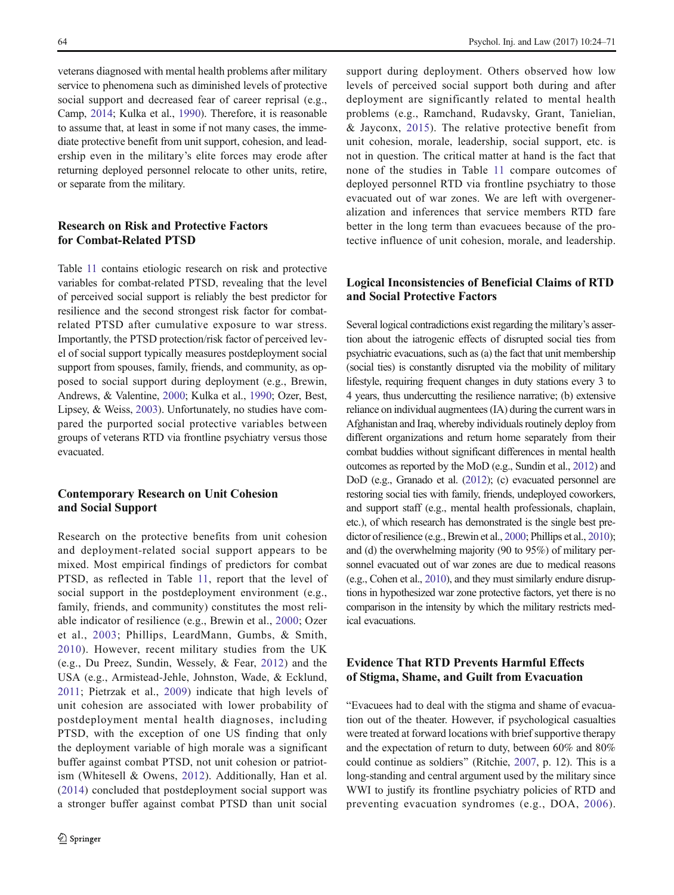veterans diagnosed with mental health problems after military service to phenomena such as diminished levels of protective social support and decreased fear of career reprisal (e.g., Camp, 2014; Kulka et al., 1990). Therefore, it is reasonable to assume that, at least in some if not many cases, the immediate protective benefit from unit support, cohesion, and leadership even in the military's elite forces may erode after returning deployed personnel relocate to other units, retire, or separate from the military.

## Research on Risk and Protective Factors for Combat-Related PTSD

Table 11 contains etiologic research on risk and protective variables for combat-related PTSD, revealing that the level of perceived social support is reliably the best predictor for resilience and the second strongest risk factor for combat-related PTSD after cumulative exposure to war stress. Importantly, the PTSD protection/risk factor of perceived level of social support typically measures postdeployment social support from spouses, family, friends, and community, as opposed to social support during deployment (e.g., Brewin, Andrews, & Valentine, 2000; Kulka et al., 1990; Ozer, Best, Lipsey, & Weiss, 2003). Unfortunately, no studies have compared the purported social protective variables between groups of veterans RTD via frontline psychiatry versus those evacuated.

## Contemporary Research on Unit Cohesion and Social Support

Research on the protective benefits from unit cohesion and deployment-related social support appears to be mixed. Most empirical findings of predictors for combat PTSD, as reflected in Table 11, report that the level of social support in the postdeployment environment (e.g., family, friends, and community) constitutes the most reliable indicator of resilience (e.g., Brewin et al., 2000; Ozer et al., 2003; Phillips, LeardMann, Gumbs, & Smith, 2010). However, recent military studies from the UK (e.g., Du Preez, Sundin, Wessely, & Fear, 2012) and the USA (e.g., Armistead-Jehle, Johnston, Wade, & Ecklund, 2011; Pietrzak et al., 2009) indicate that high levels of unit cohesion are associated with lower probability of postdeployment mental health diagnoses, including PTSD, with the exception of one US finding that only the deployment variable of high morale was a significant buffer against combat PTSD, not unit cohesion or patriotism (Whitesell & Owens, 2012). Additionally, Han et al. (2014) concluded that postdeployment social support was a stronger buffer against combat PTSD than unit social support during deployment. Others observed how low levels of perceived social support both during and after deployment are significantly related to mental health problems (e.g., Ramchand, Rudavsky, Grant, Tanielian, & Jayconx, 2015). The relative protective benefit from unit cohesion, morale, leadership, social support, etc. is not in question. The critical matter at hand is the fact that none of the studies in Table 11 compare outcomes of deployed personnel RTD via frontline psychiatry to those evacuated out of war zones. We are left with overgeneralization and inferences that service members RTD fare better in the long term than evacuees because of the protective influence of unit cohesion, morale, and leadership.

## Logical Inconsistencies of Beneficial Claims of RTD and Social Protective Factors

Several logical contradictions exist regarding the military's assertion about the iatrogenic effects of disrupted social ties from psychiatric evacuations, such as (a) the fact that unit membership (social ties) is constantly disrupted via the mobility of military lifestyle, requiring frequent changes in duty stations every 3 to 4 years, thus undercutting the resilience narrative; (b) extensive reliance on individual augmentees (IA) during the current wars in Afghanistan and Iraq, whereby individuals routinely deploy from different organizations and return home separately from their combat buddies without significant differences in mental health outcomes as reported by the MoD (e.g., Sundin et al., 2012) and DoD (e.g., Granado et al. (2012); (c) evacuated personnel are restoring social ties with family, friends, undeployed coworkers, and support staff (e.g., mental health professionals, chaplain, etc.), of which research has demonstrated is the single best predictor of resilience (e.g., Brewin et al., 2000; Phillips et al., 2010); and (d) the overwhelming majority (90 to 95%) of military personnel evacuated out of war zones are due to medical reasons (e.g., Cohen et al., 2010), and they must similarly endure disruptions in hypothesized war zone protective factors, yet there is no comparison in the intensity by which the military restricts medical evacuations.

## Evidence That RTD Prevents Harmful Effects of Stigma, Shame, and Guilt from Evacuation

"Evacuees had to deal with the stigma and shame of evacuation out of the theater. However, if psychological casualties were treated at forward locations with brief supportive therapy and the expectation of return to duty, between 60% and 80% could continue as soldiers" (Ritchie, 2007, p. 12). This is a long-standing and central argument used by the military since WWI to justify its frontline psychiatry policies of RTD and preventing evacuation syndromes (e.g., DOA, 2006).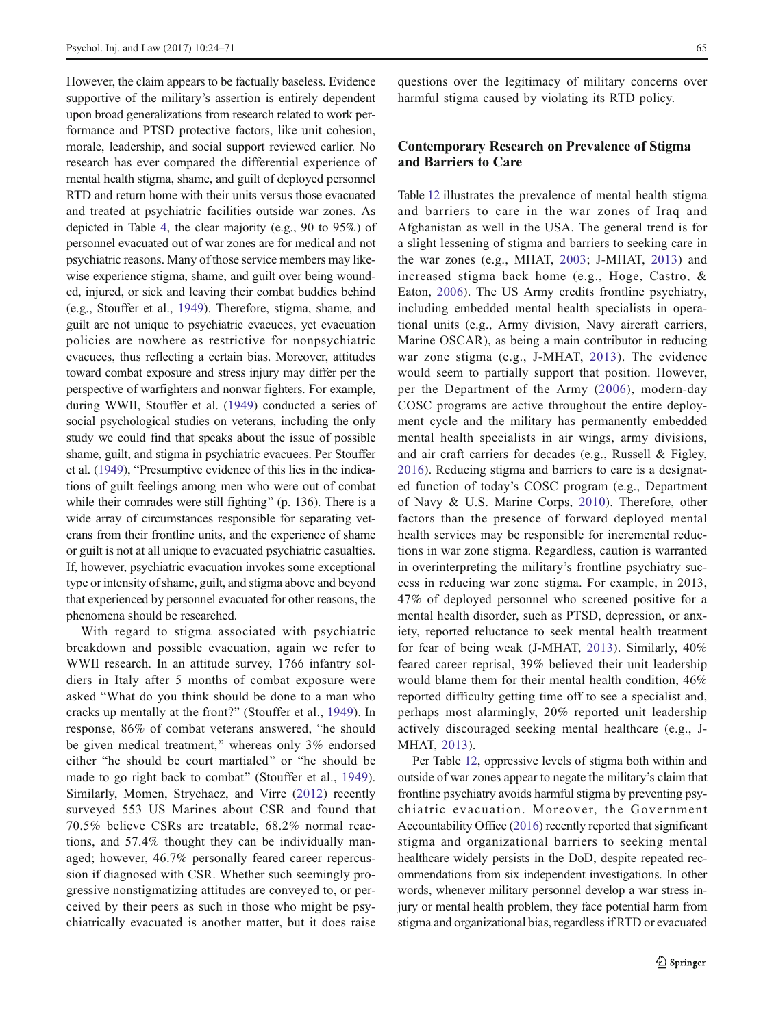However, the claim appears to be factually baseless. Evidence supportive of the military's assertion is entirely dependent upon broad generalizations from research related to work performance and PTSD protective factors, like unit cohesion, morale, leadership, and social support reviewed earlier. No research has ever compared the differential experience of mental health stigma, shame, and guilt of deployed personnel RTD and return home with their units versus those evacuated and treated at psychiatric facilities outside war zones. As depicted in Table 4, the clear majority (e.g., 90 to 95%) of personnel evacuated out of war zones are for medical and not psychiatric reasons. Many of those service members may likewise experience stigma, shame, and guilt over being wounded, injured, or sick and leaving their combat buddies behind (e.g., Stouffer et al., 1949). Therefore, stigma, shame, and guilt are not unique to psychiatric evacuees, yet evacuation policies are nowhere as restrictive for nonpsychiatric evacuees, thus reflecting a certain bias. Moreover, attitudes toward combat exposure and stress injury may differ per the perspective of warfighters and nonwar fighters. For example, during WWII, Stouffer et al. (1949) conducted a series of social psychological studies on veterans, including the only study we could find that speaks about the issue of possible shame, guilt, and stigma in psychiatric evacuees. Per Stouffer et al. (1949), "Presumptive evidence of this lies in the indications of guilt feelings among men who were out of combat while their comrades were still fighting" (p. 136). There is a wide array of circumstances responsible for separating veterans from their frontline units, and the experience of shame or guilt is not at all unique to evacuated psychiatric casualties. If, however, psychiatric evacuation invokes some exceptional type or intensity of shame, guilt, and stigma above and beyond that experienced by personnel evacuated for other reasons, the phenomena should be researched.

With regard to stigma associated with psychiatric breakdown and possible evacuation, again we refer to WWII research. In an attitude survey, 1766 infantry soldiers in Italy after 5 months of combat exposure were asked "What do you think should be done to a man who cracks up mentally at the front?" (Stouffer et al., 1949). In response, 86% of combat veterans answered, "he should be given medical treatment," whereas only 3% endorsed either "he should be court martialed" or "he should be made to go right back to combat" (Stouffer et al., 1949). Similarly, Momen, Strychacz, and Virre (2012) recently surveyed 553 US Marines about CSR and found that 70.5% believe CSRs are treatable, 68.2% normal reactions, and 57.4% thought they can be individually managed; however, 46.7% personally feared career repercussion if diagnosed with CSR. Whether such seemingly progressive nonstigmatizing attitudes are conveyed to, or perceived by their peers as such in those who might be psychiatrically evacuated is another matter, but it does raise questions over the legitimacy of military concerns over harmful stigma caused by violating its RTD policy.

## Contemporary Research on Prevalence of Stigma and Barriers to Care

Table 12 illustrates the prevalence of mental health stigma and barriers to care in the war zones of Iraq and Afghanistan as well in the USA. The general trend is for a slight lessening of stigma and barriers to seeking care in the war zones (e.g., MHAT, 2003; J-MHAT, 2013) and increased stigma back home (e.g., Hoge, Castro, & Eaton, 2006). The US Army credits frontline psychiatry, including embedded mental health specialists in operational units (e.g., Army division, Navy aircraft carriers, Marine OSCAR), as being a main contributor in reducing war zone stigma (e.g., J-MHAT, 2013). The evidence would seem to partially support that position. However, per the Department of the Army (2006), modern-day COSC programs are active throughout the entire deployment cycle and the military has permanently embedded mental health specialists in air wings, army divisions, and air craft carriers for decades (e.g., Russell & Figley, 2016). Reducing stigma and barriers to care is a designated function of today's COSC program (e.g., Department of Navy & U.S. Marine Corps, 2010). Therefore, other factors than the presence of forward deployed mental health services may be responsible for incremental reductions in war zone stigma. Regardless, caution is warranted in overinterpreting the military's frontline psychiatry success in reducing war zone stigma. For example, in 2013, 47% of deployed personnel who screened positive for a mental health disorder, such as PTSD, depression, or anxiety, reported reluctance to seek mental health treatment for fear of being weak (J-MHAT, 2013). Similarly, 40% feared career reprisal, 39% believed their unit leadership would blame them for their mental health condition, 46% reported difficulty getting time off to see a specialist and, perhaps most alarmingly, 20% reported unit leadership actively discouraged seeking mental healthcare (e.g., J-MHAT, 2013).

Per Table 12, oppressive levels of stigma both within and outside of war zones appear to negate the military's claim that frontline psychiatry avoids harmful stigma by preventing psychiatric evacuation. Moreover, the Government Accountability Office (2016) recently reported that significant stigma and organizational barriers to seeking mental healthcare widely persists in the DoD, despite repeated recommendations from six independent investigations. In other words, whenever military personnel develop a war stress injury or mental health problem, they face potential harm from stigma and organizational bias, regardless if RTD or evacuated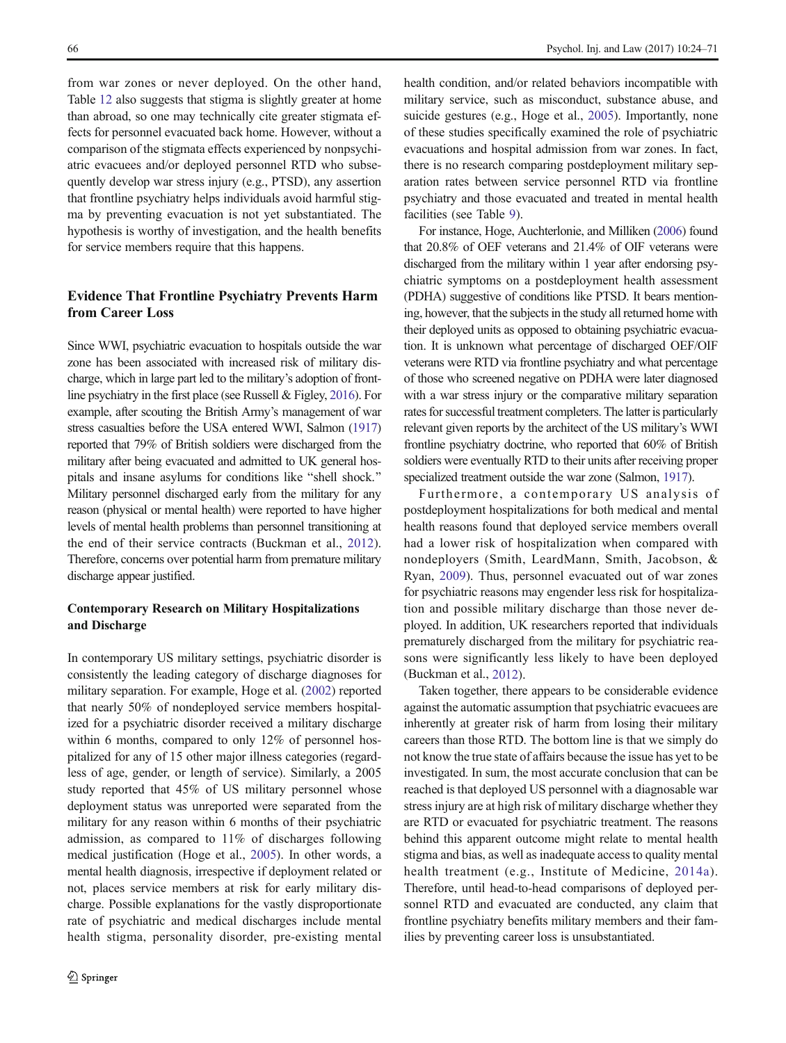from war zones or never deployed. On the other hand, Table 12 also suggests that stigma is slightly greater at home than abroad, so one may technically cite greater stigmata effects for personnel evacuated back home. However, without a comparison of the stigmata effects experienced by nonpsychiatric evacuees and/or deployed personnel RTD who subsequently develop war stress injury (e.g., PTSD), any assertion that frontline psychiatry helps individuals avoid harmful stigma by preventing evacuation is not yet substantiated. The hypothesis is worthy of investigation, and the health benefits for service members require that this happens.

## Evidence That Frontline Psychiatry Prevents Harm from Career Loss

Since WWI, psychiatric evacuation to hospitals outside the war zone has been associated with increased risk of military discharge, which in large part led to the military's adoption of frontline psychiatry in the first place (see Russell & Figley, 2016). For example, after scouting the British Army's management of war stress casualties before the USA entered WWI, Salmon (1917) reported that 79% of British soldiers were discharged from the military after being evacuated and admitted to UK general hospitals and insane asylums for conditions like "shell shock." Military personnel discharged early from the military for any reason (physical or mental health) were reported to have higher levels of mental health problems than personnel transitioning at the end of their service contracts (Buckman et al., 2012). Therefore, concerns over potential harm from premature military discharge appear justified.

### Contemporary Research on Military Hospitalizations and Discharge

In contemporary US military settings, psychiatric disorder is consistently the leading category of discharge diagnoses for military separation. For example, Hoge et al. (2002) reported that nearly 50% of nondeployed service members hospitalized for a psychiatric disorder received a military discharge within 6 months, compared to only 12% of personnel hospitalized for any of 15 other major illness categories (regardless of age, gender, or length of service). Similarly, a 2005 study reported that 45% of US military personnel whose deployment status was unreported were separated from the military for any reason within 6 months of their psychiatric admission, as compared to 11% of discharges following medical justification (Hoge et al., 2005). In other words, a mental health diagnosis, irrespective if deployment related or not, places service members at risk for early military discharge. Possible explanations for the vastly disproportionate rate of psychiatric and medical discharges include mental health stigma, personality disorder, pre-existing mental health condition, and/or related behaviors incompatible with military service, such as misconduct, substance abuse, and suicide gestures (e.g., Hoge et al., 2005). Importantly, none of these studies specifically examined the role of psychiatric evacuations and hospital admission from war zones. In fact, there is no research comparing postdeployment military separation rates between service personnel RTD via frontline psychiatry and those evacuated and treated in mental health facilities (see Table 9).

For instance, Hoge, Auchterlonie, and Milliken (2006) found that 20.8% of OEF veterans and 21.4% of OIF veterans were discharged from the military within 1 year after endorsing psychiatric symptoms on a postdeployment health assessment (PDHA) suggestive of conditions like PTSD. It bears mentioning, however, that the subjects in the study all returned home with their deployed units as opposed to obtaining psychiatric evacuation. It is unknown what percentage of discharged OEF/OIF veterans were RTD via frontline psychiatry and what percentage of those who screened negative on PDHA were later diagnosed with a war stress injury or the comparative military separation rates for successful treatment completers. The latter is particularly relevant given reports by the architect of the US military's WWI frontline psychiatry doctrine, who reported that 60% of British soldiers were eventually RTD to their units after receiving proper specialized treatment outside the war zone (Salmon, 1917).

Furthermore, a contemporary US analysis of postdeployment hospitalizations for both medical and mental health reasons found that deployed service members overall had a lower risk of hospitalization when compared with nondeployers (Smith, LeardMann, Smith, Jacobson, & Ryan, 2009). Thus, personnel evacuated out of war zones for psychiatric reasons may engender less risk for hospitalization and possible military discharge than those never deployed. In addition, UK researchers reported that individuals prematurely discharged from the military for psychiatric reasons were significantly less likely to have been deployed (Buckman et al., 2012).

Taken together, there appears to be considerable evidence against the automatic assumption that psychiatric evacuees are inherently at greater risk of harm from losing their military careers than those RTD. The bottom line is that we simply do not know the true state of affairs because the issue has yet to be investigated. In sum, the most accurate conclusion that can be reached is that deployed US personnel with a diagnosable war stress injury are at high risk of military discharge whether they are RTD or evacuated for psychiatric treatment. The reasons behind this apparent outcome might relate to mental health stigma and bias, as well as inadequate access to quality mental health treatment (e.g., Institute of Medicine, 2014a). Therefore, until head-to-head comparisons of deployed personnel RTD and evacuated are conducted, any claim that frontline psychiatry benefits military members and their families by preventing career loss is unsubstantiated.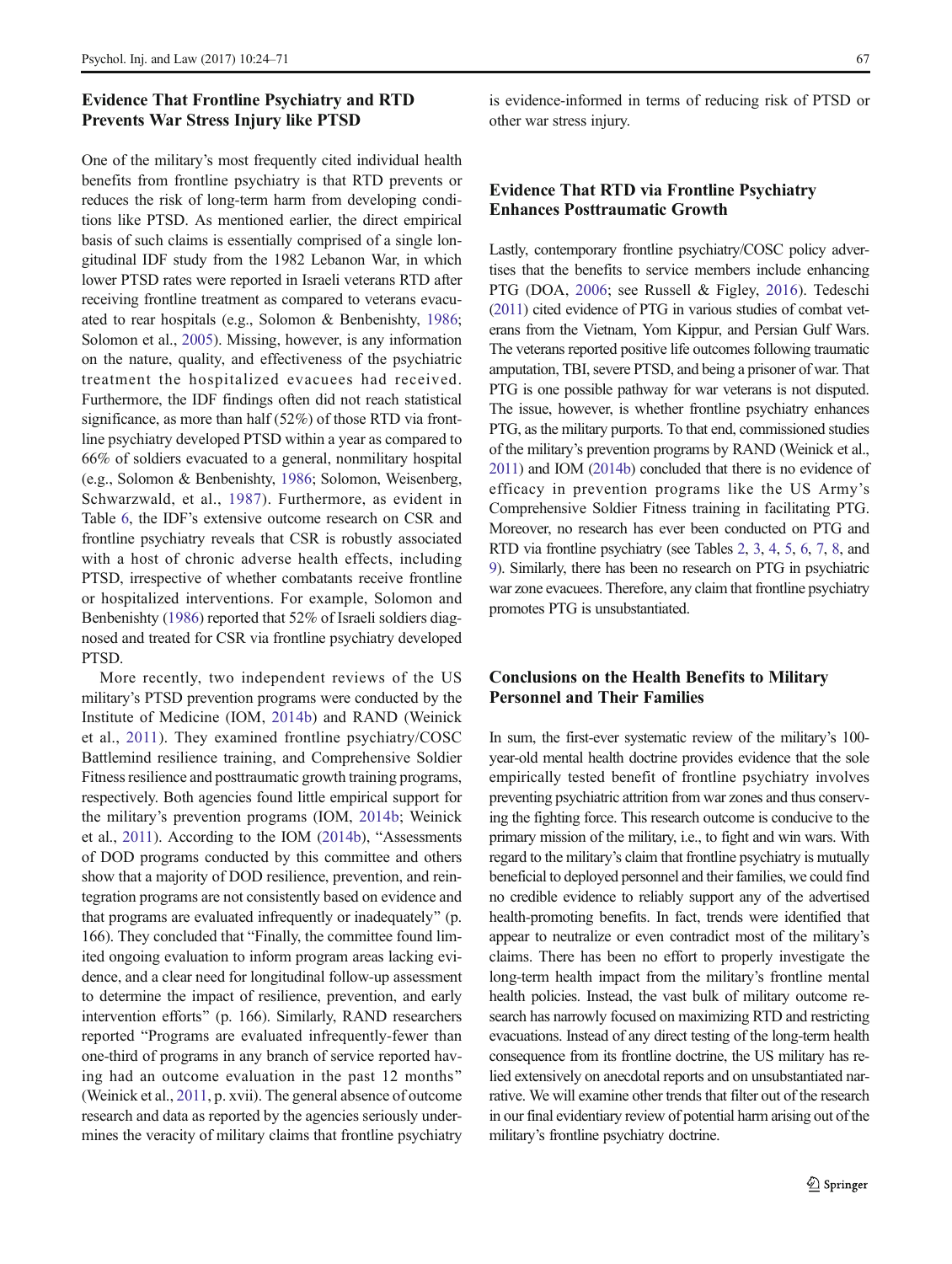## Evidence That Frontline Psychiatry and RTD Prevents War Stress Injury like PTSD

One of the military's most frequently cited individual health benefits from frontline psychiatry is that RTD prevents or reduces the risk of long-term harm from developing conditions like PTSD. As mentioned earlier, the direct empirical basis of such claims is essentially comprised of a single longitudinal IDF study from the 1982 Lebanon War, in which lower PTSD rates were reported in Israeli veterans RTD after receiving frontline treatment as compared to veterans evacuated to rear hospitals (e.g., Solomon & Benbenishty, 1986; Solomon et al., 2005). Missing, however, is any information on the nature, quality, and effectiveness of the psychiatric treatment the hospitalized evacuees had received. Furthermore, the IDF findings often did not reach statistical significance, as more than half (52%) of those RTD via frontline psychiatry developed PTSD within a year as compared to 66% of soldiers evacuated to a general, nonmilitary hospital (e.g., Solomon & Benbenishty, 1986; Solomon, Weisenberg, Schwarzwald, et al., 1987). Furthermore, as evident in Table 6, the IDF's extensive outcome research on CSR and frontline psychiatry reveals that CSR is robustly associated with a host of chronic adverse health effects, including PTSD, irrespective of whether combatants receive frontline or hospitalized interventions. For example, Solomon and Benbenishty (1986) reported that 52% of Israeli soldiers diagnosed and treated for CSR via frontline psychiatry developed PTSD.

More recently, two independent reviews of the US military's PTSD prevention programs were conducted by the Institute of Medicine (IOM, 2014b) and RAND (Weinick et al., 2011). They examined frontline psychiatry/COSC Battlemind resilience training, and Comprehensive Soldier Fitness resilience and posttraumatic growth training programs, respectively. Both agencies found little empirical support for the military's prevention programs (IOM, 2014b; Weinick et al., 2011). According to the IOM (2014b), "Assessments of DOD programs conducted by this committee and others show that a majority of DOD resilience, prevention, and reintegration programs are not consistently based on evidence and that programs are evaluated infrequently or inadequately" (p. 166). They concluded that "Finally, the committee found limited ongoing evaluation to inform program areas lacking evidence, and a clear need for longitudinal follow-up assessment to determine the impact of resilience, prevention, and early intervention efforts" (p. 166). Similarly, RAND researchers reported "Programs are evaluated infrequently-fewer than one-third of programs in any branch of service reported having had an outcome evaluation in the past 12 months" (Weinick et al., 2011, p. xvii). The general absence of outcome research and data as reported by the agencies seriously undermines the veracity of military claims that frontline psychiatry is evidence-informed in terms of reducing risk of PTSD or other war stress injury.

## Evidence That RTD via Frontline Psychiatry Enhances Posttraumatic Growth

Lastly, contemporary frontline psychiatry/COSC policy advertises that the benefits to service members include enhancing PTG (DOA, 2006; see Russell & Figley, 2016). Tedeschi (2011) cited evidence of PTG in various studies of combat veterans from the Vietnam, Yom Kippur, and Persian Gulf Wars. The veterans reported positive life outcomes following traumatic amputation, TBI, severe PTSD, and being a prisoner of war. That PTG is one possible pathway for war veterans is not disputed. The issue, however, is whether frontline psychiatry enhances PTG, as the military purports. To that end, commissioned studies of the military's prevention programs by RAND (Weinick et al., 2011) and IOM (2014b) concluded that there is no evidence of efficacy in prevention programs like the US Army's Comprehensive Soldier Fitness training in facilitating PTG. Moreover, no research has ever been conducted on PTG and RTD via frontline psychiatry (see Tables 2, 3, 4, 5, 6, 7, 8, and 9). Similarly, there has been no research on PTG in psychiatric war zone evacuees. Therefore, any claim that frontline psychiatry promotes PTG is unsubstantiated.

## Conclusions on the Health Benefits to Military Personnel and Their Families

In sum, the first-ever systematic review of the military's 100-year-old mental health doctrine provides evidence that the sole empirically tested benefit of frontline psychiatry involves preventing psychiatric attrition from war zones and thus conserving the fighting force. This research outcome is conducive to the primary mission of the military, i.e., to fight and win wars. With regard to the military's claim that frontline psychiatry is mutually beneficial to deployed personnel and their families, we could find no credible evidence to reliably support any of the advertised health-promoting benefits. In fact, trends were identified that appear to neutralize or even contradict most of the military's claims. There has been no effort to properly investigate the long-term health impact from the military's frontline mental health policies. Instead, the vast bulk of military outcome research has narrowly focused on maximizing RTD and restricting evacuations. Instead of any direct testing of the long-term health consequence from its frontline doctrine, the US military has relied extensively on anecdotal reports and on unsubstantiated narrative. We will examine other trends that filter out of the research in our final evidentiary review of potential harm arising out of the military's frontline psychiatry doctrine.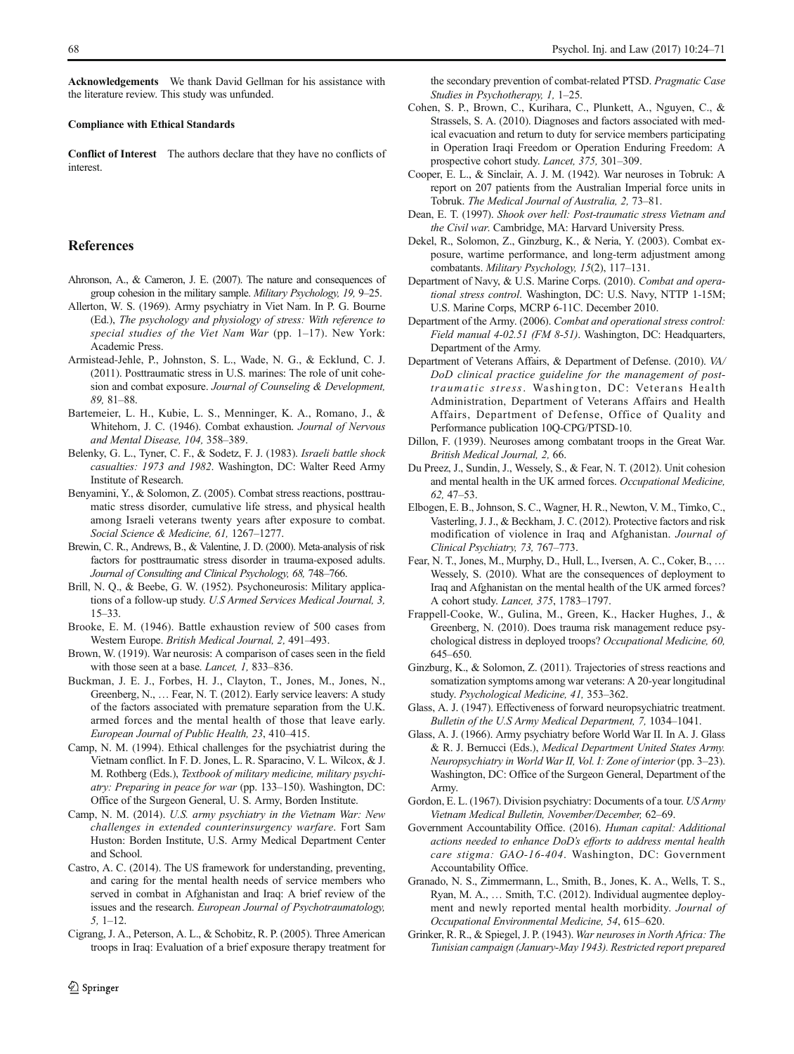**Acknowledgements** We thank David Gellman for his assistance with the literature review. This study was unfunded.

**Compliance with Ethical Standards**

**Conflict of Interest** The authors declare that they have no conflicts of interest.

## References

Ahronson, A., & Cameron, J. E. (2007). The nature and consequences of group cohesion in the military sample. *Military Psychology, 19,* 9–25.

Allerton, W. S. (1969). Army psychiatry in Viet Nam. In P. G. Bourne (Ed.), *The psychology and physiology of stress: With reference to special studies of the Viet Nam War* (pp. 1–17). New York: Academic Press.

Armistead-Jehle, P., Johnston, S. L., Wade, N. G., & Ecklund, C. J. (2011). Posttraumatic stress in U.S. marines: The role of unit cohesion and combat exposure. *Journal of Counseling & Development, 89,* 81–88.

Bartemeier, L. H., Kubie, L. S., Menninger, K. A., Romano, J., & Whitehorn, J. C. (1946). Combat exhaustion. *Journal of Nervous and Mental Disease, 104,* 358–389.

Belenky, G. L., Tyner, C. F., & Sodetz, F. J. (1983). *Israeli battle shock casualties: 1973 and 1982*. Washington, DC: Walter Reed Army Institute of Research.

Benyamini, Y., & Solomon, Z. (2005). Combat stress reactions, posttraumatic stress disorder, cumulative life stress, and physical health among Israeli veterans twenty years after exposure to combat. *Social Science & Medicine, 61,* 1267–1277.

Brewin, C. R., Andrews, B., & Valentine, J. D. (2000). Meta-analysis of risk factors for posttraumatic stress disorder in trauma-exposed adults. *Journal of Consulting and Clinical Psychology, 68,* 748–766.

Brill, N. Q., & Beebe, G. W. (1952). Psychoneurosis: Military applications of a follow-up study. *U.S Armed Services Medical Journal, 3,* 15–33.

Brooke, E. M. (1946). Battle exhaustion review of 500 cases from Western Europe. *British Medical Journal, 2,* 491–493.

Brown, W. (1919). War neurosis: A comparison of cases seen in the field with those seen at a base. *Lancet, 1,* 833–836.

Buckman, J. E. J., Forbes, H. J., Clayton, T., Jones, M., Jones, N., Greenberg, N., … Fear, N. T. (2012). Early service leavers: A study of the factors associated with premature separation from the U.K. armed forces and the mental health of those that leave early. *European Journal of Public Health, 23*, 410–415.

Camp, N. M. (1994). Ethical challenges for the psychiatrist during the Vietnam conflict. In F. D. Jones, L. R. Sparacino, V. L. Wilcox, & J. M. Rothberg (Eds.), *Textbook of military medicine, military psychiatry: Preparing in peace for war* (pp. 133–150). Washington, DC: Office of the Surgeon General, U. S. Army, Borden Institute.

Camp, N. M. (2014). *U.S. army psychiatry in the Vietnam War: New challenges in extended counterinsurgency warfare*. Fort Sam Huston: Borden Institute, U.S. Army Medical Department Center and School.

Castro, A. C. (2014). The US framework for understanding, preventing, and caring for the mental health needs of service members who served in combat in Afghanistan and Iraq: A brief review of the issues and the research. *European Journal of Psychotraumatology, 5,* 1–12.

Cigrang, J. A., Peterson, A. L., & Schobitz, R. P. (2005). Three American troops in Iraq: Evaluation of a brief exposure therapy treatment for the secondary prevention of combat-related PTSD. *Pragmatic Case Studies in Psychotherapy, 1,* 1–25.

Cohen, S. P., Brown, C., Kurihara, C., Plunkett, A., Nguyen, C., & Strassels, S. A. (2010). Diagnoses and factors associated with medical evacuation and return to duty for service members participating in Operation Iraqi Freedom or Operation Enduring Freedom: A prospective cohort study. *Lancet, 375,* 301–309.

Cooper, E. L., & Sinclair, A. J. M. (1942). War neuroses in Tobruk: A report on 207 patients from the Australian Imperial force units in Tobruk. *The Medical Journal of Australia, 2,* 73–81.

Dean, E. T. (1997). *Shook over hell: Post-traumatic stress Vietnam and the Civil war*. Cambridge, MA: Harvard University Press.

Dekel, R., Solomon, Z., Ginzburg, K., & Neria, Y. (2003). Combat exposure, wartime performance, and long-term adjustment among combatants. *Military Psychology, 15*(2), 117–131.

Department of Navy, & U.S. Marine Corps. (2010). *Combat and operational stress control*. Washington, DC: U.S. Navy, NTTP 1-15M; U.S. Marine Corps, MCRP 6-11C. December 2010.

Department of the Army. (2006). *Combat and operational stress control: Field manual 4-02.51 (FM 8-51)*. Washington, DC: Headquarters, Department of the Army.

Department of Veterans Affairs, & Department of Defense. (2010). *VA/DoD clinical practice guideline for the management of post-traumatic stress*. Washington, DC: Veterans Health Administration, Department of Veterans Affairs and Health Affairs, Department of Defense, Office of Quality and Performance publication 10Q-CPG/PTSD-10.

Dillon, F. (1939). Neuroses among combatant troops in the Great War. *British Medical Journal, 2,* 66.

Du Preez, J., Sundin, J., Wessely, S., & Fear, N. T. (2012). Unit cohesion and mental health in the UK armed forces. *Occupational Medicine, 62,* 47–53.

Elbogen, E. B., Johnson, S. C., Wagner, H. R., Newton, V. M., Timko, C., Vasterling, J. J., & Beckham, J. C. (2012). Protective factors and risk modification of violence in Iraq and Afghanistan. *Journal of Clinical Psychiatry, 73,* 767–773.

Fear, N. T., Jones, M., Murphy, D., Hull, L., Iversen, A. C., Coker, B., … Wessely, S. (2010). What are the consequences of deployment to Iraq and Afghanistan on the mental health of the UK armed forces? A cohort study. *Lancet, 375*, 1783–1797.

Frappell-Cooke, W., Gulina, M., Green, K., Hacker Hughes, J., & Greenberg, N. (2010). Does trauma risk management reduce psychological distress in deployed troops? *Occupational Medicine, 60,* 645–650.

Ginzburg, K., & Solomon, Z. (2011). Trajectories of stress reactions and somatization symptoms among war veterans: A 20-year longitudinal study. *Psychological Medicine, 41,* 353–362.

Glass, A. J. (1947). Effectiveness of forward neuropsychiatric treatment. *Bulletin of the U.S Army Medical Department, 7,* 1034–1041.

Glass, A. J. (1966). Army psychiatry before World War II. In A. J. Glass & R. J. Bernucci (Eds.), *Medical Department United States Army. Neuropsychiatry in World War II, Vol. I: Zone of interior* (pp. 3–23). Washington, DC: Office of the Surgeon General, Department of the Army.

Gordon, E. L. (1967). Division psychiatry: Documents of a tour. *US Army Vietnam Medical Bulletin, November/December,* 62–69.

Government Accountability Office. (2016). *Human capital: Additional actions needed to enhance DoD's efforts to address mental health care stigma: GAO-16-404*. Washington, DC: Government Accountability Office.

Granado, N. S., Zimmermann, L., Smith, B., Jones, K. A., Wells, T. S., Ryan, M. A., … Smith, T.C. (2012). Individual augmentee deployment and newly reported mental health morbidity. *Journal of Occupational Environmental Medicine, 54*, 615–620.

Grinker, R. R., & Spiegel, J. P. (1943). *War neuroses in North Africa: The Tunisian campaign (January-May 1943). Restricted report prepared*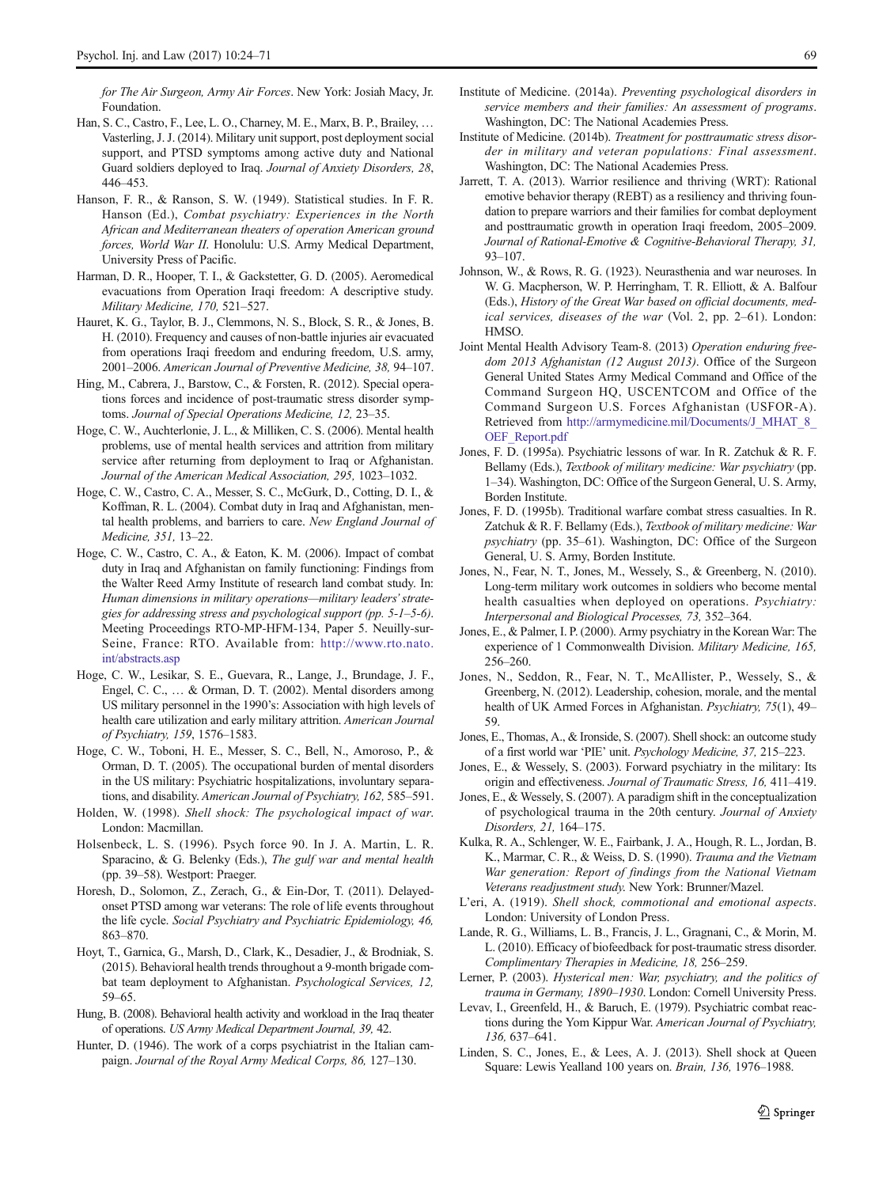for The Air Surgeon, Army Air Forces. New York: Josiah Macy, Jr. Foundation.

Han, S. C., Castro, F., Lee, L. O., Charney, M. E., Marx, B. P., Brailey, … Vasterling, J. J. (2014). Military unit support, post deployment social support, and PTSD symptoms among active duty and National Guard soldiers deployed to Iraq. *Journal of Anxiety Disorders, 28*, 446–453.

Hanson, F. R., & Ranson, S. W. (1949). Statistical studies. In F. R. Hanson (Ed.), *Combat psychiatry: Experiences in the North African and Mediterranean theaters of operation American ground forces, World War II*. Honolulu: U.S. Army Medical Department, University Press of Pacific.

Harman, D. R., Hooper, T. I., & Gackstetter, G. D. (2005). Aeromedical evacuations from Operation Iraqi freedom: A descriptive study. *Military Medicine, 170,* 521–527.

Hauret, K. G., Taylor, B. J., Clemmons, N. S., Block, S. R., & Jones, B. H. (2010). Frequency and causes of non-battle injuries air evacuated from operations Iraqi freedom and enduring freedom, U.S. army, 2001–2006. *American Journal of Preventive Medicine, 38,* 94–107.

Hing, M., Cabrera, J., Barstow, C., & Forsten, R. (2012). Special operations forces and incidence of post-traumatic stress disorder symptoms. *Journal of Special Operations Medicine, 12,* 23–35.

Hoge, C. W., Auchterlonie, J. L., & Milliken, C. S. (2006). Mental health problems, use of mental health services and attrition from military service after returning from deployment to Iraq or Afghanistan. *Journal of the American Medical Association, 295,* 1023–1032.

Hoge, C. W., Castro, C. A., Messer, S. C., McGurk, D., Cotting, D. I., & Koffman, R. L. (2004). Combat duty in Iraq and Afghanistan, mental health problems, and barriers to care. *New England Journal of Medicine, 351,* 13–22.

Hoge, C. W., Castro, C. A., & Eaton, K. M. (2006). Impact of combat duty in Iraq and Afghanistan on family functioning: Findings from the Walter Reed Army Institute of research land combat study. In: *Human dimensions in military operations—military leaders' strategies for addressing stress and psychological support (pp. 5-1–5-6)*. Meeting Proceedings RTO-MP-HFM-134, Paper 5. Neuilly-sur-Seine, France: RTO. Available from: http://www.rto.nato.int/abstracts.asp

Hoge, C. W., Lesikar, S. E., Guevara, R., Lange, J., Brundage, J. F., Engel, C. C., … & Orman, D. T. (2002). Mental disorders among US military personnel in the 1990's: Association with high levels of health care utilization and early military attrition. *American Journal of Psychiatry, 159*, 1576–1583.

Hoge, C. W., Toboni, H. E., Messer, S. C., Bell, N., Amoroso, P., & Orman, D. T. (2005). The occupational burden of mental disorders in the US military: Psychiatric hospitalizations, involuntary separations, and disability. *American Journal of Psychiatry, 162,* 585–591.

Holden, W. (1998). *Shell shock: The psychological impact of war*. London: Macmillan.

Holsenbeck, L. S. (1996). Psych force 90. In J. A. Martin, L. R. Sparacino, & G. Belenky (Eds.), *The gulf war and mental health* (pp. 39–58). Westport: Praeger.

Horesh, D., Solomon, Z., Zerach, G., & Ein-Dor, T. (2011). Delayed-onset PTSD among war veterans: The role of life events throughout the life cycle. *Social Psychiatry and Psychiatric Epidemiology, 46,* 863–870.

Hoyt, T., Garnica, G., Marsh, D., Clark, K., Desadier, J., & Brodniak, S. (2015). Behavioral health trends throughout a 9-month brigade combat team deployment to Afghanistan. *Psychological Services, 12,* 59–65.

Hung, B. (2008). Behavioral health activity and workload in the Iraq theater of operations. *US Army Medical Department Journal, 39,* 42.

Hunter, D. (1946). The work of a corps psychiatrist in the Italian campaign. *Journal of the Royal Army Medical Corps, 86,* 127–130.

Institute of Medicine. (2014a). *Preventing psychological disorders in service members and their families: An assessment of programs*. Washington, DC: The National Academies Press.

Institute of Medicine. (2014b). *Treatment for posttraumatic stress disorder in military and veteran populations: Final assessment*. Washington, DC: The National Academies Press.

Jarrett, T. A. (2013). Warrior resilience and thriving (WRT): Rational emotive behavior therapy (REBT) as a resiliency and thriving foundation to prepare warriors and their families for combat deployment and posttraumatic growth in operation Iraqi freedom, 2005–2009. *Journal of Rational-Emotive & Cognitive-Behavioral Therapy, 31,* 93–107.

Johnson, W., & Rows, R. G. (1923). Neurasthenia and war neuroses. In W. G. Macpherson, W. P. Herringham, T. R. Elliott, & A. Balfour (Eds.), *History of the Great War based on official documents, medical services, diseases of the war* (Vol. 2, pp. 2–61). London: HMSO.

Joint Mental Health Advisory Team-8. (2013) *Operation enduring freedom 2013 Afghanistan (12 August 2013)*. Office of the Surgeon General United States Army Medical Command and Office of the Command Surgeon HQ, USCENTCOM and Office of the Command Surgeon U.S. Forces Afghanistan (USFOR-A). Retrieved from http://armymedicine.mil/Documents/J_MHAT_8_OEF_Report.pdf

Jones, F. D. (1995a). Psychiatric lessons of war. In R. Zatchuk & R. F. Bellamy (Eds.), *Textbook of military medicine: War psychiatry* (pp. 1–34). Washington, DC: Office of the Surgeon General, U. S. Army, Borden Institute.

Jones, F. D. (1995b). Traditional warfare combat stress casualties. In R. Zatchuk & R. F. Bellamy (Eds.), *Textbook of military medicine: War psychiatry* (pp. 35–61). Washington, DC: Office of the Surgeon General, U. S. Army, Borden Institute.

Jones, N., Fear, N. T., Jones, M., Wessely, S., & Greenberg, N. (2010). Long-term military work outcomes in soldiers who become mental health casualties when deployed on operations. *Psychiatry: Interpersonal and Biological Processes, 73,* 352–364.

Jones, E., & Palmer, I. P. (2000). Army psychiatry in the Korean War: The experience of 1 Commonwealth Division. *Military Medicine, 165,* 256–260.

Jones, N., Seddon, R., Fear, N. T., McAllister, P., Wessely, S., & Greenberg, N. (2012). Leadership, cohesion, morale, and the mental health of UK Armed Forces in Afghanistan. *Psychiatry, 75*(1), 49–59.

Jones, E., Thomas, A., & Ironside, S. (2007). Shell shock: an outcome study of a first world war 'PIE' unit. *Psychology Medicine, 37,* 215–223.

Jones, E., & Wessely, S. (2003). Forward psychiatry in the military: Its origin and effectiveness. *Journal of Traumatic Stress, 16,* 411–419.

Jones, E., & Wessely, S. (2007). A paradigm shift in the conceptualization of psychological trauma in the 20th century. *Journal of Anxiety Disorders, 21,* 164–175.

Kulka, R. A., Schlenger, W. E., Fairbank, J. A., Hough, R. L., Jordan, B. K., Marmar, C. R., & Weiss, D. S. (1990). *Trauma and the Vietnam War generation: Report of findings from the National Vietnam Veterans readjustment study.* New York: Brunner/Mazel.

L'eri, A. (1919). *Shell shock, commotional and emotional aspects*. London: University of London Press.

Lande, R. G., Williams, L. B., Francis, J. L., Gragnani, C., & Morin, M. L. (2010). Efficacy of biofeedback for post-traumatic stress disorder. *Complimentary Therapies in Medicine, 18,* 256–259.

Lerner, P. (2003). *Hysterical men: War, psychiatry, and the politics of trauma in Germany, 1890–1930*. London: Cornell University Press.

Levav, I., Greenfeld, H., & Baruch, E. (1979). Psychiatric combat reactions during the Yom Kippur War. *American Journal of Psychiatry, 136,* 637–641.

Linden, S. C., Jones, E., & Lees, A. J. (2013). Shell shock at Queen Square: Lewis Yealland 100 years on. *Brain, 136,* 1976–1988.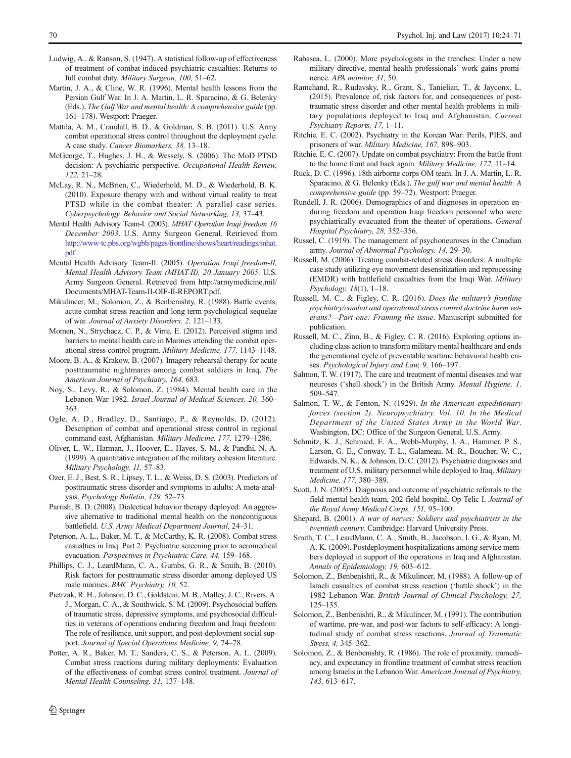Ludwig, A., & Ranson, S. (1947). A statistical follow-up of effectiveness of treatment of combat-induced psychiatric casualties: Returns to full combat duty. *Military Surgeon, 100,* 51–62.

Martin, J. A., & Cline, W. R. (1996). Mental health lessons from the Persian Gulf War. In J. A. Martin, L. R. Sparacino, & G. Belenky (Eds.), *The Gulf War and mental health: A comprehensive guide* (pp. 161–178). Westport: Praeger.

Mattila, A. M., Crandall, B. D., & Goldman, S. B. (2011). U.S. Army combat operational stress control throughout the deployment cycle: A case study. *Cancer Biomarkers, 38,* 13–18.

McGeorge, T., Hughes, J. H., & Wessely, S. (2006). The MoD PTSD decision: A psychiatric perspective. *Occupational Health Review, 122,* 21–28.

McLay, R. N., McBrien, C., Wiederhold, M. D., & Wiederhold, B. K. (2010). Exposure therapy with and without virtual reality to treat PTSD while in the combat theater: A parallel case series. *Cyberpsychology, Behavior and Social Networking, 13,* 37–43.

Mental Health Advisory Team-I. (2003). *MHAT Operation Iraqi freedom 16 December 2003*. U.S. Army Surgeon General. Retrieved from http://www-tc.pbs.org/wgbh/pages/frontline/shows/heart/readings/mhat.pdf

Mental Health Advisory Team-II. (2005). *Operation Iraqi freedom-II, Mental Health Advisory Team (MHAT-II), 20 January 2005*. U.S. Army Surgeon General. Retrieved from http://armymedicine.mil/Documents/MHAT-Team-II-OIF-II-REPORT.pdf.

Mikulincer, M., Solomon, Z., & Benbenishty, R. (1988). Battle events, acute combat stress reaction and long term psychological sequelae of war. *Journal of Anxiety Disorders, 2,* 121–133.

Momen, N., Strychacz, C. P., & Virre, E. (2012). Perceived stigma and barriers to mental health care in Marines attending the combat operational stress control program. *Military Medicine, 177,* 1143–1148.

Moore, B. A., & Krakow, B. (2007). Imagery rehearsal therapy for acute posttraumatic nightmares among combat soldiers in Iraq. *The American Journal of Psychiatry, 164,* 683.

Noy, S., Levy, R., & Solomon, Z. (1984). Mental health care in the Lebanon War 1982. *Israel Journal of Medical Sciences, 20,* 360–363.

Ogle, A. D., Bradley, D., Santiago, P., & Reynolds, D. (2012). Description of combat and operational stress control in regional command east, Afghanistan. *Military Medicine, 177,* 1279–1286.

Oliver, L. W., Harman, J., Hoover, E., Hayes, S. M., & Pandhi, N. A. (1999). A quantitative integration of the military cohesion literature. *Military Psychology, 11,* 57–83.

Ozer, E. J., Best, S. R., Lipsey, T. L., & Weiss, D. S. (2003). Predictors of posttraumatic stress disorder and symptoms in adults: A meta-analysis. *Psychology Bulletin, 129,* 52–73.

Parrish, B. D. (2008). Dialectical behavior therapy deployed: An aggressive alternative to traditional mental health on the noncontiguous battlefield. *U.S. Army Medical Department Journal*, 24–31.

Peterson, A. L., Baker, M. T., & McCarthy, K. R. (2008). Combat stress casualties in Iraq. Part 2: Psychiatric screening prior to aeromedical evacuation. *Perspectives in Psychiatric Care, 44,* 159–168.

Phillips, C. J., LeardMann, C. A., Gumbs, G. R., & Smith, B. (2010). Risk factors for posttraumatic stress disorder among deployed US male marines. *BMC Psychiatry, 10,* 52.

Pietrzak, R. H., Johnson, D. C., Goldstein, M. B., Malley, J. C., Rivers, A. J., Morgan, C. A., & Southwick, S. M. (2009). Psychosocial buffers of traumatic stress, depressive symptoms, and psychosocial difficulties in veterans of operations enduring freedom and Iraqi freedom: The role of resilience, unit support, and post-deployment social support. *Journal of Special Operations Medicine, 9,* 74–78.

Potter, A. R., Baker, M. T., Sanders, C. S., & Peterson, A. L. (2009). Combat stress reactions during military deployments: Evaluation of the effectiveness of combat stress control treatment. *Journal of Mental Health Counseling, 31,* 137–148.

Rabasca, L. (2000). More psychologists in the trenches: Under a new military directive, mental health professionals' work gains prominence. *APA monitor, 31,* 50.

Ramchand, R., Rudavsky, R., Grant, S., Tanielian, T., & Jayconx, L. (2015). Prevalence of, risk factors for, and consequences of posttraumatic stress disorder and other mental health problems in military populations deployed to Iraq and Afghanistan. *Current Psychiatry Reports, 17,* 1–11.

Ritchie, E. C. (2002). Psychiatry in the Korean War: Perils, PIES, and prisoners of war. *Military Medicine, 167,* 898–903.

Ritchie, E. C. (2007). Update on combat psychiatry: From the battle front to the home front and back again. *Military Medicine, 172,* 11–14.

Ruck, D. C. (1996). 18th airborne corps OM team. In J. A. Martin, L. R. Sparacino, & G. Belenky (Eds.), *The gulf war and mental health: A comprehensive guide* (pp. 59–72). Westport: Praeger.

Rundell, J. R. (2006). Demographics of and diagnoses in operation enduring freedom and operation Iraqi freedom personnel who were psychiatrically evacuated from the theater of operations. *General Hospital Psychiatry, 28,* 352–356.

Russel, C. (1919). The management of psychoneuroses in the Canadian army. *Journal of Abnormal Psychology, 14,* 29–30.

Russell, M. (2006). Treating combat-related stress disorders: A multiple case study utilizing eye movement desensitization and reprocessing (EMDR) with battlefield casualties from the Iraqi War. *Military Psychology, 18*(1), 1–18.

Russell, M. C., & Figley, C. R. (2016). *Does the military's frontline psychiatry/combat and operational stress control doctrine harm veterans?—Part one: Framing the issue*. Manuscript submitted for publication.

Russell, M. C., Zinn, B., & Figley, C. R. (2016). Exploring options including class action to transform military mental healthcare and ends the generational cycle of preventable wartime behavioral health crises. *Psychological Injury and Law, 9,* 166–197.

Salmon, T. W. (1917). The care and treatment of mental diseases and war neuroses ('shell shock') in the British Army. *Mental Hygiene, 1,* 509–547.

Salmon, T. W., & Fenton, N. (1929). *In the American expeditionary forces (section 2). Neuropsychiatry. Vol. 10. In the Medical Department of the United States Army in the World War*. Washington, DC: Office of the Surgeon General, U.S. Army.

Schmitz, K. J., Schmied, E. A., Webb-Murphy, J. A., Hammer, P. S., Larson, G. E., Conway, T. L., Galameau, M. R., Boucher, W. C., Edwards, N. K., & Johnson, D. C. (2012). Psychiatric diagnoses and treatment of U.S. military personnel while deployed to Iraq. *Military Medicine, 177*, 380–389.

Scott, J. N. (2005). Diagnosis and outcome of psychiatric referrals to the field mental health team, 202 field hospital, Op Telic I. *Journal of the Royal Army Medical Corps, 151,* 95–100.

Shepard, B. (2001). *A war of nerves: Soldiers and psychiatrists in the twentieth century*. Cambridge: Harvard University Press.

Smith, T. C., LeardMann, C. A., Smith, B., Jacobson, I. G., & Ryan, M. A. K. (2009). Postdeployment hospitalizations among service members deployed in support of the operations in Iraq and Afghanistan. *Annals of Epidemiology, 19,* 603–612.

Solomon, Z., Benbenishti, R., & Mikulincer, M. (1988). A follow-up of Israeli casualties of combat stress reaction ('battle shock') in the 1982 Lebanon War. *British Journal of Clinical Psychology, 27,* 125–135.

Solomon, Z., Benbenishti, R., & Mikulincer, M. (1991). The contribution of wartime, pre-war, and post-war factors to self-efficacy: A longitudinal study of combat stress reactions. *Journal of Traumatic Stress, 4,* 345–362.

Solomon, Z., & Benbenishty, R. (1986). The role of proximity, immediacy, and expectancy in frontline treatment of combat stress reaction among Israelis in the Lebanon War. *American Journal of Psychiatry, 143,* 613–617.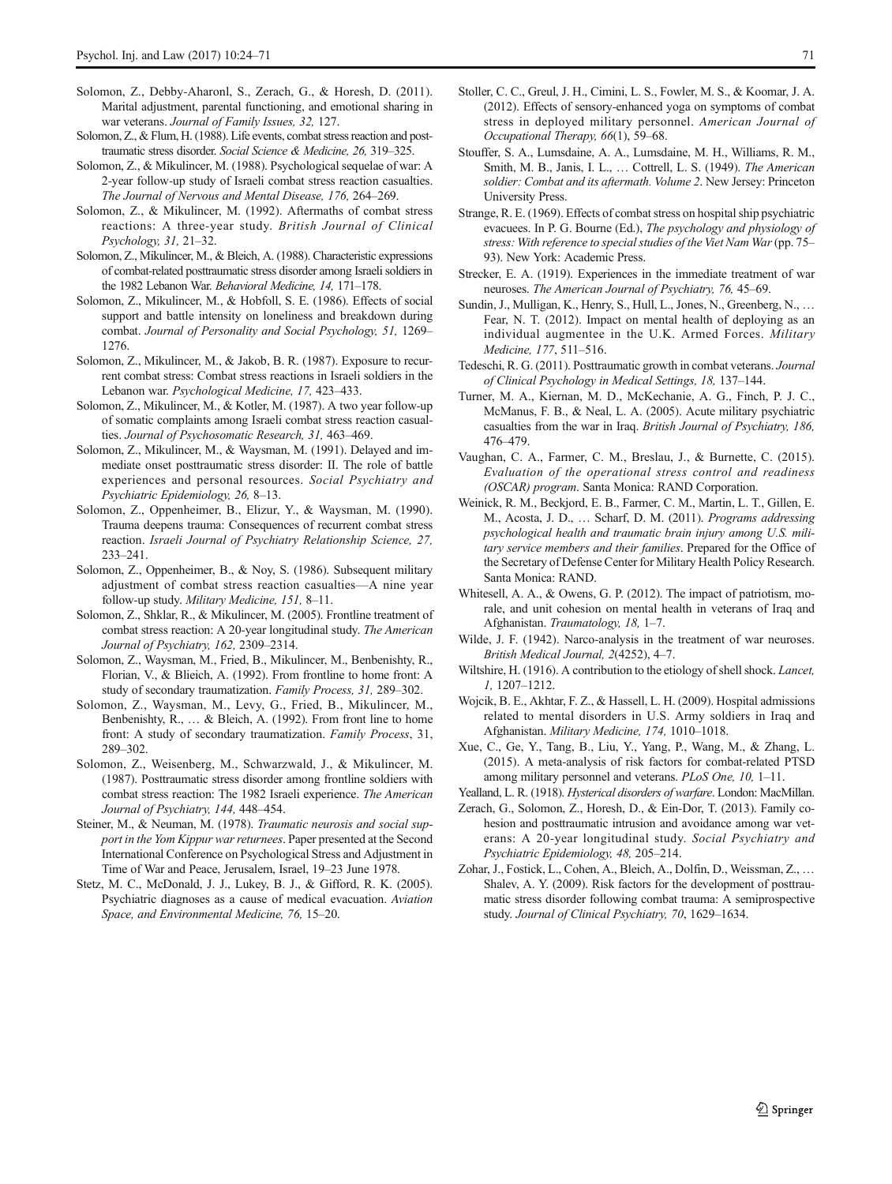Solomon, Z., Debby-Aharonl, S., Zerach, G., & Horesh, D. (2011). Marital adjustment, parental functioning, and emotional sharing in war veterans. *Journal of Family Issues, 32,* 127.

Solomon, Z., & Flum, H. (1988). Life events, combat stress reaction and post-traumatic stress disorder. *Social Science & Medicine, 26,* 319–325.

Solomon, Z., & Mikulincer, M. (1988). Psychological sequelae of war: A 2-year follow-up study of Israeli combat stress reaction casualties. *The Journal of Nervous and Mental Disease, 176,* 264–269.

Solomon, Z., & Mikulincer, M. (1992). Aftermaths of combat stress reactions: A three-year study. *British Journal of Clinical Psychology, 31,* 21–32.

Solomon, Z., Mikulincer, M., & Bleich, A. (1988). Characteristic expressions of combat-related posttraumatic stress disorder among Israeli soldiers in the 1982 Lebanon War. *Behavioral Medicine, 14,* 171–178.

Solomon, Z., Mikulincer, M., & Hobfoll, S. E. (1986). Effects of social support and battle intensity on loneliness and breakdown during combat. *Journal of Personality and Social Psychology, 51,* 1269–1276.

Solomon, Z., Mikulincer, M., & Jakob, B. R. (1987). Exposure to recurrent combat stress: Combat stress reactions in Israeli soldiers in the Lebanon war. *Psychological Medicine, 17,* 423–433.

Solomon, Z., Mikulincer, M., & Kotler, M. (1987). A two year follow-up of somatic complaints among Israeli combat stress reaction casualties. *Journal of Psychosomatic Research, 31,* 463–469.

Solomon, Z., Mikulincer, M., & Waysman, M. (1991). Delayed and immediate onset posttraumatic stress disorder: II. The role of battle experiences and personal resources. *Social Psychiatry and Psychiatric Epidemiology, 26,* 8–13.

Solomon, Z., Oppenheimer, B., Elizur, Y., & Waysman, M. (1990). Trauma deepens trauma: Consequences of recurrent combat stress reaction. *Israeli Journal of Psychiatry Relationship Science, 27,* 233–241.

Solomon, Z., Oppenheimer, B., & Noy, S. (1986). Subsequent military adjustment of combat stress reaction casualties—A nine year follow-up study. *Military Medicine, 151,* 8–11.

Solomon, Z., Shklar, R., & Mikulincer, M. (2005). Frontline treatment of combat stress reaction: A 20-year longitudinal study. *The American Journal of Psychiatry, 162,* 2309–2314.

Solomon, Z., Waysman, M., Fried, B., Mikulincer, M., Benbenishty, R., Florian, V., & Blieich, A. (1992). From frontline to home front: A study of secondary traumatization. *Family Process, 31,* 289–302.

Solomon, Z., Waysman, M., Levy, G., Fried, B., Mikulincer, M., Benbenishty, R., … & Bleich, A. (1992). From front line to home front: A study of secondary traumatization. *Family Process*, 31, 289–302.

Solomon, Z., Weisenberg, M., Schwarzwald, J., & Mikulincer, M. (1987). Posttraumatic stress disorder among frontline soldiers with combat stress reaction: The 1982 Israeli experience. *The American Journal of Psychiatry, 144,* 448–454.

Steiner, M., & Neuman, M. (1978). *Traumatic neurosis and social support in the Yom Kippur war returnees*. Paper presented at the Second International Conference on Psychological Stress and Adjustment in Time of War and Peace, Jerusalem, Israel, 19–23 June 1978.

Stetz, M. C., McDonald, J. J., Lukey, B. J., & Gifford, R. K. (2005). Psychiatric diagnoses as a cause of medical evacuation. *Aviation Space, and Environmental Medicine, 76,* 15–20.

Stoller, C. C., Greul, J. H., Cimini, L. S., Fowler, M. S., & Koomar, J. A. (2012). Effects of sensory-enhanced yoga on symptoms of combat stress in deployed military personnel. *American Journal of Occupational Therapy, 66*(1), 59–68.

Stouffer, S. A., Lumsdaine, A. A., Lumsdaine, M. H., Williams, R. M., Smith, M. B., Janis, I. L., … Cottrell, L. S. (1949). *The American soldier: Combat and its aftermath. Volume 2*. New Jersey: Princeton University Press.

Strange, R. E. (1969). Effects of combat stress on hospital ship psychiatric evacuees. In P. G. Bourne (Ed.), *The psychology and physiology of stress: With reference to special studies of the Viet Nam War* (pp. 75–93). New York: Academic Press.

Strecker, E. A. (1919). Experiences in the immediate treatment of war neuroses. *The American Journal of Psychiatry, 76,* 45–69.

Sundin, J., Mulligan, K., Henry, S., Hull, L., Jones, N., Greenberg, N., … Fear, N. T. (2012). Impact on mental health of deploying as an individual augmentee in the U.K. Armed Forces. *Military Medicine, 177*, 511–516.

Tedeschi, R. G. (2011). Posttraumatic growth in combat veterans. *Journal of Clinical Psychology in Medical Settings, 18,* 137–144.

Turner, M. A., Kiernan, M. D., McKechanie, A. G., Finch, P. J. C., McManus, F. B., & Neal, L. A. (2005). Acute military psychiatric casualties from the war in Iraq. *British Journal of Psychiatry, 186,* 476–479.

Vaughan, C. A., Farmer, C. M., Breslau, J., & Burnette, C. (2015). *Evaluation of the operational stress control and readiness (OSCAR) program*. Santa Monica: RAND Corporation.

Weinick, R. M., Beckjord, E. B., Farmer, C. M., Martin, L. T., Gillen, E. M., Acosta, J. D., … Scharf, D. M. (2011). *Programs addressing psychological health and traumatic brain injury among U.S. military service members and their families*. Prepared for the Office of the Secretary of Defense Center for Military Health Policy Research. Santa Monica: RAND.

Whitesell, A. A., & Owens, G. P. (2012). The impact of patriotism, morale, and unit cohesion on mental health in veterans of Iraq and Afghanistan. *Traumatology, 18,* 1–7.

Wilde, J. F. (1942). Narco-analysis in the treatment of war neuroses. *British Medical Journal, 2*(4252), 4–7.

Wiltshire, H. (1916). A contribution to the etiology of shell shock. *Lancet, 1,* 1207–1212.

Wojcik, B. E., Akhtar, F. Z., & Hassell, L. H. (2009). Hospital admissions related to mental disorders in U.S. Army soldiers in Iraq and Afghanistan. *Military Medicine, 174,* 1010–1018.

Xue, C., Ge, Y., Tang, B., Liu, Y., Yang, P., Wang, M., & Zhang, L. (2015). A meta-analysis of risk factors for combat-related PTSD among military personnel and veterans. *PLoS One, 10,* 1–11.

Yealland, L. R. (1918). *Hysterical disorders of warfare*. London: MacMillan.

Zerach, G., Solomon, Z., Horesh, D., & Ein-Dor, T. (2013). Family cohesion and posttraumatic intrusion and avoidance among war veterans: A 20-year longitudinal study. *Social Psychiatry and Psychiatric Epidemiology, 48,* 205–214.

Zohar, J., Fostick, L., Cohen, A., Bleich, A., Dolfin, D., Weissman, Z., … Shalev, A. Y. (2009). Risk factors for the development of posttraumatic stress disorder following combat trauma: A semiprospective study. *Journal of Clinical Psychiatry, 70*, 1629–1634.